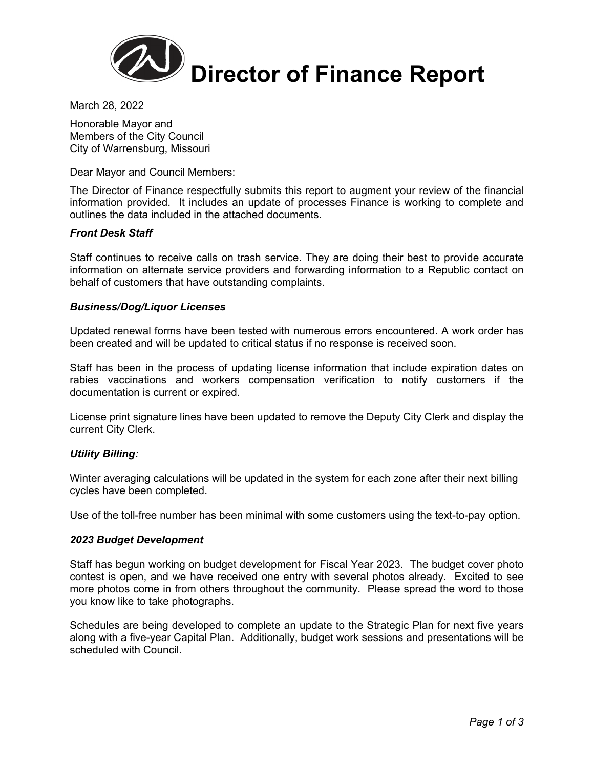# Director of Finance Report

March 28, 2022

Honorable Mayor and
Members of the City Council
City of Warrensburg, Missouri

Dear Mayor and Council Members:

The Director of Finance respectfully submits this report to augment your review of the financial information provided. It includes an update of processes Finance is working to complete and outlines the data included in the attached documents.

***Front Desk Staff***

Staff continues to receive calls on trash service. They are doing their best to provide accurate information on alternate service providers and forwarding information to a Republic contact on behalf of customers that have outstanding complaints.

***Business/Dog/Liquor Licenses***

Updated renewal forms have been tested with numerous errors encountered. A work order has been created and will be updated to critical status if no response is received soon.

Staff has been in the process of updating license information that include expiration dates on rabies vaccinations and workers compensation verification to notify customers if the documentation is current or expired.

License print signature lines have been updated to remove the Deputy City Clerk and display the current City Clerk.

***Utility Billing:***

Winter averaging calculations will be updated in the system for each zone after their next billing cycles have been completed.

Use of the toll-free number has been minimal with some customers using the text-to-pay option.

***2023 Budget Development***

Staff has begun working on budget development for Fiscal Year 2023. The budget cover photo contest is open, and we have received one entry with several photos already. Excited to see more photos come in from others throughout the community. Please spread the word to those you know like to take photographs.

Schedules are being developed to complete an update to the Strategic Plan for next five years along with a five-year Capital Plan. Additionally, budget work sessions and presentations will be scheduled with Council.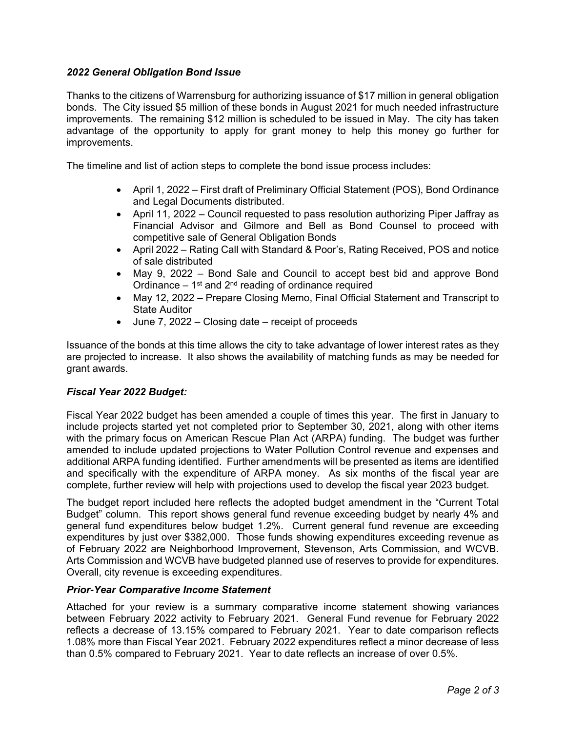### *2022 General Obligation Bond Issue*

Thanks to the citizens of Warrensburg for authorizing issuance of $17 million in general obligation bonds. The City issued $5 million of these bonds in August 2021 for much needed infrastructure improvements. The remaining $12 million is scheduled to be issued in May. The city has taken advantage of the opportunity to apply for grant money to help this money go further for improvements.

The timeline and list of action steps to complete the bond issue process includes:

- April 1, 2022 – First draft of Preliminary Official Statement (POS), Bond Ordinance and Legal Documents distributed.
- April 11, 2022 – Council requested to pass resolution authorizing Piper Jaffray as Financial Advisor and Gilmore and Bell as Bond Counsel to proceed with competitive sale of General Obligation Bonds
- April 2022 – Rating Call with Standard & Poor's, Rating Received, POS and notice of sale distributed
- May 9, 2022 – Bond Sale and Council to accept best bid and approve Bond Ordinance – 1st and 2nd reading of ordinance required
- May 12, 2022 – Prepare Closing Memo, Final Official Statement and Transcript to State Auditor
- June 7, 2022 – Closing date – receipt of proceeds

Issuance of the bonds at this time allows the city to take advantage of lower interest rates as they are projected to increase. It also shows the availability of matching funds as may be needed for grant awards.

### *Fiscal Year 2022 Budget:*

Fiscal Year 2022 budget has been amended a couple of times this year. The first in January to include projects started yet not completed prior to September 30, 2021, along with other items with the primary focus on American Rescue Plan Act (ARPA) funding. The budget was further amended to include updated projections to Water Pollution Control revenue and expenses and additional ARPA funding identified. Further amendments will be presented as items are identified and specifically with the expenditure of ARPA money. As six months of the fiscal year are complete, further review will help with projections used to develop the fiscal year 2023 budget.

The budget report included here reflects the adopted budget amendment in the "Current Total Budget" column. This report shows general fund revenue exceeding budget by nearly 4% and general fund expenditures below budget 1.2%. Current general fund revenue are exceeding expenditures by just over $382,000. Those funds showing expenditures exceeding revenue as of February 2022 are Neighborhood Improvement, Stevenson, Arts Commission, and WCVB. Arts Commission and WCVB have budgeted planned use of reserves to provide for expenditures. Overall, city revenue is exceeding expenditures.

### *Prior-Year Comparative Income Statement*

Attached for your review is a summary comparative income statement showing variances between February 2022 activity to February 2021. General Fund revenue for February 2022 reflects a decrease of 13.15% compared to February 2021. Year to date comparison reflects 1.08% more than Fiscal Year 2021. February 2022 expenditures reflect a minor decrease of less than 0.5% compared to February 2021. Year to date reflects an increase of over 0.5%.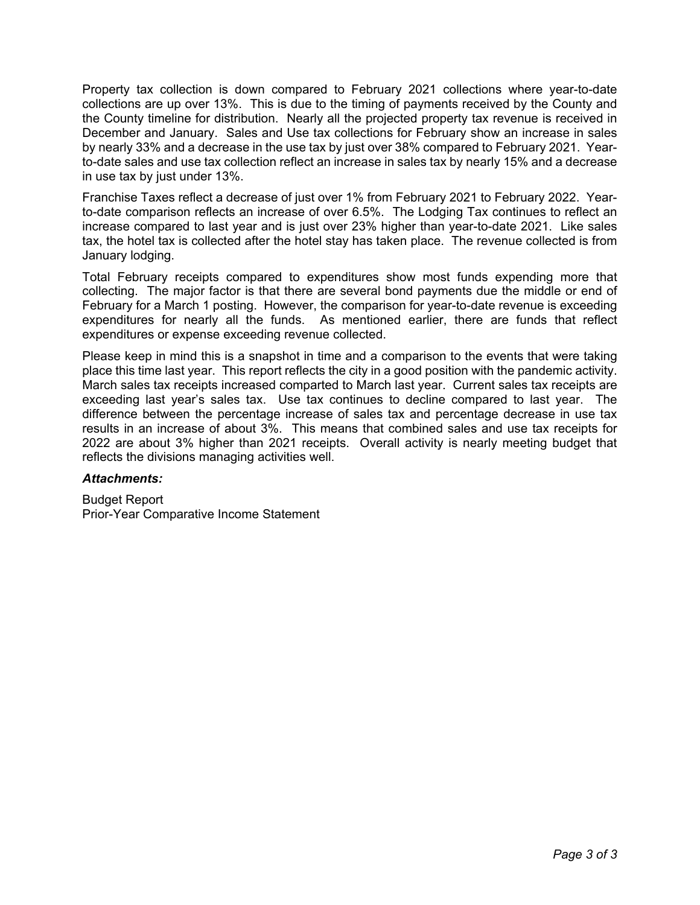Property tax collection is down compared to February 2021 collections where year-to-date collections are up over 13%. This is due to the timing of payments received by the County and the County timeline for distribution. Nearly all the projected property tax revenue is received in December and January. Sales and Use tax collections for February show an increase in sales by nearly 33% and a decrease in the use tax by just over 38% compared to February 2021. Year-to-date sales and use tax collection reflect an increase in sales tax by nearly 15% and a decrease in use tax by just under 13%.

Franchise Taxes reflect a decrease of just over 1% from February 2021 to February 2022. Year-to-date comparison reflects an increase of over 6.5%. The Lodging Tax continues to reflect an increase compared to last year and is just over 23% higher than year-to-date 2021. Like sales tax, the hotel tax is collected after the hotel stay has taken place. The revenue collected is from January lodging.

Total February receipts compared to expenditures show most funds expending more that collecting. The major factor is that there are several bond payments due the middle or end of February for a March 1 posting. However, the comparison for year-to-date revenue is exceeding expenditures for nearly all the funds. As mentioned earlier, there are funds that reflect expenditures or expense exceeding revenue collected.

Please keep in mind this is a snapshot in time and a comparison to the events that were taking place this time last year. This report reflects the city in a good position with the pandemic activity. March sales tax receipts increased comparted to March last year. Current sales tax receipts are exceeding last year's sales tax. Use tax continues to decline compared to last year. The difference between the percentage increase of sales tax and percentage decrease in use tax results in an increase of about 3%. This means that combined sales and use tax receipts for 2022 are about 3% higher than 2021 receipts. Overall activity is nearly meeting budget that reflects the divisions managing activities well.

***Attachments:***

Budget Report
Prior-Year Comparative Income Statement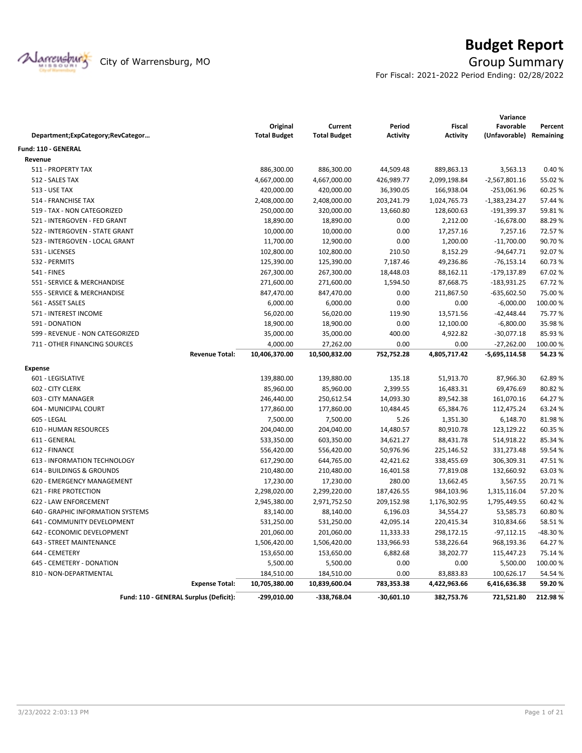# Budget Report

City of Warrensburg, MO

## Group Summary

For Fiscal: 2021-2022 Period Ending: 02/28/2022

| Department;ExpCategory;RevCategor… | Original Total Budget | Current Total Budget | Period Activity | Fiscal Activity | Variance Favorable (Unfavorable) | Percent Remaining |
|---|---|---|---|---|---|---|
| **Fund: 110 - GENERAL** | | | | | | |
| **Revenue** | | | | | | |
| 511 - PROPERTY TAX | 886,300.00 | 886,300.00 | 44,509.48 | 889,863.13 | 3,563.13 | 0.40 % |
| 512 - SALES TAX | 4,667,000.00 | 4,667,000.00 | 426,989.77 | 2,099,198.84 | -2,567,801.16 | 55.02 % |
| 513 - USE TAX | 420,000.00 | 420,000.00 | 36,390.05 | 166,938.04 | -253,061.96 | 60.25 % |
| 514 - FRANCHISE TAX | 2,408,000.00 | 2,408,000.00 | 203,241.79 | 1,024,765.73 | -1,383,234.27 | 57.44 % |
| 519 - TAX - NON CATEGORIZED | 250,000.00 | 320,000.00 | 13,660.80 | 128,600.63 | -191,399.37 | 59.81 % |
| 521 - INTERGOVEN - FED GRANT | 18,890.00 | 18,890.00 | 0.00 | 2,212.00 | -16,678.00 | 88.29 % |
| 522 - INTERGOVEN - STATE GRANT | 10,000.00 | 10,000.00 | 0.00 | 17,257.16 | 7,257.16 | 72.57 % |
| 523 - INTERGOVEN - LOCAL GRANT | 11,700.00 | 12,900.00 | 0.00 | 1,200.00 | -11,700.00 | 90.70 % |
| 531 - LICENSES | 102,800.00 | 102,800.00 | 210.50 | 8,152.29 | -94,647.71 | 92.07 % |
| 532 - PERMITS | 125,390.00 | 125,390.00 | 7,187.46 | 49,236.86 | -76,153.14 | 60.73 % |
| 541 - FINES | 267,300.00 | 267,300.00 | 18,448.03 | 88,162.11 | -179,137.89 | 67.02 % |
| 551 - SERVICE & MERCHANDISE | 271,600.00 | 271,600.00 | 1,594.50 | 87,668.75 | -183,931.25 | 67.72 % |
| 555 - SERVICE & MERCHANDISE | 847,470.00 | 847,470.00 | 0.00 | 211,867.50 | -635,602.50 | 75.00 % |
| 561 - ASSET SALES | 6,000.00 | 6,000.00 | 0.00 | 0.00 | -6,000.00 | 100.00 % |
| 571 - INTEREST INCOME | 56,020.00 | 56,020.00 | 119.90 | 13,571.56 | -42,448.44 | 75.77 % |
| 591 - DONATION | 18,900.00 | 18,900.00 | 0.00 | 12,100.00 | -6,800.00 | 35.98 % |
| 599 - REVENUE - NON CATEGORIZED | 35,000.00 | 35,000.00 | 400.00 | 4,922.82 | -30,077.18 | 85.93 % |
| 711 - OTHER FINANCING SOURCES | 4,000.00 | 27,262.00 | 0.00 | 0.00 | -27,262.00 | 100.00 % |
| **Revenue Total:** | **10,406,370.00** | **10,500,832.00** | **752,752.28** | **4,805,717.42** | **-5,695,114.58** | **54.23 %** |
| **Expense** | | | | | | |
| 601 - LEGISLATIVE | 139,880.00 | 139,880.00 | 135.18 | 51,913.70 | 87,966.30 | 62.89 % |
| 602 - CITY CLERK | 85,960.00 | 85,960.00 | 2,399.55 | 16,483.31 | 69,476.69 | 80.82 % |
| 603 - CITY MANAGER | 246,440.00 | 250,612.54 | 14,093.30 | 89,542.38 | 161,070.16 | 64.27 % |
| 604 - MUNICIPAL COURT | 177,860.00 | 177,860.00 | 10,484.45 | 65,384.76 | 112,475.24 | 63.24 % |
| 605 - LEGAL | 7,500.00 | 7,500.00 | 5.26 | 1,351.30 | 6,148.70 | 81.98 % |
| 610 - HUMAN RESOURCES | 204,040.00 | 204,040.00 | 14,480.57 | 80,910.78 | 123,129.22 | 60.35 % |
| 611 - GENERAL | 533,350.00 | 603,350.00 | 34,621.27 | 88,431.78 | 514,918.22 | 85.34 % |
| 612 - FINANCE | 556,420.00 | 556,420.00 | 50,976.96 | 225,146.52 | 331,273.48 | 59.54 % |
| 613 - INFORMATION TECHNOLOGY | 617,290.00 | 644,765.00 | 42,421.62 | 338,455.69 | 306,309.31 | 47.51 % |
| 614 - BUILDINGS & GROUNDS | 210,480.00 | 210,480.00 | 16,401.58 | 77,819.08 | 132,660.92 | 63.03 % |
| 620 - EMERGENCY MANAGEMENT | 17,230.00 | 17,230.00 | 280.00 | 13,662.45 | 3,567.55 | 20.71 % |
| 621 - FIRE PROTECTION | 2,298,020.00 | 2,299,220.00 | 187,426.55 | 984,103.96 | 1,315,116.04 | 57.20 % |
| 622 - LAW ENFORCEMENT | 2,945,380.00 | 2,971,752.50 | 209,152.98 | 1,176,302.95 | 1,795,449.55 | 60.42 % |
| 640 - GRAPHIC INFORMATION SYSTEMS | 83,140.00 | 88,140.00 | 6,196.03 | 34,554.27 | 53,585.73 | 60.80 % |
| 641 - COMMUNITY DEVELOPMENT | 531,250.00 | 531,250.00 | 42,095.14 | 220,415.34 | 310,834.66 | 58.51 % |
| 642 - ECONOMIC DEVELOPMENT | 201,060.00 | 201,060.00 | 11,333.33 | 298,172.15 | -97,112.15 | -48.30 % |
| 643 - STREET MAINTENANCE | 1,506,420.00 | 1,506,420.00 | 133,966.93 | 538,226.64 | 968,193.36 | 64.27 % |
| 644 - CEMETERY | 153,650.00 | 153,650.00 | 6,882.68 | 38,202.77 | 115,447.23 | 75.14 % |
| 645 - CEMETERY - DONATION | 5,500.00 | 5,500.00 | 0.00 | 0.00 | 5,500.00 | 100.00 % |
| 810 - NON-DEPARTMENTAL | 184,510.00 | 184,510.00 | 0.00 | 83,883.83 | 100,626.17 | 54.54 % |
| **Expense Total:** | **10,705,380.00** | **10,839,600.04** | **783,353.38** | **4,422,963.66** | **6,416,636.38** | **59.20 %** |
| **Fund: 110 - GENERAL Surplus (Deficit):** | **-299,010.00** | **-338,768.04** | **-30,601.10** | **382,753.76** | **721,521.80** | **212.98 %** |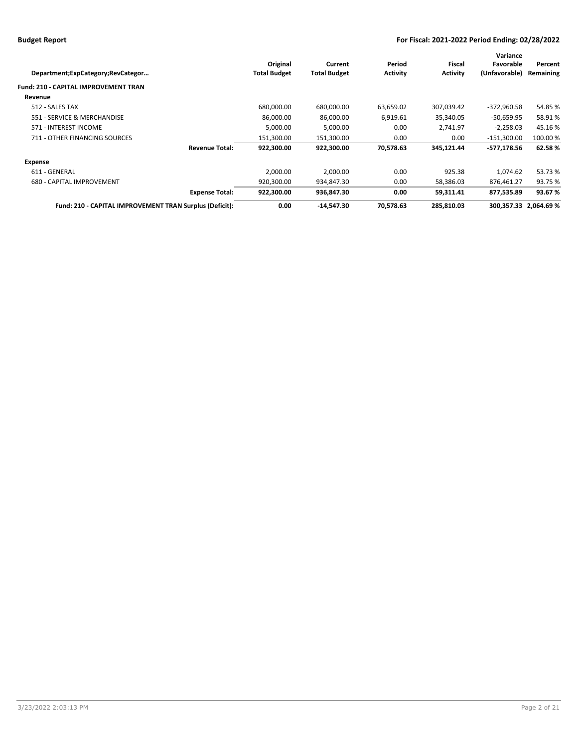## Budget Report

**For Fiscal: 2021-2022 Period Ending: 02/28/2022**

| Department;ExpCategory;RevCategor… | Original Total Budget | Current Total Budget | Period Activity | Fiscal Activity | Variance Favorable (Unfavorable) | Percent Remaining |
|---|---|---|---|---|---|---|
| **Fund: 210 - CAPITAL IMPROVEMENT TRAN** | | | | | | |
| **Revenue** | | | | | | |
| 512 - SALES TAX | 680,000.00 | 680,000.00 | 63,659.02 | 307,039.42 | -372,960.58 | 54.85 % |
| 551 - SERVICE & MERCHANDISE | 86,000.00 | 86,000.00 | 6,919.61 | 35,340.05 | -50,659.95 | 58.91 % |
| 571 - INTEREST INCOME | 5,000.00 | 5,000.00 | 0.00 | 2,741.97 | -2,258.03 | 45.16 % |
| 711 - OTHER FINANCING SOURCES | 151,300.00 | 151,300.00 | 0.00 | 0.00 | -151,300.00 | 100.00 % |
| **Revenue Total:** | **922,300.00** | **922,300.00** | **70,578.63** | **345,121.44** | **-577,178.56** | **62.58 %** |
| **Expense** | | | | | | |
| 611 - GENERAL | 2,000.00 | 2,000.00 | 0.00 | 925.38 | 1,074.62 | 53.73 % |
| 680 - CAPITAL IMPROVEMENT | 920,300.00 | 934,847.30 | 0.00 | 58,386.03 | 876,461.27 | 93.75 % |
| **Expense Total:** | **922,300.00** | **936,847.30** | **0.00** | **59,311.41** | **877,535.89** | **93.67 %** |
| **Fund: 210 - CAPITAL IMPROVEMENT TRAN Surplus (Deficit):** | **0.00** | **-14,547.30** | **70,578.63** | **285,810.03** | **300,357.33** | **2,064.69 %** |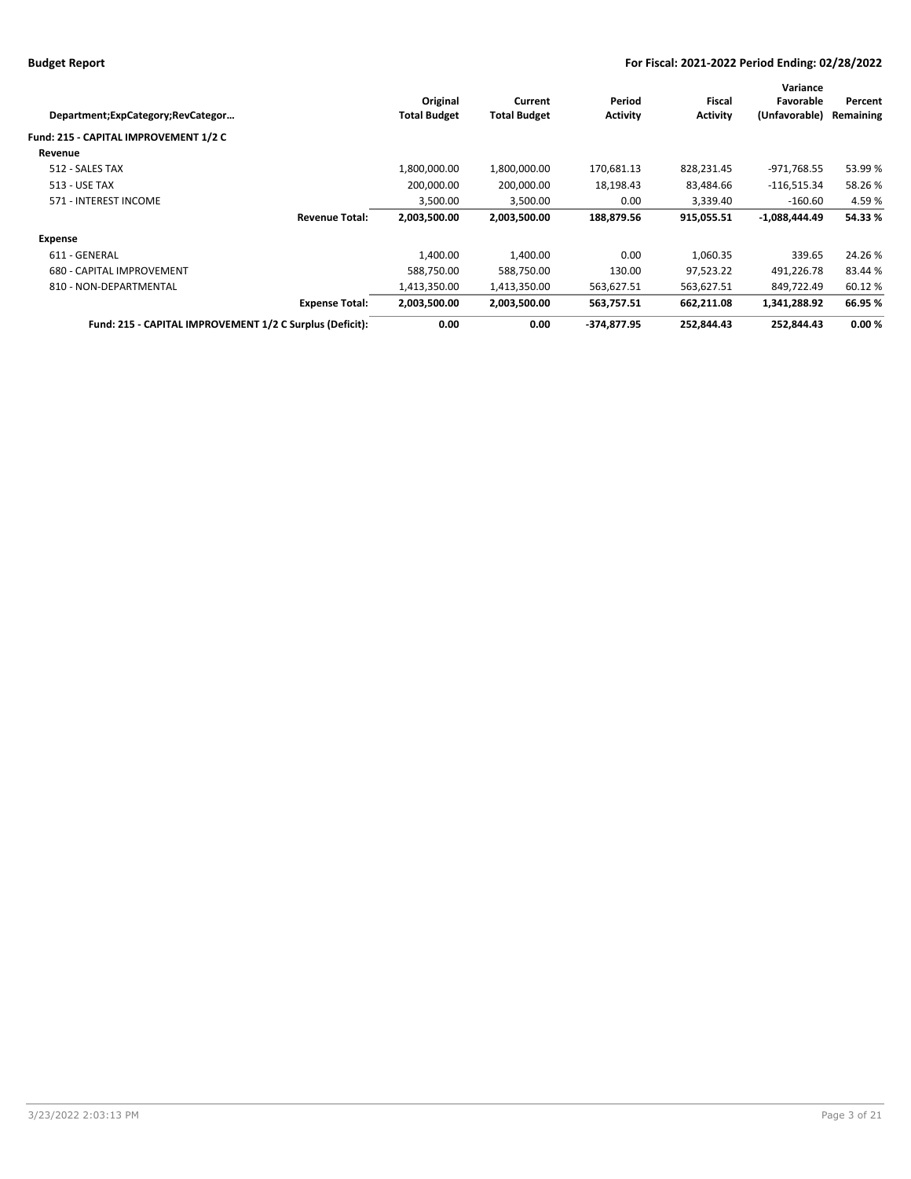| Department;ExpCategory;RevCategor… | | Original Total Budget | Current Total Budget | Period Activity | Fiscal Activity | Variance Favorable (Unfavorable) | Percent Remaining |
|---|---|---|---|---|---|---|---|
| **Fund: 215 - CAPITAL IMPROVEMENT 1/2 C** | | | | | | | |
| **Revenue** | | | | | | | |
| 512 - SALES TAX | | 1,800,000.00 | 1,800,000.00 | 170,681.13 | 828,231.45 | -971,768.55 | 53.99 % |
| 513 - USE TAX | | 200,000.00 | 200,000.00 | 18,198.43 | 83,484.66 | -116,515.34 | 58.26 % |
| 571 - INTEREST INCOME | | 3,500.00 | 3,500.00 | 0.00 | 3,339.40 | -160.60 | 4.59 % |
| | **Revenue Total:** | **2,003,500.00** | **2,003,500.00** | **188,879.56** | **915,055.51** | **-1,088,444.49** | **54.33 %** |
| **Expense** | | | | | | | |
| 611 - GENERAL | | 1,400.00 | 1,400.00 | 0.00 | 1,060.35 | 339.65 | 24.26 % |
| 680 - CAPITAL IMPROVEMENT | | 588,750.00 | 588,750.00 | 130.00 | 97,523.22 | 491,226.78 | 83.44 % |
| 810 - NON-DEPARTMENTAL | | 1,413,350.00 | 1,413,350.00 | 563,627.51 | 563,627.51 | 849,722.49 | 60.12 % |
| | **Expense Total:** | **2,003,500.00** | **2,003,500.00** | **563,757.51** | **662,211.08** | **1,341,288.92** | **66.95 %** |
| **Fund: 215 - CAPITAL IMPROVEMENT 1/2 C Surplus (Deficit):** | | **0.00** | **0.00** | **-374,877.95** | **252,844.43** | **252,844.43** | **0.00 %** |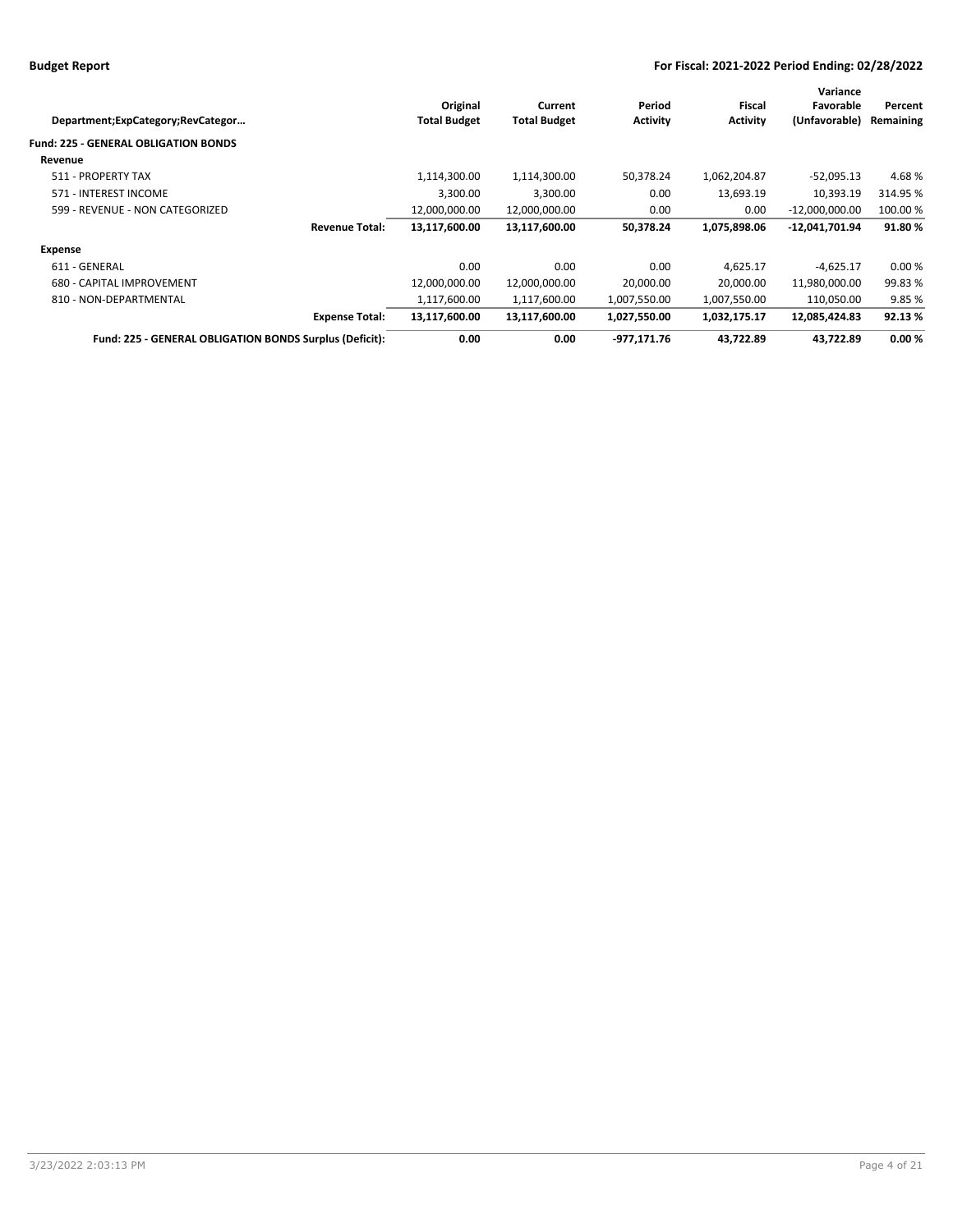| Department;ExpCategory;RevCategor… | Original Total Budget | Current Total Budget | Period Activity | Fiscal Activity | Variance Favorable (Unfavorable) | Percent Remaining |
|---|---|---|---|---|---|---|
| **Fund: 225 - GENERAL OBLIGATION BONDS** | | | | | | |
| **Revenue** | | | | | | |
| 511 - PROPERTY TAX | 1,114,300.00 | 1,114,300.00 | 50,378.24 | 1,062,204.87 | -52,095.13 | 4.68 % |
| 571 - INTEREST INCOME | 3,300.00 | 3,300.00 | 0.00 | 13,693.19 | 10,393.19 | 314.95 % |
| 599 - REVENUE - NON CATEGORIZED | 12,000,000.00 | 12,000,000.00 | 0.00 | 0.00 | -12,000,000.00 | 100.00 % |
| **Revenue Total:** | **13,117,600.00** | **13,117,600.00** | **50,378.24** | **1,075,898.06** | **-12,041,701.94** | **91.80 %** |
| **Expense** | | | | | | |
| 611 - GENERAL | 0.00 | 0.00 | 0.00 | 4,625.17 | -4,625.17 | 0.00 % |
| 680 - CAPITAL IMPROVEMENT | 12,000,000.00 | 12,000,000.00 | 20,000.00 | 20,000.00 | 11,980,000.00 | 99.83 % |
| 810 - NON-DEPARTMENTAL | 1,117,600.00 | 1,117,600.00 | 1,007,550.00 | 1,007,550.00 | 110,050.00 | 9.85 % |
| **Expense Total:** | **13,117,600.00** | **13,117,600.00** | **1,027,550.00** | **1,032,175.17** | **12,085,424.83** | **92.13 %** |
| **Fund: 225 - GENERAL OBLIGATION BONDS Surplus (Deficit):** | **0.00** | **0.00** | **-977,171.76** | **43,722.89** | **43,722.89** | **0.00 %** |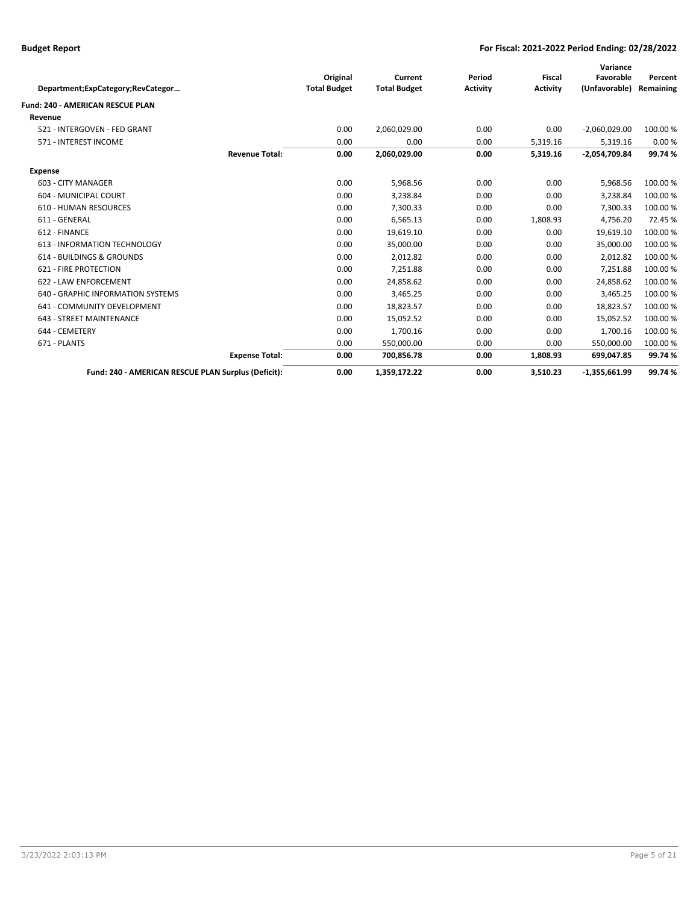| Department;ExpCategory;RevCategor… | Original Total Budget | Current Total Budget | Period Activity | Fiscal Activity | Variance Favorable (Unfavorable) | Percent Remaining |
|---|---|---|---|---|---|---|
| **Fund: 240 - AMERICAN RESCUE PLAN** | | | | | | |
| **Revenue** | | | | | | |
| 521 - INTERGOVEN - FED GRANT | 0.00 | 2,060,029.00 | 0.00 | 0.00 | -2,060,029.00 | 100.00 % |
| 571 - INTEREST INCOME | 0.00 | 0.00 | 0.00 | 5,319.16 | 5,319.16 | 0.00 % |
| **Revenue Total:** | **0.00** | **2,060,029.00** | **0.00** | **5,319.16** | **-2,054,709.84** | **99.74 %** |
| **Expense** | | | | | | |
| 603 - CITY MANAGER | 0.00 | 5,968.56 | 0.00 | 0.00 | 5,968.56 | 100.00 % |
| 604 - MUNICIPAL COURT | 0.00 | 3,238.84 | 0.00 | 0.00 | 3,238.84 | 100.00 % |
| 610 - HUMAN RESOURCES | 0.00 | 7,300.33 | 0.00 | 0.00 | 7,300.33 | 100.00 % |
| 611 - GENERAL | 0.00 | 6,565.13 | 0.00 | 1,808.93 | 4,756.20 | 72.45 % |
| 612 - FINANCE | 0.00 | 19,619.10 | 0.00 | 0.00 | 19,619.10 | 100.00 % |
| 613 - INFORMATION TECHNOLOGY | 0.00 | 35,000.00 | 0.00 | 0.00 | 35,000.00 | 100.00 % |
| 614 - BUILDINGS & GROUNDS | 0.00 | 2,012.82 | 0.00 | 0.00 | 2,012.82 | 100.00 % |
| 621 - FIRE PROTECTION | 0.00 | 7,251.88 | 0.00 | 0.00 | 7,251.88 | 100.00 % |
| 622 - LAW ENFORCEMENT | 0.00 | 24,858.62 | 0.00 | 0.00 | 24,858.62 | 100.00 % |
| 640 - GRAPHIC INFORMATION SYSTEMS | 0.00 | 3,465.25 | 0.00 | 0.00 | 3,465.25 | 100.00 % |
| 641 - COMMUNITY DEVELOPMENT | 0.00 | 18,823.57 | 0.00 | 0.00 | 18,823.57 | 100.00 % |
| 643 - STREET MAINTENANCE | 0.00 | 15,052.52 | 0.00 | 0.00 | 15,052.52 | 100.00 % |
| 644 - CEMETERY | 0.00 | 1,700.16 | 0.00 | 0.00 | 1,700.16 | 100.00 % |
| 671 - PLANTS | 0.00 | 550,000.00 | 0.00 | 0.00 | 550,000.00 | 100.00 % |
| **Expense Total:** | **0.00** | **700,856.78** | **0.00** | **1,808.93** | **699,047.85** | **99.74 %** |
| **Fund: 240 - AMERICAN RESCUE PLAN Surplus (Deficit):** | **0.00** | **1,359,172.22** | **0.00** | **3,510.23** | **-1,355,661.99** | **99.74 %** |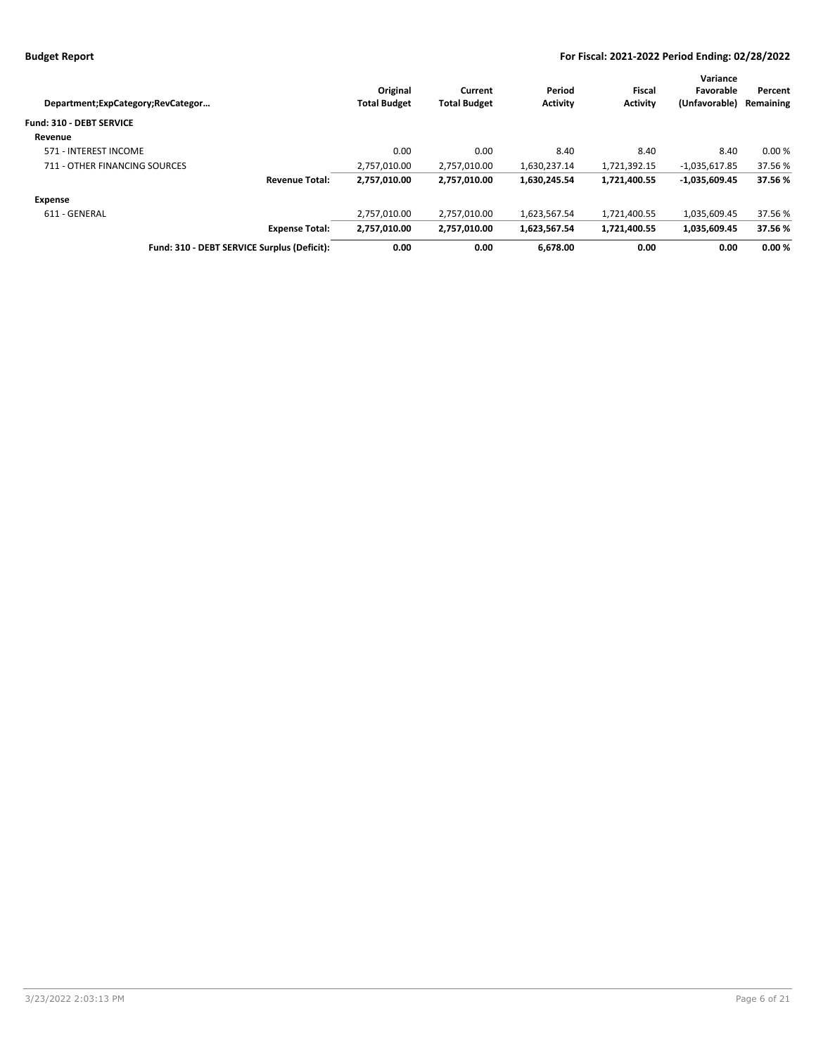**Budget Report** **For Fiscal: 2021-2022 Period Ending: 02/28/2022**

| Department;ExpCategory;RevCategor… | Original Total Budget | Current Total Budget | Period Activity | Fiscal Activity | Variance Favorable (Unfavorable) | Percent Remaining |
|---|---|---|---|---|---|---|
| **Fund: 310 - DEBT SERVICE** | | | | | | |
| **Revenue** | | | | | | |
| 571 - INTEREST INCOME | 0.00 | 0.00 | 8.40 | 8.40 | 8.40 | 0.00 % |
| 711 - OTHER FINANCING SOURCES | 2,757,010.00 | 2,757,010.00 | 1,630,237.14 | 1,721,392.15 | -1,035,617.85 | 37.56 % |
| **Revenue Total:** | **2,757,010.00** | **2,757,010.00** | **1,630,245.54** | **1,721,400.55** | **-1,035,609.45** | **37.56 %** |
| **Expense** | | | | | | |
| 611 - GENERAL | 2,757,010.00 | 2,757,010.00 | 1,623,567.54 | 1,721,400.55 | 1,035,609.45 | 37.56 % |
| **Expense Total:** | **2,757,010.00** | **2,757,010.00** | **1,623,567.54** | **1,721,400.55** | **1,035,609.45** | **37.56 %** |
| **Fund: 310 - DEBT SERVICE Surplus (Deficit):** | **0.00** | **0.00** | **6,678.00** | **0.00** | **0.00** | **0.00 %** |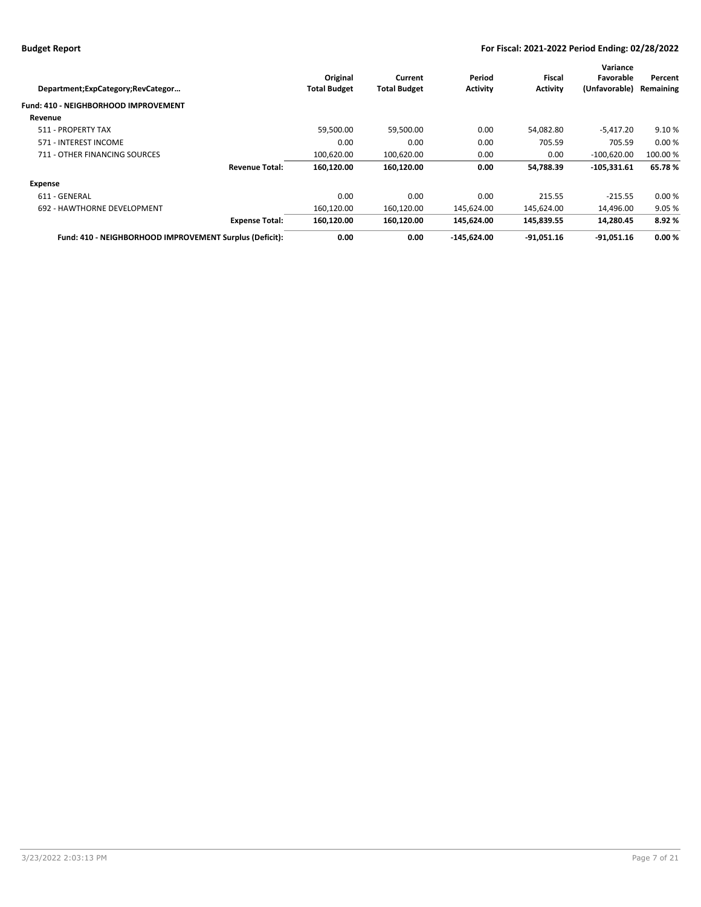**Budget Report** **For Fiscal: 2021-2022 Period Ending: 02/28/2022**

| Department;ExpCategory;RevCategor… | | Original Total Budget | Current Total Budget | Period Activity | Fiscal Activity | Variance Favorable (Unfavorable) | Percent Remaining |
|---|---|---|---|---|---|---|---|
| **Fund: 410 - NEIGHBORHOOD IMPROVEMENT** | | | | | | | |
| **Revenue** | | | | | | | |
| 511 - PROPERTY TAX | | 59,500.00 | 59,500.00 | 0.00 | 54,082.80 | -5,417.20 | 9.10 % |
| 571 - INTEREST INCOME | | 0.00 | 0.00 | 0.00 | 705.59 | 705.59 | 0.00 % |
| 711 - OTHER FINANCING SOURCES | | 100,620.00 | 100,620.00 | 0.00 | 0.00 | -100,620.00 | 100.00 % |
| | **Revenue Total:** | **160,120.00** | **160,120.00** | **0.00** | **54,788.39** | **-105,331.61** | **65.78 %** |
| **Expense** | | | | | | | |
| 611 - GENERAL | | 0.00 | 0.00 | 0.00 | 215.55 | -215.55 | 0.00 % |
| 692 - HAWTHORNE DEVELOPMENT | | 160,120.00 | 160,120.00 | 145,624.00 | 145,624.00 | 14,496.00 | 9.05 % |
| | **Expense Total:** | **160,120.00** | **160,120.00** | **145,624.00** | **145,839.55** | **14,280.45** | **8.92 %** |
| **Fund: 410 - NEIGHBORHOOD IMPROVEMENT Surplus (Deficit):** | | **0.00** | **0.00** | **-145,624.00** | **-91,051.16** | **-91,051.16** | **0.00 %** |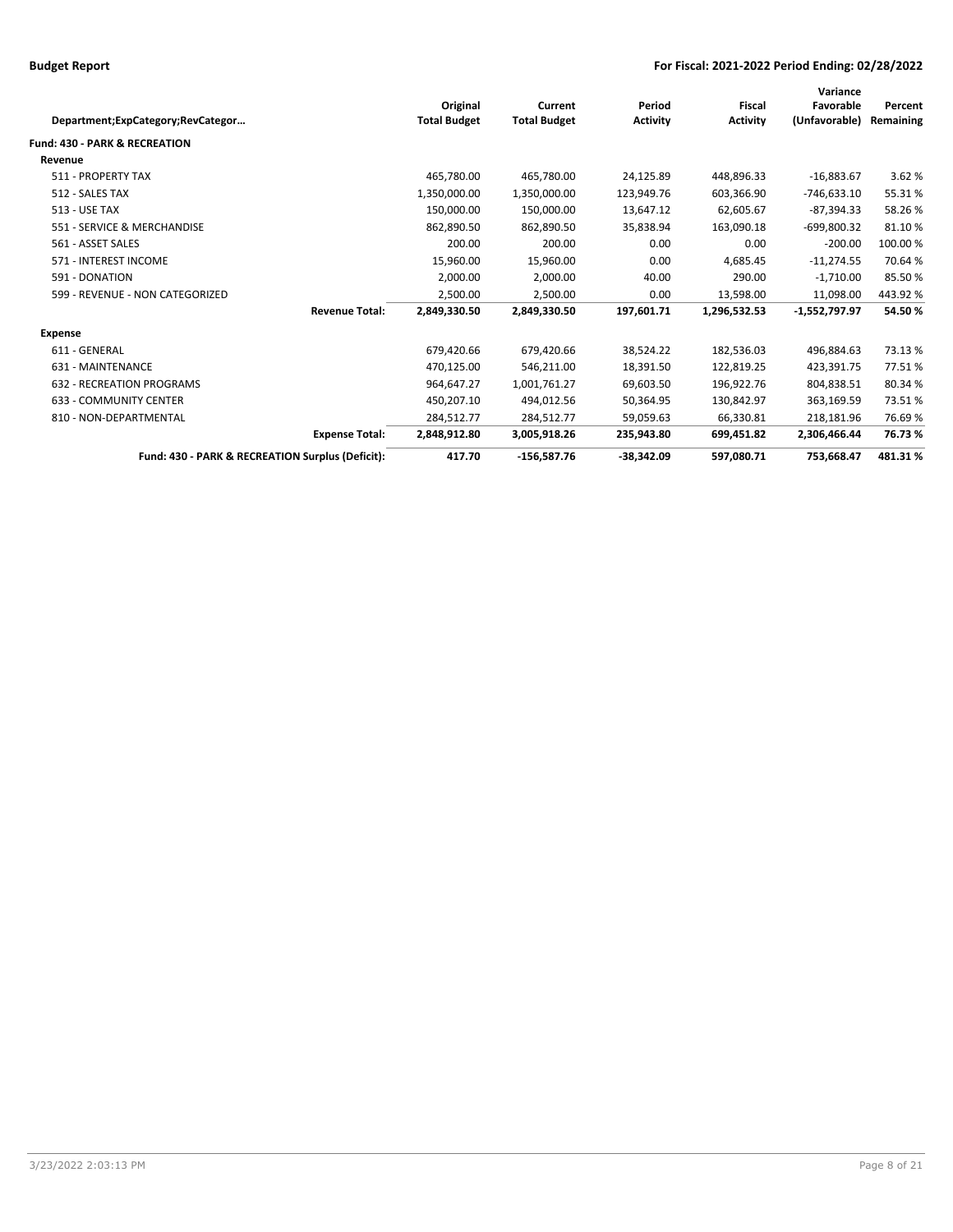| Department;ExpCategory;RevCategor… | Original Total Budget | Current Total Budget | Period Activity | Fiscal Activity | Variance Favorable (Unfavorable) | Percent Remaining |
|---|---|---|---|---|---|---|
| **Fund: 430 - PARK & RECREATION** | | | | | | |
| **Revenue** | | | | | | |
| 511 - PROPERTY TAX | 465,780.00 | 465,780.00 | 24,125.89 | 448,896.33 | -16,883.67 | 3.62 % |
| 512 - SALES TAX | 1,350,000.00 | 1,350,000.00 | 123,949.76 | 603,366.90 | -746,633.10 | 55.31 % |
| 513 - USE TAX | 150,000.00 | 150,000.00 | 13,647.12 | 62,605.67 | -87,394.33 | 58.26 % |
| 551 - SERVICE & MERCHANDISE | 862,890.50 | 862,890.50 | 35,838.94 | 163,090.18 | -699,800.32 | 81.10 % |
| 561 - ASSET SALES | 200.00 | 200.00 | 0.00 | 0.00 | -200.00 | 100.00 % |
| 571 - INTEREST INCOME | 15,960.00 | 15,960.00 | 0.00 | 4,685.45 | -11,274.55 | 70.64 % |
| 591 - DONATION | 2,000.00 | 2,000.00 | 40.00 | 290.00 | -1,710.00 | 85.50 % |
| 599 - REVENUE - NON CATEGORIZED | 2,500.00 | 2,500.00 | 0.00 | 13,598.00 | 11,098.00 | 443.92 % |
| **Revenue Total:** | **2,849,330.50** | **2,849,330.50** | **197,601.71** | **1,296,532.53** | **-1,552,797.97** | **54.50 %** |
| **Expense** | | | | | | |
| 611 - GENERAL | 679,420.66 | 679,420.66 | 38,524.22 | 182,536.03 | 496,884.63 | 73.13 % |
| 631 - MAINTENANCE | 470,125.00 | 546,211.00 | 18,391.50 | 122,819.25 | 423,391.75 | 77.51 % |
| 632 - RECREATION PROGRAMS | 964,647.27 | 1,001,761.27 | 69,603.50 | 196,922.76 | 804,838.51 | 80.34 % |
| 633 - COMMUNITY CENTER | 450,207.10 | 494,012.56 | 50,364.95 | 130,842.97 | 363,169.59 | 73.51 % |
| 810 - NON-DEPARTMENTAL | 284,512.77 | 284,512.77 | 59,059.63 | 66,330.81 | 218,181.96 | 76.69 % |
| **Expense Total:** | **2,848,912.80** | **3,005,918.26** | **235,943.80** | **699,451.82** | **2,306,466.44** | **76.73 %** |
| **Fund: 430 - PARK & RECREATION Surplus (Deficit):** | **417.70** | **-156,587.76** | **-38,342.09** | **597,080.71** | **753,668.47** | **481.31 %** |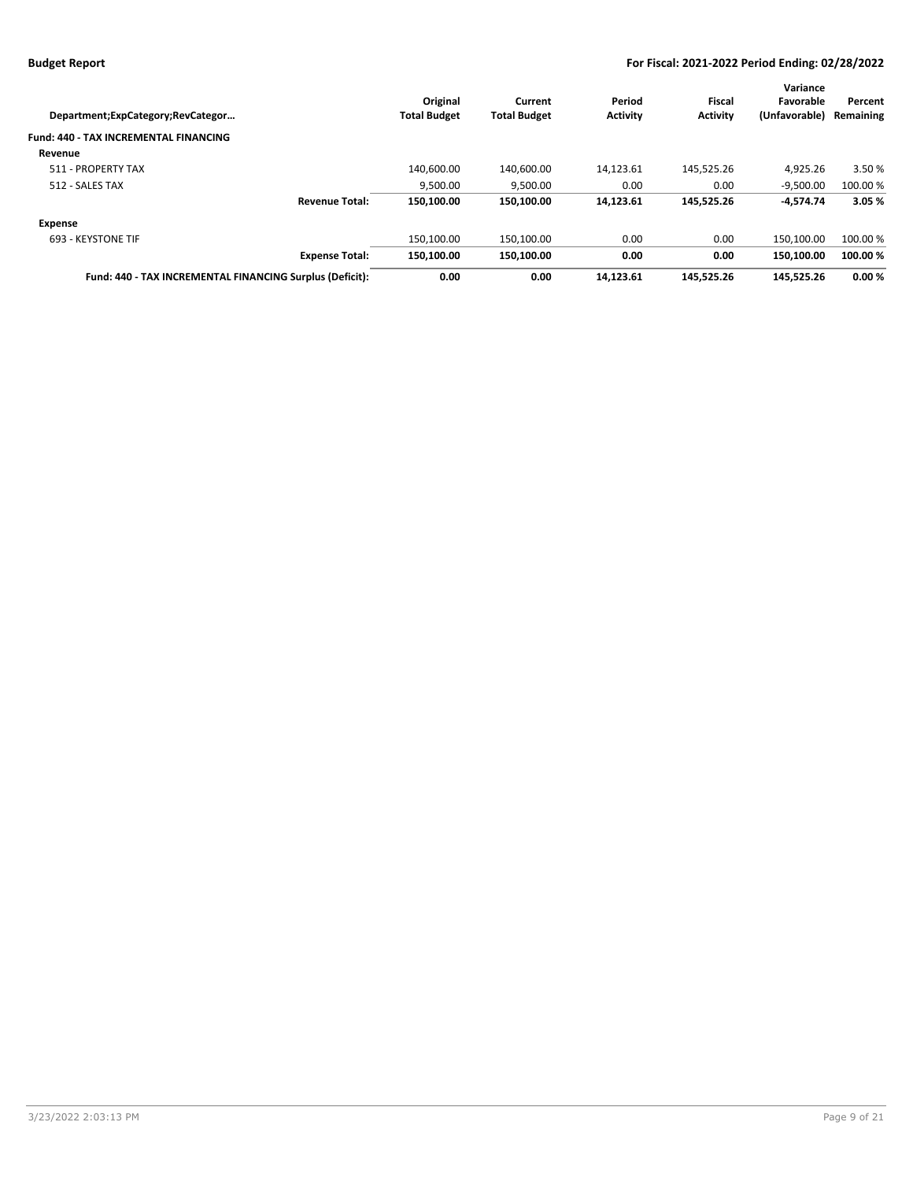| Department;ExpCategory;RevCategor… | Original Total Budget | Current Total Budget | Period Activity | Fiscal Activity | Variance Favorable (Unfavorable) | Percent Remaining |
|---|---|---|---|---|---|---|
| **Fund: 440 - TAX INCREMENTAL FINANCING** | | | | | | |
| **Revenue** | | | | | | |
| 511 - PROPERTY TAX | 140,600.00 | 140,600.00 | 14,123.61 | 145,525.26 | 4,925.26 | 3.50 % |
| 512 - SALES TAX | 9,500.00 | 9,500.00 | 0.00 | 0.00 | -9,500.00 | 100.00 % |
| **Revenue Total:** | **150,100.00** | **150,100.00** | **14,123.61** | **145,525.26** | **-4,574.74** | **3.05 %** |
| **Expense** | | | | | | |
| 693 - KEYSTONE TIF | 150,100.00 | 150,100.00 | 0.00 | 0.00 | 150,100.00 | 100.00 % |
| **Expense Total:** | **150,100.00** | **150,100.00** | **0.00** | **0.00** | **150,100.00** | **100.00 %** |
| **Fund: 440 - TAX INCREMENTAL FINANCING Surplus (Deficit):** | **0.00** | **0.00** | **14,123.61** | **145,525.26** | **145,525.26** | **0.00 %** |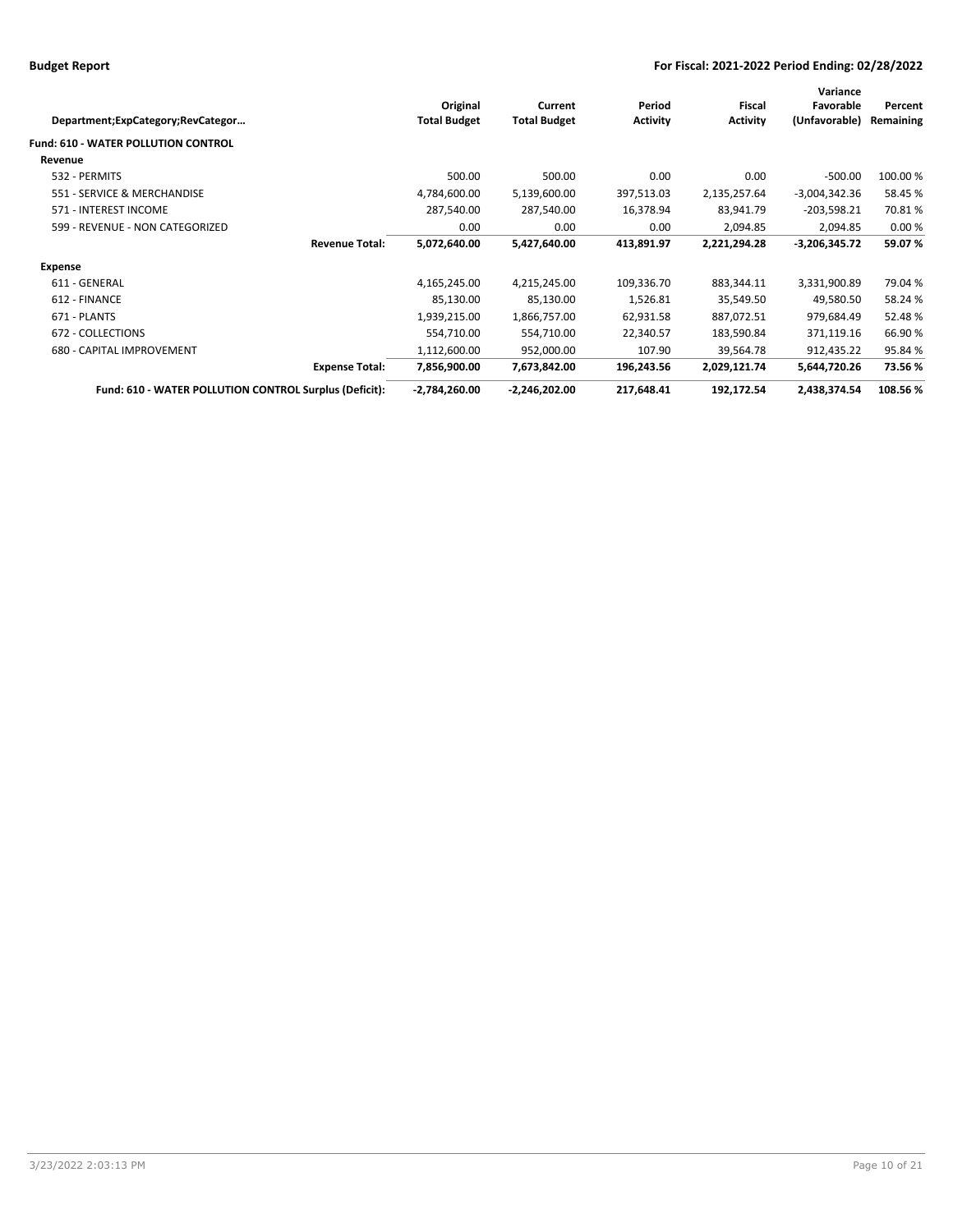| Department;ExpCategory;RevCategor… | | Original Total Budget | Current Total Budget | Period Activity | Fiscal Activity | Variance Favorable (Unfavorable) | Percent Remaining |
|---|---|---|---|---|---|---|---|
| **Fund: 610 - WATER POLLUTION CONTROL** | | | | | | | |
| **Revenue** | | | | | | | |
| 532 - PERMITS | | 500.00 | 500.00 | 0.00 | 0.00 | -500.00 | 100.00 % |
| 551 - SERVICE & MERCHANDISE | | 4,784,600.00 | 5,139,600.00 | 397,513.03 | 2,135,257.64 | -3,004,342.36 | 58.45 % |
| 571 - INTEREST INCOME | | 287,540.00 | 287,540.00 | 16,378.94 | 83,941.79 | -203,598.21 | 70.81 % |
| 599 - REVENUE - NON CATEGORIZED | | 0.00 | 0.00 | 0.00 | 2,094.85 | 2,094.85 | 0.00 % |
| | **Revenue Total:** | **5,072,640.00** | **5,427,640.00** | **413,891.97** | **2,221,294.28** | **-3,206,345.72** | **59.07 %** |
| **Expense** | | | | | | | |
| 611 - GENERAL | | 4,165,245.00 | 4,215,245.00 | 109,336.70 | 883,344.11 | 3,331,900.89 | 79.04 % |
| 612 - FINANCE | | 85,130.00 | 85,130.00 | 1,526.81 | 35,549.50 | 49,580.50 | 58.24 % |
| 671 - PLANTS | | 1,939,215.00 | 1,866,757.00 | 62,931.58 | 887,072.51 | 979,684.49 | 52.48 % |
| 672 - COLLECTIONS | | 554,710.00 | 554,710.00 | 22,340.57 | 183,590.84 | 371,119.16 | 66.90 % |
| 680 - CAPITAL IMPROVEMENT | | 1,112,600.00 | 952,000.00 | 107.90 | 39,564.78 | 912,435.22 | 95.84 % |
| | **Expense Total:** | **7,856,900.00** | **7,673,842.00** | **196,243.56** | **2,029,121.74** | **5,644,720.26** | **73.56 %** |
| **Fund: 610 - WATER POLLUTION CONTROL Surplus (Deficit):** | | **-2,784,260.00** | **-2,246,202.00** | **217,648.41** | **192,172.54** | **2,438,374.54** | **108.56 %** |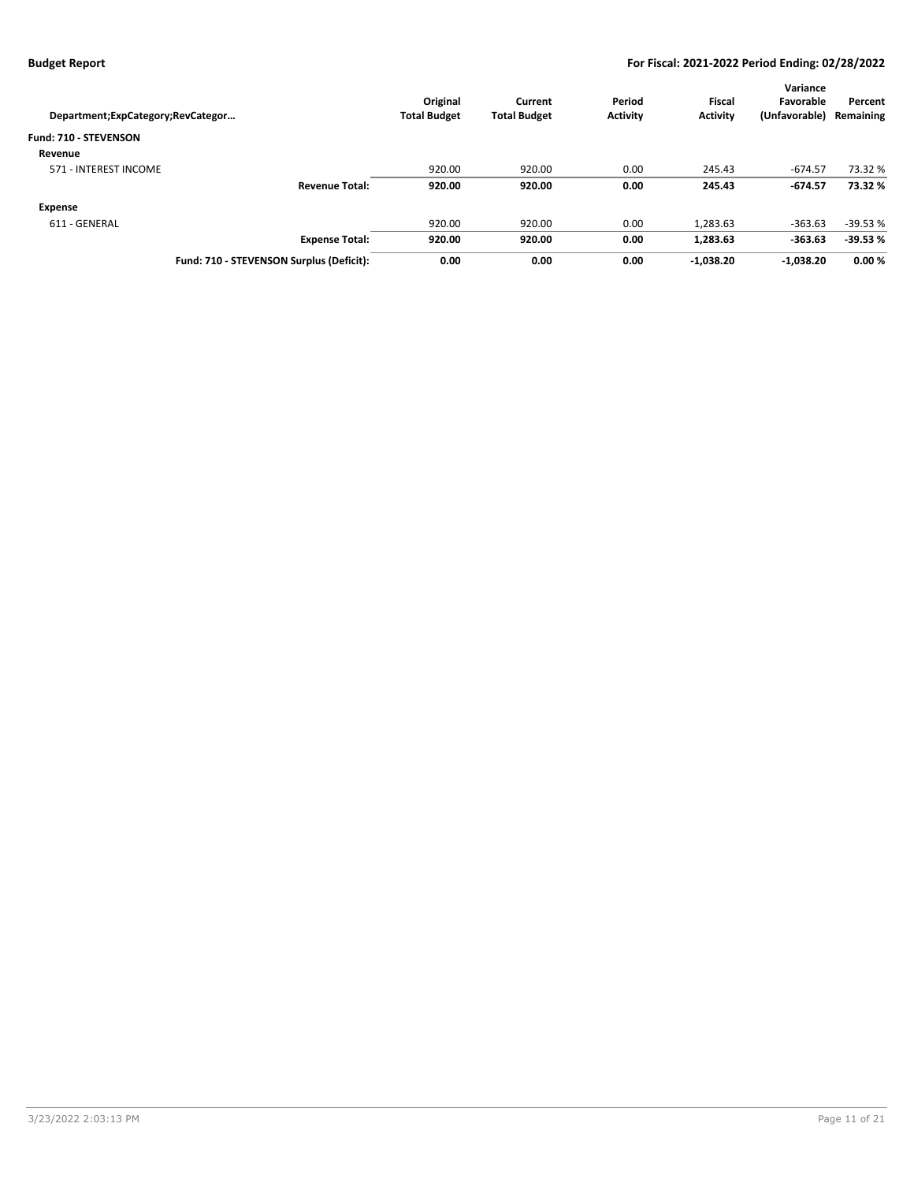| Department;ExpCategory;RevCategor… | | Original Total Budget | Current Total Budget | Period Activity | Fiscal Activity | Variance Favorable (Unfavorable) | Percent Remaining |
|---|---|---|---|---|---|---|---|
| **Fund: 710 - STEVENSON** | | | | | | | |
| **Revenue** | | | | | | | |
| 571 - INTEREST INCOME | | 920.00 | 920.00 | 0.00 | 245.43 | -674.57 | 73.32 % |
| | **Revenue Total:** | **920.00** | **920.00** | **0.00** | **245.43** | **-674.57** | **73.32 %** |
| **Expense** | | | | | | | |
| 611 - GENERAL | | 920.00 | 920.00 | 0.00 | 1,283.63 | -363.63 | -39.53 % |
| | **Expense Total:** | **920.00** | **920.00** | **0.00** | **1,283.63** | **-363.63** | **-39.53 %** |
| | **Fund: 710 - STEVENSON Surplus (Deficit):** | **0.00** | **0.00** | **0.00** | **-1,038.20** | **-1,038.20** | **0.00 %** |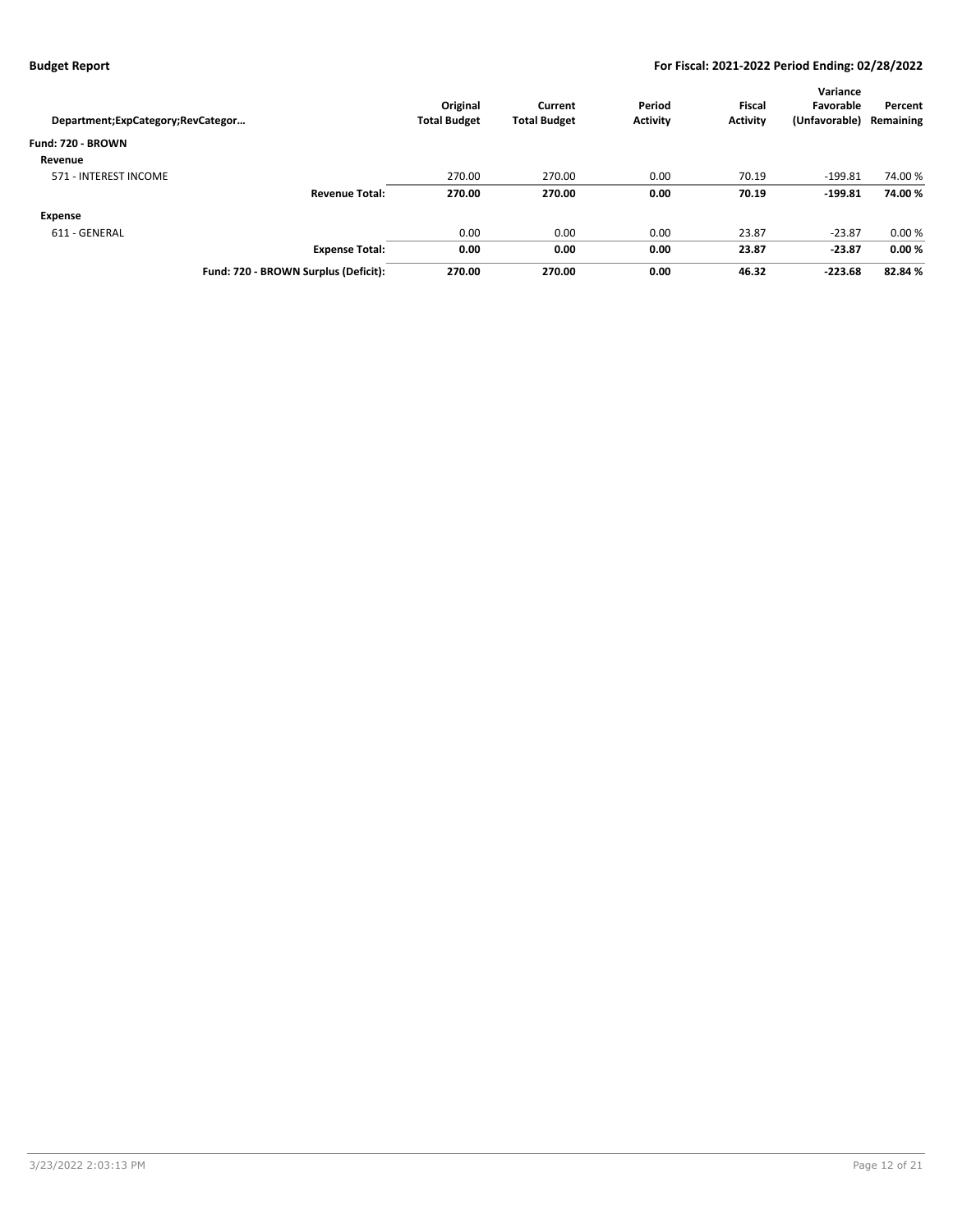| Department;ExpCategory;RevCategor… | Original Total Budget | Current Total Budget | Period Activity | Fiscal Activity | Variance Favorable (Unfavorable) | Percent Remaining |
|---|---|---|---|---|---|---|
| **Fund: 720 - BROWN** | | | | | | |
| **Revenue** | | | | | | |
| 571 - INTEREST INCOME | 270.00 | 270.00 | 0.00 | 70.19 | -199.81 | 74.00 % |
| **Revenue Total:** | **270.00** | **270.00** | **0.00** | **70.19** | **-199.81** | **74.00 %** |
| **Expense** | | | | | | |
| 611 - GENERAL | 0.00 | 0.00 | 0.00 | 23.87 | -23.87 | 0.00 % |
| **Expense Total:** | **0.00** | **0.00** | **0.00** | **23.87** | **-23.87** | **0.00 %** |
| **Fund: 720 - BROWN Surplus (Deficit):** | **270.00** | **270.00** | **0.00** | **46.32** | **-223.68** | **82.84 %** |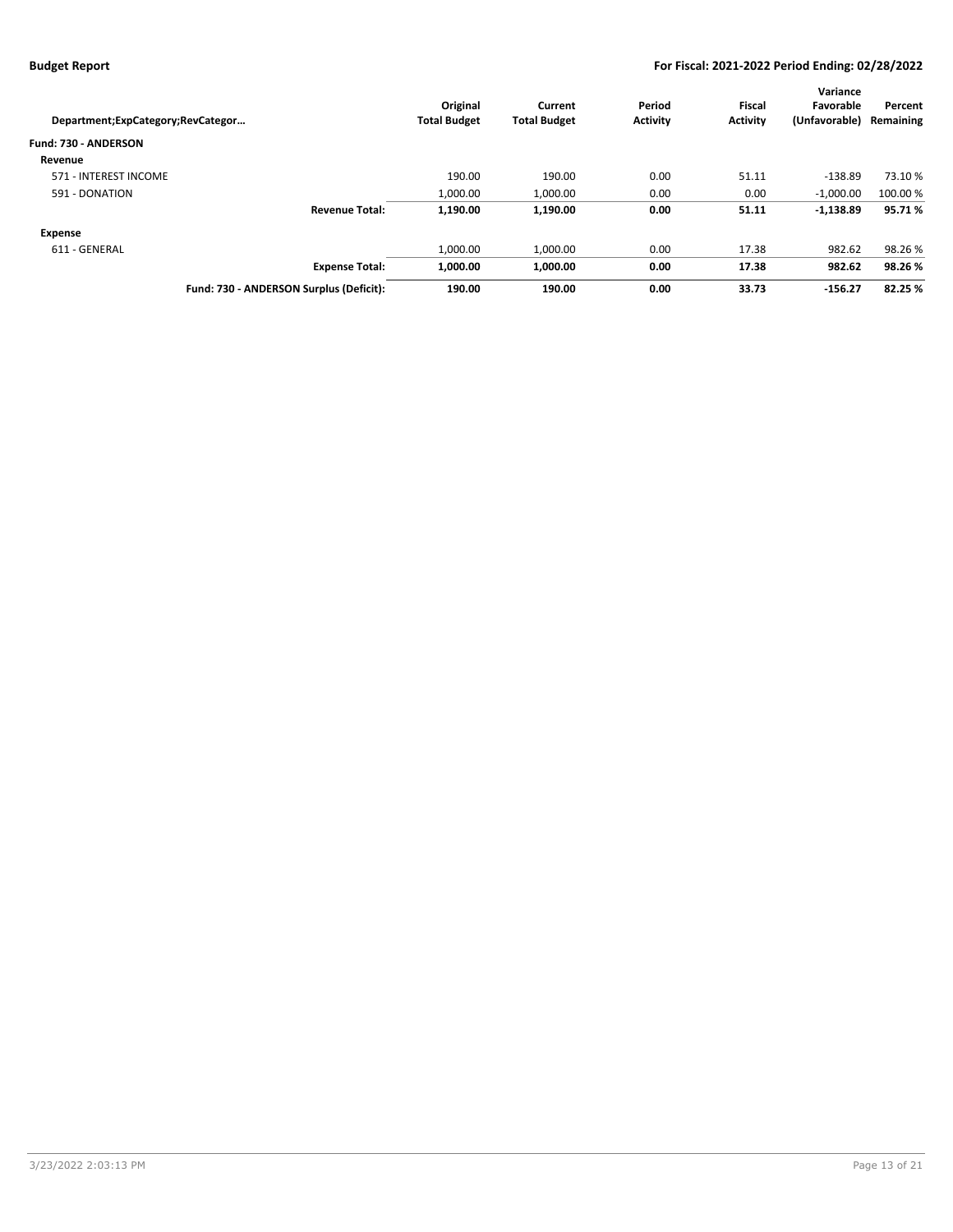| Department;ExpCategory;RevCategor… | | Original Total Budget | Current Total Budget | Period Activity | Fiscal Activity | Variance Favorable (Unfavorable) | Percent Remaining |
|---|---|---|---|---|---|---|---|
| **Fund: 730 - ANDERSON** | | | | | | | |
| **Revenue** | | | | | | | |
| 571 - INTEREST INCOME | | 190.00 | 190.00 | 0.00 | 51.11 | -138.89 | 73.10 % |
| 591 - DONATION | | 1,000.00 | 1,000.00 | 0.00 | 0.00 | -1,000.00 | 100.00 % |
| | **Revenue Total:** | **1,190.00** | **1,190.00** | **0.00** | **51.11** | **-1,138.89** | **95.71 %** |
| **Expense** | | | | | | | |
| 611 - GENERAL | | 1,000.00 | 1,000.00 | 0.00 | 17.38 | 982.62 | 98.26 % |
| | **Expense Total:** | **1,000.00** | **1,000.00** | **0.00** | **17.38** | **982.62** | **98.26 %** |
| | **Fund: 730 - ANDERSON Surplus (Deficit):** | **190.00** | **190.00** | **0.00** | **33.73** | **-156.27** | **82.25 %** |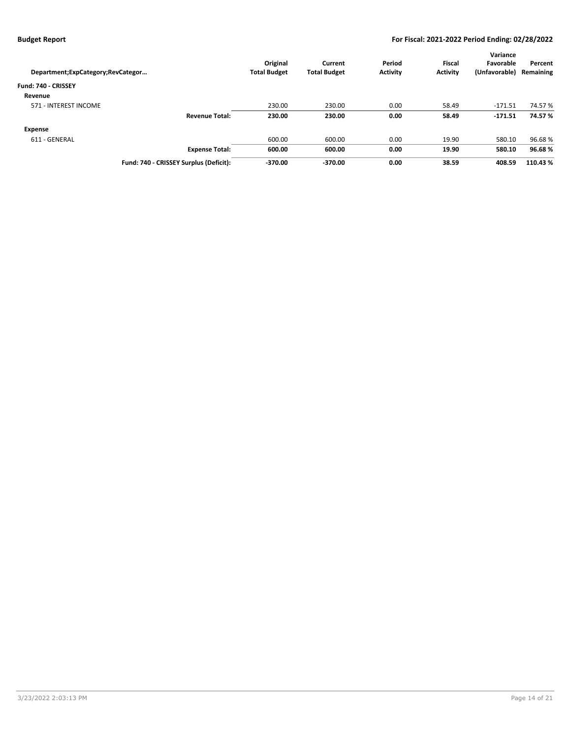| Department;ExpCategory;RevCategor… | Original Total Budget | Current Total Budget | Period Activity | Fiscal Activity | Variance Favorable (Unfavorable) | Percent Remaining |
|---|---|---|---|---|---|---|
| **Fund: 740 - CRISSEY** | | | | | | |
| **Revenue** | | | | | | |
| 571 - INTEREST INCOME | 230.00 | 230.00 | 0.00 | 58.49 | -171.51 | 74.57 % |
| **Revenue Total:** | **230.00** | **230.00** | **0.00** | **58.49** | **-171.51** | **74.57 %** |
| **Expense** | | | | | | |
| 611 - GENERAL | 600.00 | 600.00 | 0.00 | 19.90 | 580.10 | 96.68 % |
| **Expense Total:** | **600.00** | **600.00** | **0.00** | **19.90** | **580.10** | **96.68 %** |
| **Fund: 740 - CRISSEY Surplus (Deficit):** | **-370.00** | **-370.00** | **0.00** | **38.59** | **408.59** | **110.43 %** |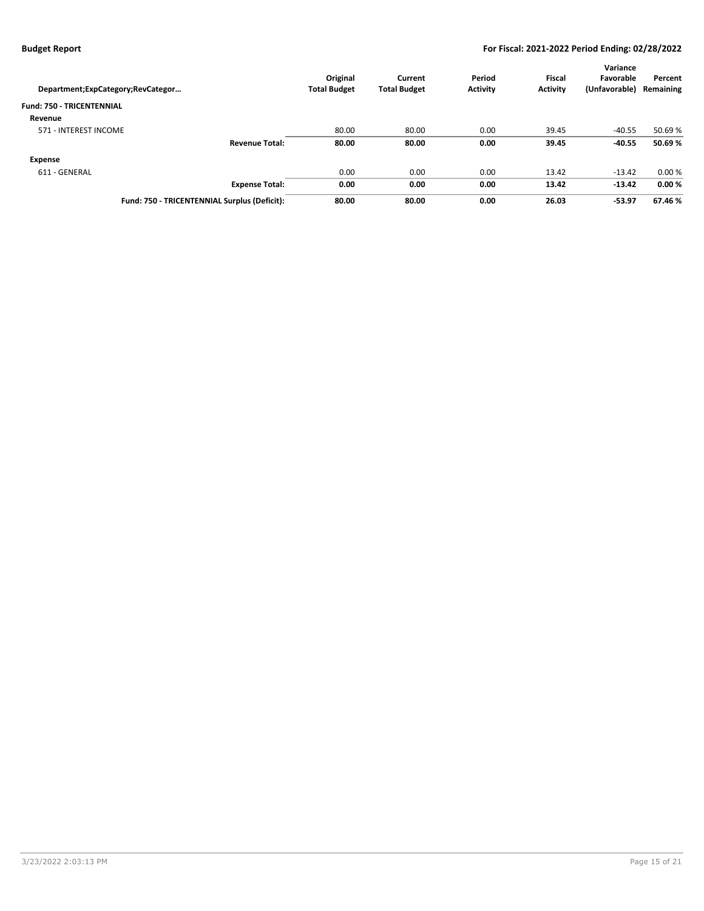| Department;ExpCategory;RevCategor… | Original Total Budget | Current Total Budget | Period Activity | Fiscal Activity | Variance Favorable (Unfavorable) | Percent Remaining |
|---|---|---|---|---|---|---|
| **Fund: 750 - TRICENTENNIAL** | | | | | | |
| **Revenue** | | | | | | |
| 571 - INTEREST INCOME | 80.00 | 80.00 | 0.00 | 39.45 | -40.55 | 50.69 % |
| **Revenue Total:** | **80.00** | **80.00** | **0.00** | **39.45** | **-40.55** | **50.69 %** |
| **Expense** | | | | | | |
| 611 - GENERAL | 0.00 | 0.00 | 0.00 | 13.42 | -13.42 | 0.00 % |
| **Expense Total:** | **0.00** | **0.00** | **0.00** | **13.42** | **-13.42** | **0.00 %** |
| **Fund: 750 - TRICENTENNIAL Surplus (Deficit):** | **80.00** | **80.00** | **0.00** | **26.03** | **-53.97** | **67.46 %** |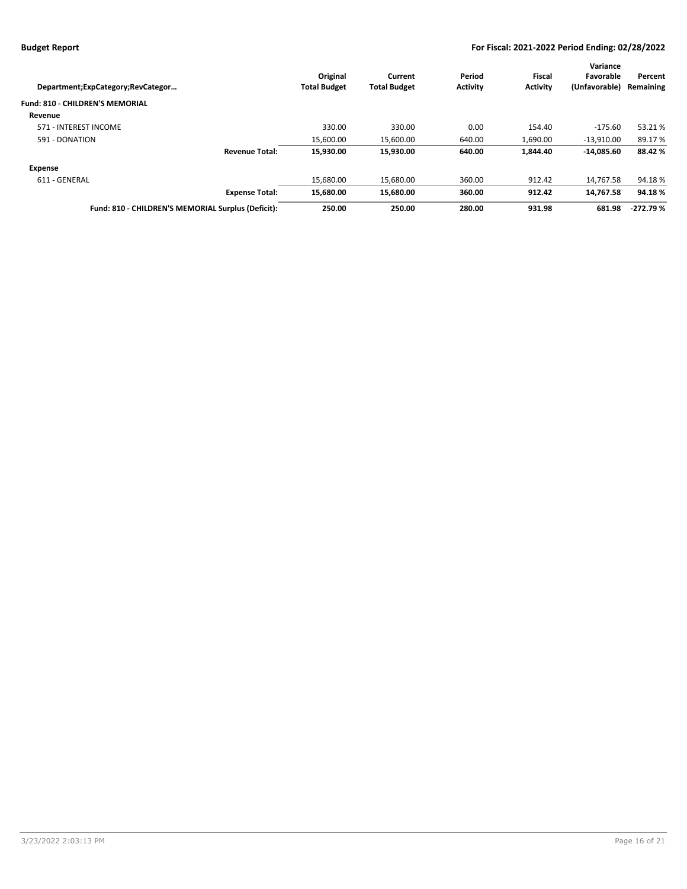| Department;ExpCategory;RevCategor… | Original Total Budget | Current Total Budget | Period Activity | Fiscal Activity | Variance Favorable (Unfavorable) | Percent Remaining |
|---|---|---|---|---|---|---|
| **Fund: 810 - CHILDREN'S MEMORIAL** | | | | | | |
| **Revenue** | | | | | | |
| 571 - INTEREST INCOME | 330.00 | 330.00 | 0.00 | 154.40 | -175.60 | 53.21 % |
| 591 - DONATION | 15,600.00 | 15,600.00 | 640.00 | 1,690.00 | -13,910.00 | 89.17 % |
| **Revenue Total:** | **15,930.00** | **15,930.00** | **640.00** | **1,844.40** | **-14,085.60** | **88.42 %** |
| **Expense** | | | | | | |
| 611 - GENERAL | 15,680.00 | 15,680.00 | 360.00 | 912.42 | 14,767.58 | 94.18 % |
| **Expense Total:** | **15,680.00** | **15,680.00** | **360.00** | **912.42** | **14,767.58** | **94.18 %** |
| **Fund: 810 - CHILDREN'S MEMORIAL Surplus (Deficit):** | **250.00** | **250.00** | **280.00** | **931.98** | **681.98** | **-272.79 %** |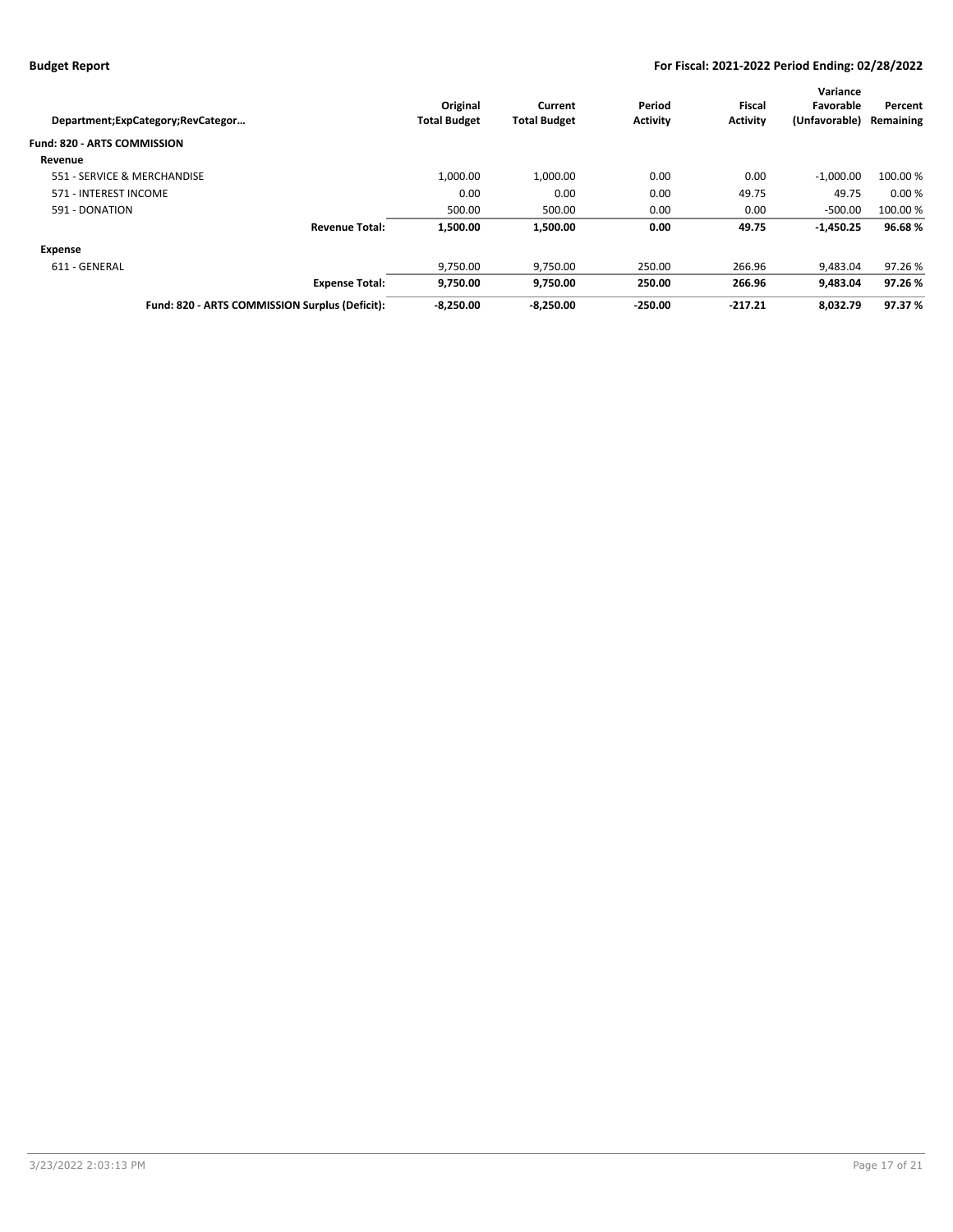| Department;ExpCategory;RevCategor… | Original Total Budget | Current Total Budget | Period Activity | Fiscal Activity | Variance Favorable (Unfavorable) | Percent Remaining |
|---|---|---|---|---|---|---|
| **Fund: 820 - ARTS COMMISSION** | | | | | | |
| **Revenue** | | | | | | |
| 551 - SERVICE & MERCHANDISE | 1,000.00 | 1,000.00 | 0.00 | 0.00 | -1,000.00 | 100.00 % |
| 571 - INTEREST INCOME | 0.00 | 0.00 | 0.00 | 49.75 | 49.75 | 0.00 % |
| 591 - DONATION | 500.00 | 500.00 | 0.00 | 0.00 | -500.00 | 100.00 % |
| **Revenue Total:** | **1,500.00** | **1,500.00** | **0.00** | **49.75** | **-1,450.25** | **96.68 %** |
| **Expense** | | | | | | |
| 611 - GENERAL | 9,750.00 | 9,750.00 | 250.00 | 266.96 | 9,483.04 | 97.26 % |
| **Expense Total:** | **9,750.00** | **9,750.00** | **250.00** | **266.96** | **9,483.04** | **97.26 %** |
| **Fund: 820 - ARTS COMMISSION Surplus (Deficit):** | **-8,250.00** | **-8,250.00** | **-250.00** | **-217.21** | **8,032.79** | **97.37 %** |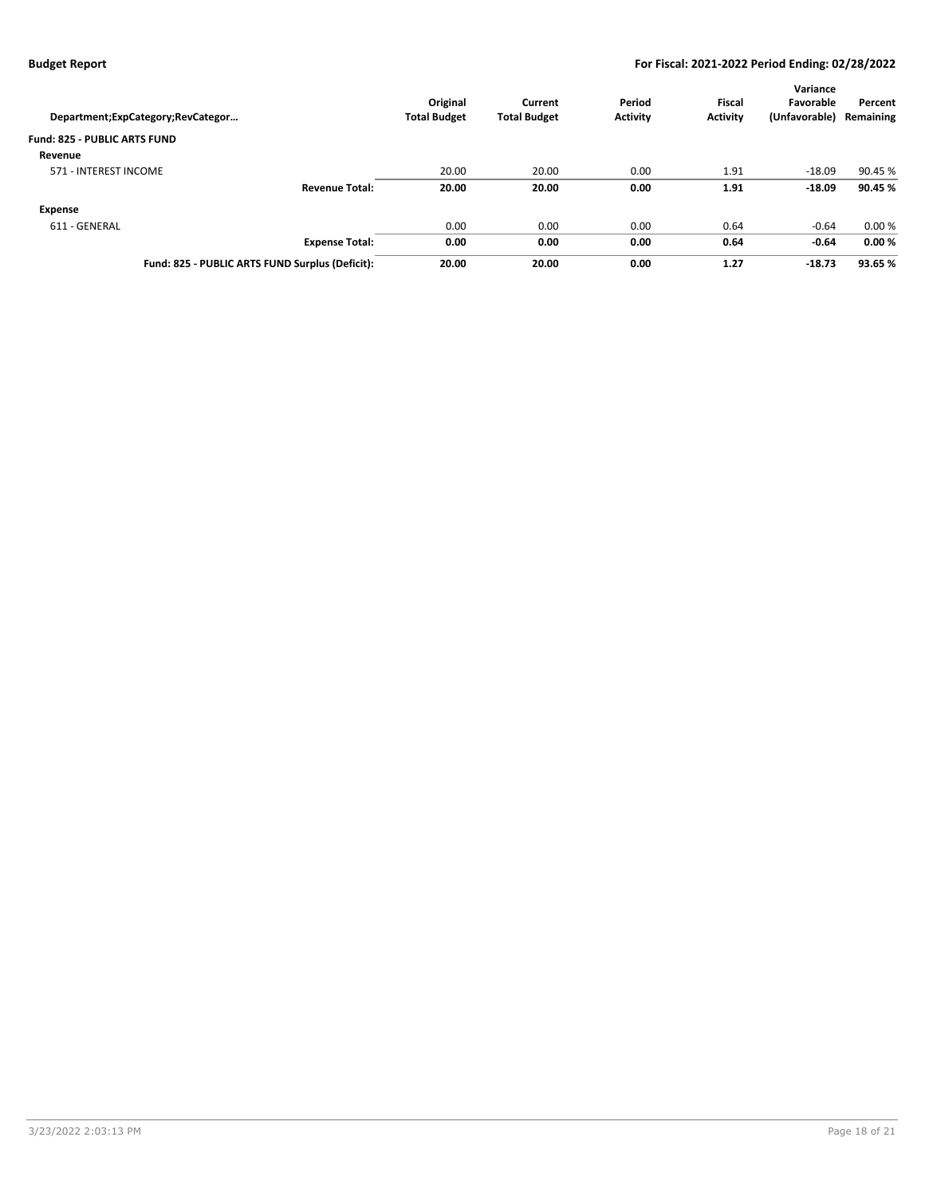| Department;ExpCategory;RevCategor… | Original Total Budget | Current Total Budget | Period Activity | Fiscal Activity | Variance Favorable (Unfavorable) | Percent Remaining |
|---|---|---|---|---|---|---|
| **Fund: 825 - PUBLIC ARTS FUND** | | | | | | |
| **Revenue** | | | | | | |
| 571 - INTEREST INCOME | 20.00 | 20.00 | 0.00 | 1.91 | -18.09 | 90.45 % |
| **Revenue Total:** | **20.00** | **20.00** | **0.00** | **1.91** | **-18.09** | **90.45 %** |
| **Expense** | | | | | | |
| 611 - GENERAL | 0.00 | 0.00 | 0.00 | 0.64 | -0.64 | 0.00 % |
| **Expense Total:** | **0.00** | **0.00** | **0.00** | **0.64** | **-0.64** | **0.00 %** |
| **Fund: 825 - PUBLIC ARTS FUND Surplus (Deficit):** | **20.00** | **20.00** | **0.00** | **1.27** | **-18.73** | **93.65 %** |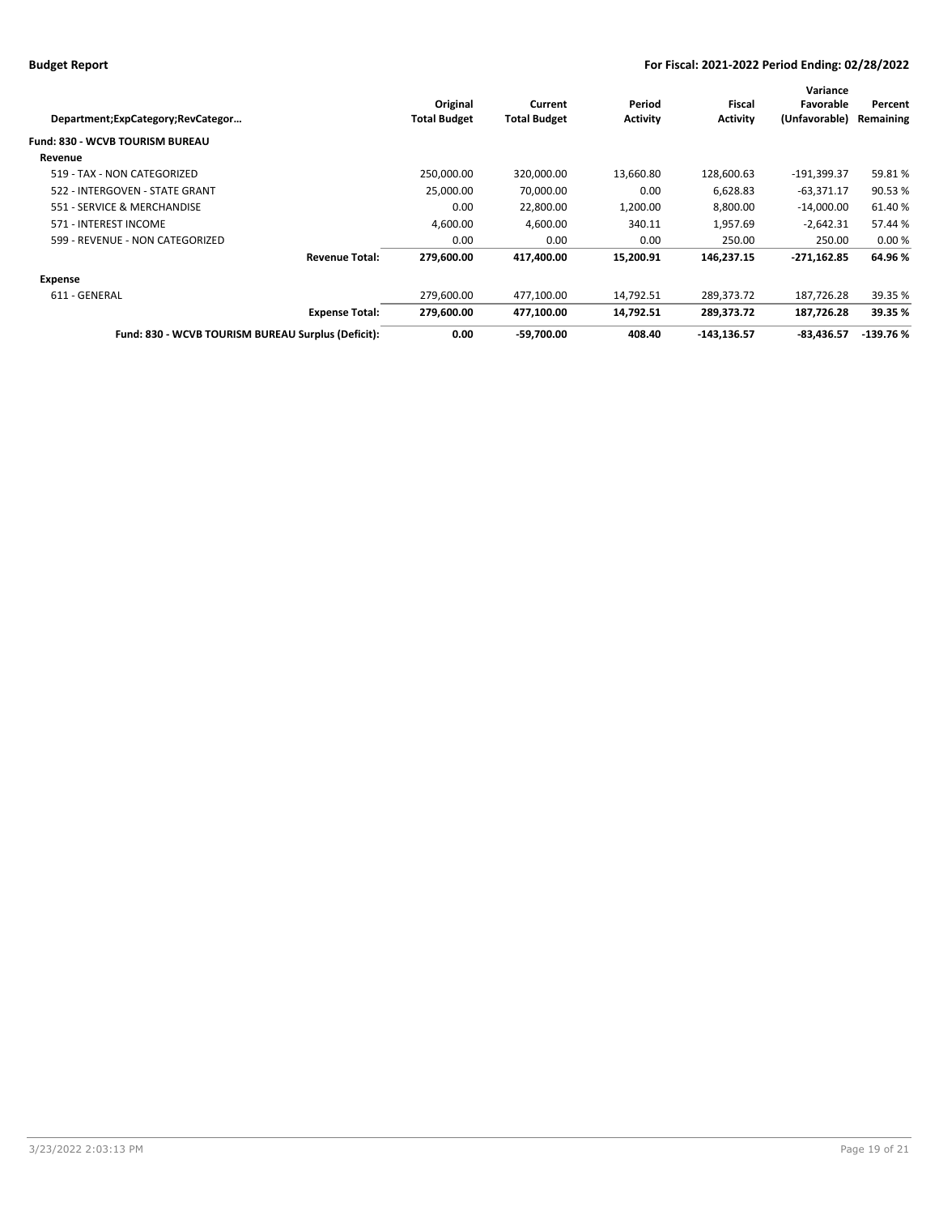| Department;ExpCategory;RevCategor… | | Original Total Budget | Current Total Budget | Period Activity | Fiscal Activity | Variance Favorable (Unfavorable) | Percent Remaining |
|---|---|---|---|---|---|---|---|
| **Fund: 830 - WCVB TOURISM BUREAU** | | | | | | | |
| **Revenue** | | | | | | | |
| 519 - TAX - NON CATEGORIZED | | 250,000.00 | 320,000.00 | 13,660.80 | 128,600.63 | -191,399.37 | 59.81 % |
| 522 - INTERGOVEN - STATE GRANT | | 25,000.00 | 70,000.00 | 0.00 | 6,628.83 | -63,371.17 | 90.53 % |
| 551 - SERVICE & MERCHANDISE | | 0.00 | 22,800.00 | 1,200.00 | 8,800.00 | -14,000.00 | 61.40 % |
| 571 - INTEREST INCOME | | 4,600.00 | 4,600.00 | 340.11 | 1,957.69 | -2,642.31 | 57.44 % |
| 599 - REVENUE - NON CATEGORIZED | | 0.00 | 0.00 | 0.00 | 250.00 | 250.00 | 0.00 % |
| | **Revenue Total:** | **279,600.00** | **417,400.00** | **15,200.91** | **146,237.15** | **-271,162.85** | **64.96 %** |
| **Expense** | | | | | | | |
| 611 - GENERAL | | 279,600.00 | 477,100.00 | 14,792.51 | 289,373.72 | 187,726.28 | 39.35 % |
| | **Expense Total:** | **279,600.00** | **477,100.00** | **14,792.51** | **289,373.72** | **187,726.28** | **39.35 %** |
| | **Fund: 830 - WCVB TOURISM BUREAU Surplus (Deficit):** | **0.00** | **-59,700.00** | **408.40** | **-143,136.57** | **-83,436.57** | **-139.76 %** |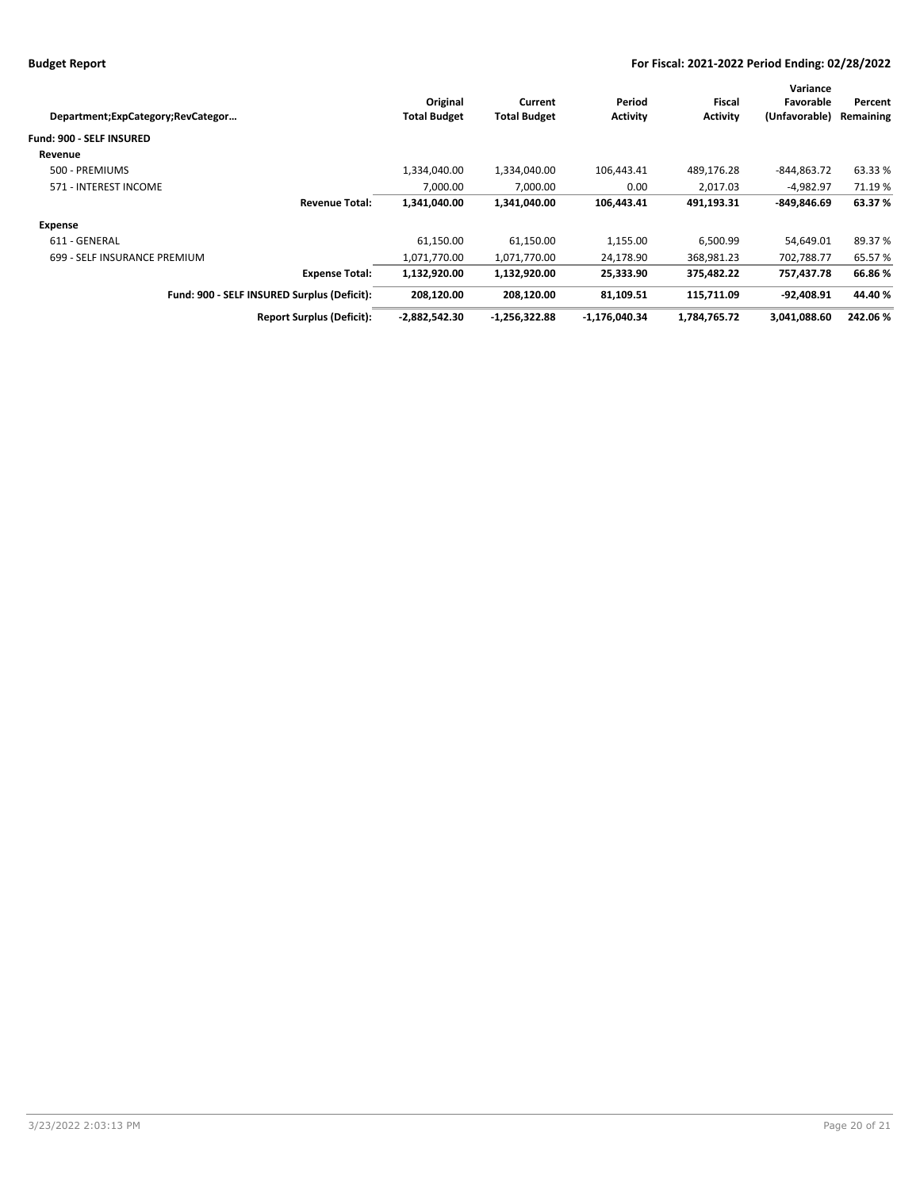| Department;ExpCategory;RevCategor… | Original Total Budget | Current Total Budget | Period Activity | Fiscal Activity | Variance Favorable (Unfavorable) | Percent Remaining |
|---|---|---|---|---|---|---|
| **Fund: 900 - SELF INSURED** | | | | | | |
| **Revenue** | | | | | | |
| 500 - PREMIUMS | 1,334,040.00 | 1,334,040.00 | 106,443.41 | 489,176.28 | -844,863.72 | 63.33 % |
| 571 - INTEREST INCOME | 7,000.00 | 7,000.00 | 0.00 | 2,017.03 | -4,982.97 | 71.19 % |
| **Revenue Total:** | **1,341,040.00** | **1,341,040.00** | **106,443.41** | **491,193.31** | **-849,846.69** | **63.37 %** |
| **Expense** | | | | | | |
| 611 - GENERAL | 61,150.00 | 61,150.00 | 1,155.00 | 6,500.99 | 54,649.01 | 89.37 % |
| 699 - SELF INSURANCE PREMIUM | 1,071,770.00 | 1,071,770.00 | 24,178.90 | 368,981.23 | 702,788.77 | 65.57 % |
| **Expense Total:** | **1,132,920.00** | **1,132,920.00** | **25,333.90** | **375,482.22** | **757,437.78** | **66.86 %** |
| **Fund: 900 - SELF INSURED Surplus (Deficit):** | **208,120.00** | **208,120.00** | **81,109.51** | **115,711.09** | **-92,408.91** | **44.40 %** |
| **Report Surplus (Deficit):** | **-2,882,542.30** | **-1,256,322.88** | **-1,176,040.34** | **1,784,765.72** | **3,041,088.60** | **242.06 %** |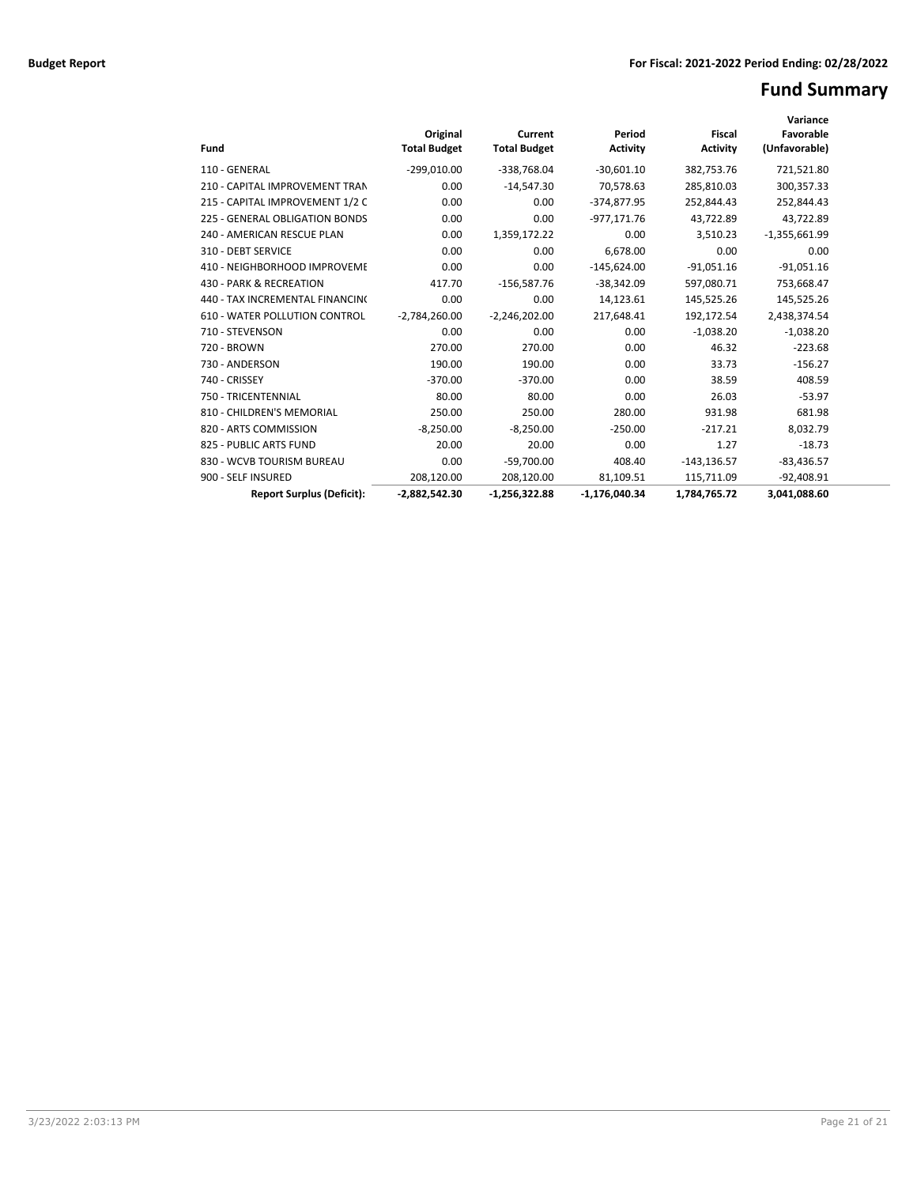**Budget Report** — **For Fiscal: 2021-2022 Period Ending: 02/28/2022**

# Fund Summary

| Fund | Original Total Budget | Current Total Budget | Period Activity | Fiscal Activity | Variance Favorable (Unfavorable) |
|---|---|---|---|---|---|
| 110 - GENERAL | -299,010.00 | -338,768.04 | -30,601.10 | 382,753.76 | 721,521.80 |
| 210 - CAPITAL IMPROVEMENT TRAN | 0.00 | -14,547.30 | 70,578.63 | 285,810.03 | 300,357.33 |
| 215 - CAPITAL IMPROVEMENT 1/2 C | 0.00 | 0.00 | -374,877.95 | 252,844.43 | 252,844.43 |
| 225 - GENERAL OBLIGATION BONDS | 0.00 | 0.00 | -977,171.76 | 43,722.89 | 43,722.89 |
| 240 - AMERICAN RESCUE PLAN | 0.00 | 1,359,172.22 | 0.00 | 3,510.23 | -1,355,661.99 |
| 310 - DEBT SERVICE | 0.00 | 0.00 | 6,678.00 | 0.00 | 0.00 |
| 410 - NEIGHBORHOOD IMPROVEME | 0.00 | 0.00 | -145,624.00 | -91,051.16 | -91,051.16 |
| 430 - PARK & RECREATION | 417.70 | -156,587.76 | -38,342.09 | 597,080.71 | 753,668.47 |
| 440 - TAX INCREMENTAL FINANCIN( | 0.00 | 0.00 | 14,123.61 | 145,525.26 | 145,525.26 |
| 610 - WATER POLLUTION CONTROL | -2,784,260.00 | -2,246,202.00 | 217,648.41 | 192,172.54 | 2,438,374.54 |
| 710 - STEVENSON | 0.00 | 0.00 | 0.00 | -1,038.20 | -1,038.20 |
| 720 - BROWN | 270.00 | 270.00 | 0.00 | 46.32 | -223.68 |
| 730 - ANDERSON | 190.00 | 190.00 | 0.00 | 33.73 | -156.27 |
| 740 - CRISSEY | -370.00 | -370.00 | 0.00 | 38.59 | 408.59 |
| 750 - TRICENTENNIAL | 80.00 | 80.00 | 0.00 | 26.03 | -53.97 |
| 810 - CHILDREN'S MEMORIAL | 250.00 | 250.00 | 280.00 | 931.98 | 681.98 |
| 820 - ARTS COMMISSION | -8,250.00 | -8,250.00 | -250.00 | -217.21 | 8,032.79 |
| 825 - PUBLIC ARTS FUND | 20.00 | 20.00 | 0.00 | 1.27 | -18.73 |
| 830 - WCVB TOURISM BUREAU | 0.00 | -59,700.00 | 408.40 | -143,136.57 | -83,436.57 |
| 900 - SELF INSURED | 208,120.00 | 208,120.00 | 81,109.51 | 115,711.09 | -92,408.91 |
| **Report Surplus (Deficit):** | **-2,882,542.30** | **-1,256,322.88** | **-1,176,040.34** | **1,784,765.72** | **3,041,088.60** |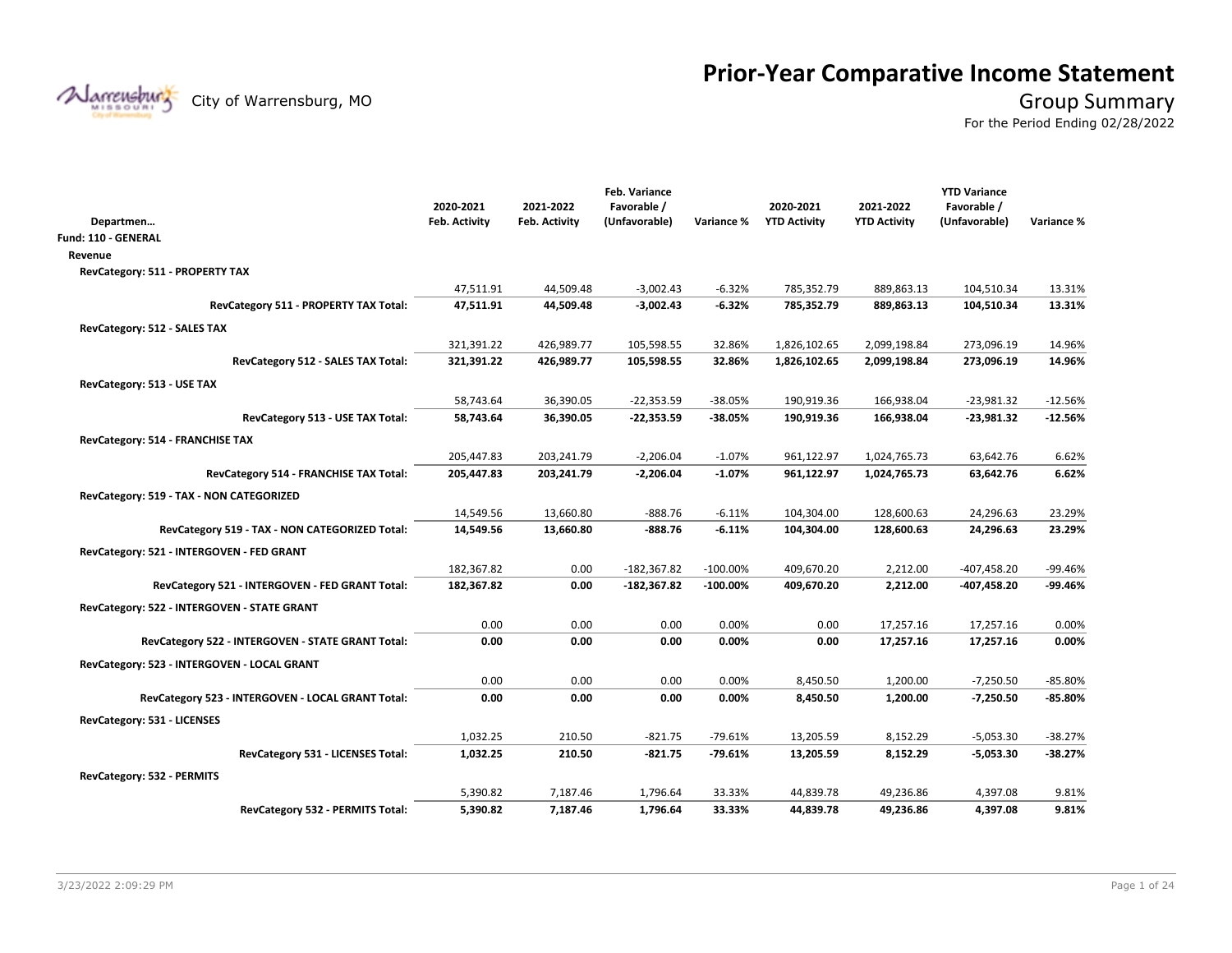# Prior-Year Comparative Income Statement

City of Warrensburg, MO

## Group Summary

For the Period Ending 02/28/2022

| Departmen… | 2020-2021 Feb. Activity | 2021-2022 Feb. Activity | Feb. Variance Favorable / (Unfavorable) | Variance % | 2020-2021 YTD Activity | 2021-2022 YTD Activity | YTD Variance Favorable / (Unfavorable) | Variance % |
|---|---|---|---|---|---|---|---|---|
| **Fund: 110 - GENERAL** | | | | | | | | |
| **Revenue** | | | | | | | | |
| **RevCategory: 511 - PROPERTY TAX** | | | | | | | | |
| | 47,511.91 | 44,509.48 | -3,002.43 | -6.32% | 785,352.79 | 889,863.13 | 104,510.34 | 13.31% |
| **RevCategory 511 - PROPERTY TAX Total:** | **47,511.91** | **44,509.48** | **-3,002.43** | **-6.32%** | **785,352.79** | **889,863.13** | **104,510.34** | **13.31%** |
| **RevCategory: 512 - SALES TAX** | | | | | | | | |
| | 321,391.22 | 426,989.77 | 105,598.55 | 32.86% | 1,826,102.65 | 2,099,198.84 | 273,096.19 | 14.96% |
| **RevCategory 512 - SALES TAX Total:** | **321,391.22** | **426,989.77** | **105,598.55** | **32.86%** | **1,826,102.65** | **2,099,198.84** | **273,096.19** | **14.96%** |
| **RevCategory: 513 - USE TAX** | | | | | | | | |
| | 58,743.64 | 36,390.05 | -22,353.59 | -38.05% | 190,919.36 | 166,938.04 | -23,981.32 | -12.56% |
| **RevCategory 513 - USE TAX Total:** | **58,743.64** | **36,390.05** | **-22,353.59** | **-38.05%** | **190,919.36** | **166,938.04** | **-23,981.32** | **-12.56%** |
| **RevCategory: 514 - FRANCHISE TAX** | | | | | | | | |
| | 205,447.83 | 203,241.79 | -2,206.04 | -1.07% | 961,122.97 | 1,024,765.73 | 63,642.76 | 6.62% |
| **RevCategory 514 - FRANCHISE TAX Total:** | **205,447.83** | **203,241.79** | **-2,206.04** | **-1.07%** | **961,122.97** | **1,024,765.73** | **63,642.76** | **6.62%** |
| **RevCategory: 519 - TAX - NON CATEGORIZED** | | | | | | | | |
| | 14,549.56 | 13,660.80 | -888.76 | -6.11% | 104,304.00 | 128,600.63 | 24,296.63 | 23.29% |
| **RevCategory 519 - TAX - NON CATEGORIZED Total:** | **14,549.56** | **13,660.80** | **-888.76** | **-6.11%** | **104,304.00** | **128,600.63** | **24,296.63** | **23.29%** |
| **RevCategory: 521 - INTERGOVEN - FED GRANT** | | | | | | | | |
| | 182,367.82 | 0.00 | -182,367.82 | -100.00% | 409,670.20 | 2,212.00 | -407,458.20 | -99.46% |
| **RevCategory 521 - INTERGOVEN - FED GRANT Total:** | **182,367.82** | **0.00** | **-182,367.82** | **-100.00%** | **409,670.20** | **2,212.00** | **-407,458.20** | **-99.46%** |
| **RevCategory: 522 - INTERGOVEN - STATE GRANT** | | | | | | | | |
| | 0.00 | 0.00 | 0.00 | 0.00% | 0.00 | 17,257.16 | 17,257.16 | 0.00% |
| **RevCategory 522 - INTERGOVEN - STATE GRANT Total:** | **0.00** | **0.00** | **0.00** | **0.00%** | **0.00** | **17,257.16** | **17,257.16** | **0.00%** |
| **RevCategory: 523 - INTERGOVEN - LOCAL GRANT** | | | | | | | | |
| | 0.00 | 0.00 | 0.00 | 0.00% | 8,450.50 | 1,200.00 | -7,250.50 | -85.80% |
| **RevCategory 523 - INTERGOVEN - LOCAL GRANT Total:** | **0.00** | **0.00** | **0.00** | **0.00%** | **8,450.50** | **1,200.00** | **-7,250.50** | **-85.80%** |
| **RevCategory: 531 - LICENSES** | | | | | | | | |
| | 1,032.25 | 210.50 | -821.75 | -79.61% | 13,205.59 | 8,152.29 | -5,053.30 | -38.27% |
| **RevCategory 531 - LICENSES Total:** | **1,032.25** | **210.50** | **-821.75** | **-79.61%** | **13,205.59** | **8,152.29** | **-5,053.30** | **-38.27%** |
| **RevCategory: 532 - PERMITS** | | | | | | | | |
| | 5,390.82 | 7,187.46 | 1,796.64 | 33.33% | 44,839.78 | 49,236.86 | 4,397.08 | 9.81% |
| **RevCategory 532 - PERMITS Total:** | **5,390.82** | **7,187.46** | **1,796.64** | **33.33%** | **44,839.78** | **49,236.86** | **4,397.08** | **9.81%** |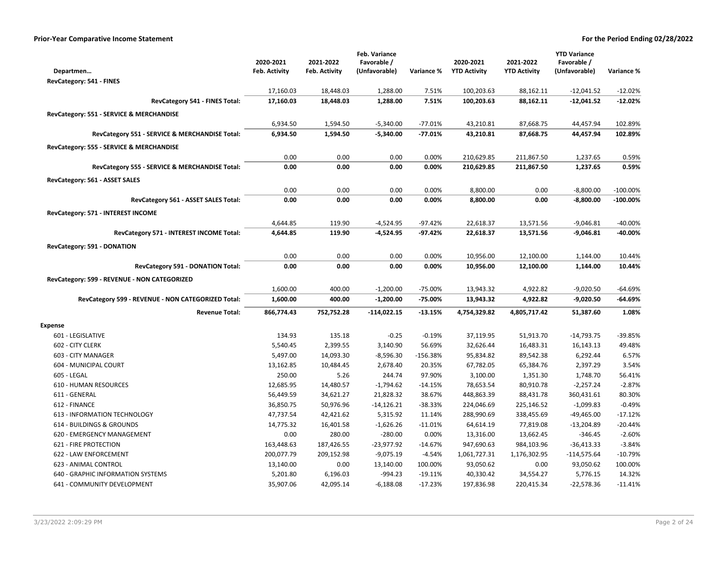**Prior-Year Comparative Income Statement** — **For the Period Ending 02/28/2022**

| Departmen… | 2020-2021 Feb. Activity | 2021-2022 Feb. Activity | Feb. Variance Favorable / (Unfavorable) | Variance % | 2020-2021 YTD Activity | 2021-2022 YTD Activity | YTD Variance Favorable / (Unfavorable) | Variance % |
|---|---|---|---|---|---|---|---|---|
| **RevCategory: 541 - FINES** | | | | | | | | |
| | 17,160.03 | 18,448.03 | 1,288.00 | 7.51% | 100,203.63 | 88,162.11 | -12,041.52 | -12.02% |
| **RevCategory 541 - FINES Total:** | **17,160.03** | **18,448.03** | **1,288.00** | **7.51%** | **100,203.63** | **88,162.11** | **-12,041.52** | **-12.02%** |
| **RevCategory: 551 - SERVICE & MERCHANDISE** | | | | | | | | |
| | 6,934.50 | 1,594.50 | -5,340.00 | -77.01% | 43,210.81 | 87,668.75 | 44,457.94 | 102.89% |
| **RevCategory 551 - SERVICE & MERCHANDISE Total:** | **6,934.50** | **1,594.50** | **-5,340.00** | **-77.01%** | **43,210.81** | **87,668.75** | **44,457.94** | **102.89%** |
| **RevCategory: 555 - SERVICE & MERCHANDISE** | | | | | | | | |
| | 0.00 | 0.00 | 0.00 | 0.00% | 210,629.85 | 211,867.50 | 1,237.65 | 0.59% |
| **RevCategory 555 - SERVICE & MERCHANDISE Total:** | **0.00** | **0.00** | **0.00** | **0.00%** | **210,629.85** | **211,867.50** | **1,237.65** | **0.59%** |
| **RevCategory: 561 - ASSET SALES** | | | | | | | | |
| | 0.00 | 0.00 | 0.00 | 0.00% | 8,800.00 | 0.00 | -8,800.00 | -100.00% |
| **RevCategory 561 - ASSET SALES Total:** | **0.00** | **0.00** | **0.00** | **0.00%** | **8,800.00** | **0.00** | **-8,800.00** | **-100.00%** |
| **RevCategory: 571 - INTEREST INCOME** | | | | | | | | |
| | 4,644.85 | 119.90 | -4,524.95 | -97.42% | 22,618.37 | 13,571.56 | -9,046.81 | -40.00% |
| **RevCategory 571 - INTEREST INCOME Total:** | **4,644.85** | **119.90** | **-4,524.95** | **-97.42%** | **22,618.37** | **13,571.56** | **-9,046.81** | **-40.00%** |
| **RevCategory: 591 - DONATION** | | | | | | | | |
| | 0.00 | 0.00 | 0.00 | 0.00% | 10,956.00 | 12,100.00 | 1,144.00 | 10.44% |
| **RevCategory 591 - DONATION Total:** | **0.00** | **0.00** | **0.00** | **0.00%** | **10,956.00** | **12,100.00** | **1,144.00** | **10.44%** |
| **RevCategory: 599 - REVENUE - NON CATEGORIZED** | | | | | | | | |
| | 1,600.00 | 400.00 | -1,200.00 | -75.00% | 13,943.32 | 4,922.82 | -9,020.50 | -64.69% |
| **RevCategory 599 - REVENUE - NON CATEGORIZED Total:** | **1,600.00** | **400.00** | **-1,200.00** | **-75.00%** | **13,943.32** | **4,922.82** | **-9,020.50** | **-64.69%** |
| **Revenue Total:** | **866,774.43** | **752,752.28** | **-114,022.15** | **-13.15%** | **4,754,329.82** | **4,805,717.42** | **51,387.60** | **1.08%** |
| **Expense** | | | | | | | | |
| 601 - LEGISLATIVE | 134.93 | 135.18 | -0.25 | -0.19% | 37,119.95 | 51,913.70 | -14,793.75 | -39.85% |
| 602 - CITY CLERK | 5,540.45 | 2,399.55 | 3,140.90 | 56.69% | 32,626.44 | 16,483.31 | 16,143.13 | 49.48% |
| 603 - CITY MANAGER | 5,497.00 | 14,093.30 | -8,596.30 | -156.38% | 95,834.82 | 89,542.38 | 6,292.44 | 6.57% |
| 604 - MUNICIPAL COURT | 13,162.85 | 10,484.45 | 2,678.40 | 20.35% | 67,782.05 | 65,384.76 | 2,397.29 | 3.54% |
| 605 - LEGAL | 250.00 | 5.26 | 244.74 | 97.90% | 3,100.00 | 1,351.30 | 1,748.70 | 56.41% |
| 610 - HUMAN RESOURCES | 12,685.95 | 14,480.57 | -1,794.62 | -14.15% | 78,653.54 | 80,910.78 | -2,257.24 | -2.87% |
| 611 - GENERAL | 56,449.59 | 34,621.27 | 21,828.32 | 38.67% | 448,863.39 | 88,431.78 | 360,431.61 | 80.30% |
| 612 - FINANCE | 36,850.75 | 50,976.96 | -14,126.21 | -38.33% | 224,046.69 | 225,146.52 | -1,099.83 | -0.49% |
| 613 - INFORMATION TECHNOLOGY | 47,737.54 | 42,421.62 | 5,315.92 | 11.14% | 288,990.69 | 338,455.69 | -49,465.00 | -17.12% |
| 614 - BUILDINGS & GROUNDS | 14,775.32 | 16,401.58 | -1,626.26 | -11.01% | 64,614.19 | 77,819.08 | -13,204.89 | -20.44% |
| 620 - EMERGENCY MANAGEMENT | 0.00 | 280.00 | -280.00 | 0.00% | 13,316.00 | 13,662.45 | -346.45 | -2.60% |
| 621 - FIRE PROTECTION | 163,448.63 | 187,426.55 | -23,977.92 | -14.67% | 947,690.63 | 984,103.96 | -36,413.33 | -3.84% |
| 622 - LAW ENFORCEMENT | 200,077.79 | 209,152.98 | -9,075.19 | -4.54% | 1,061,727.31 | 1,176,302.95 | -114,575.64 | -10.79% |
| 623 - ANIMAL CONTROL | 13,140.00 | 0.00 | 13,140.00 | 100.00% | 93,050.62 | 0.00 | 93,050.62 | 100.00% |
| 640 - GRAPHIC INFORMATION SYSTEMS | 5,201.80 | 6,196.03 | -994.23 | -19.11% | 40,330.42 | 34,554.27 | 5,776.15 | 14.32% |
| 641 - COMMUNITY DEVELOPMENT | 35,907.06 | 42,095.14 | -6,188.08 | -17.23% | 197,836.98 | 220,415.34 | -22,578.36 | -11.41% |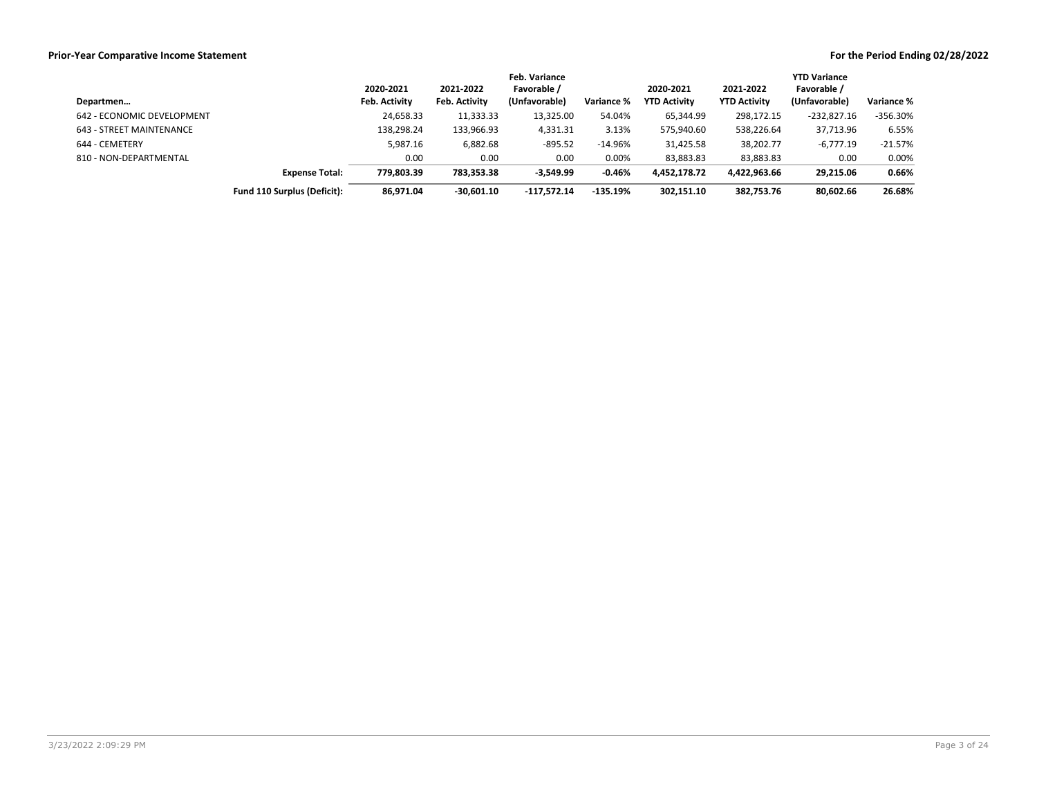**Prior-Year Comparative Income Statement**

**For the Period Ending 02/28/2022**

| Departmen… | | 2020-2021 Feb. Activity | 2021-2022 Feb. Activity | Feb. Variance Favorable / (Unfavorable) | Variance % | 2020-2021 YTD Activity | 2021-2022 YTD Activity | YTD Variance Favorable / (Unfavorable) | Variance % |
|---|---|---|---|---|---|---|---|---|---|
| 642 - ECONOMIC DEVELOPMENT | | 24,658.33 | 11,333.33 | 13,325.00 | 54.04% | 65,344.99 | 298,172.15 | -232,827.16 | -356.30% |
| 643 - STREET MAINTENANCE | | 138,298.24 | 133,966.93 | 4,331.31 | 3.13% | 575,940.60 | 538,226.64 | 37,713.96 | 6.55% |
| 644 - CEMETERY | | 5,987.16 | 6,882.68 | -895.52 | -14.96% | 31,425.58 | 38,202.77 | -6,777.19 | -21.57% |
| 810 - NON-DEPARTMENTAL | | 0.00 | 0.00 | 0.00 | 0.00% | 83,883.83 | 83,883.83 | 0.00 | 0.00% |
| | **Expense Total:** | **779,803.39** | **783,353.38** | **-3,549.99** | **-0.46%** | **4,452,178.72** | **4,422,963.66** | **29,215.06** | **0.66%** |
| | **Fund 110 Surplus (Deficit):** | **86,971.04** | **-30,601.10** | **-117,572.14** | **-135.19%** | **302,151.10** | **382,753.76** | **80,602.66** | **26.68%** |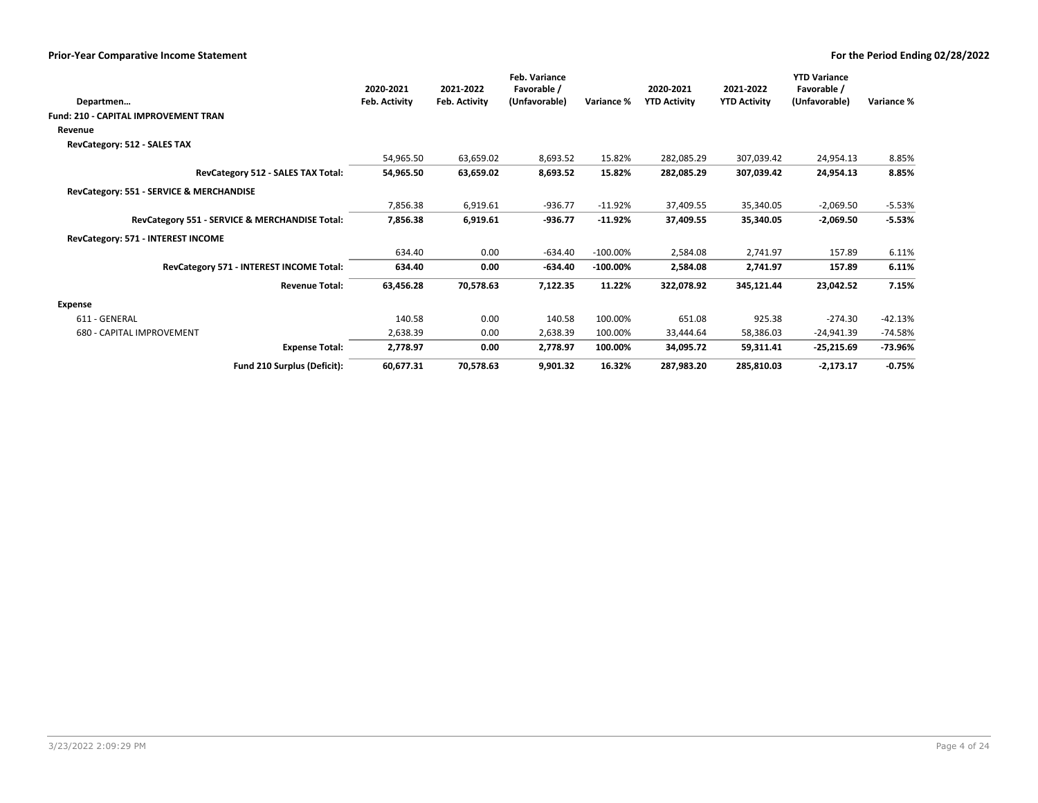## Prior-Year Comparative Income Statement

**For the Period Ending 02/28/2022**

| Departmen… | 2020-2021 Feb. Activity | 2021-2022 Feb. Activity | Feb. Variance Favorable / (Unfavorable) | Variance % | 2020-2021 YTD Activity | 2021-2022 YTD Activity | YTD Variance Favorable / (Unfavorable) | Variance % |
|---|---|---|---|---|---|---|---|---|
| **Fund: 210 - CAPITAL IMPROVEMENT TRAN** | | | | | | | | |
| **Revenue** | | | | | | | | |
| **RevCategory: 512 - SALES TAX** | | | | | | | | |
| | 54,965.50 | 63,659.02 | 8,693.52 | 15.82% | 282,085.29 | 307,039.42 | 24,954.13 | 8.85% |
| **RevCategory 512 - SALES TAX Total:** | **54,965.50** | **63,659.02** | **8,693.52** | **15.82%** | **282,085.29** | **307,039.42** | **24,954.13** | **8.85%** |
| **RevCategory: 551 - SERVICE & MERCHANDISE** | | | | | | | | |
| | 7,856.38 | 6,919.61 | -936.77 | -11.92% | 37,409.55 | 35,340.05 | -2,069.50 | -5.53% |
| **RevCategory 551 - SERVICE & MERCHANDISE Total:** | **7,856.38** | **6,919.61** | **-936.77** | **-11.92%** | **37,409.55** | **35,340.05** | **-2,069.50** | **-5.53%** |
| **RevCategory: 571 - INTEREST INCOME** | | | | | | | | |
| | 634.40 | 0.00 | -634.40 | -100.00% | 2,584.08 | 2,741.97 | 157.89 | 6.11% |
| **RevCategory 571 - INTEREST INCOME Total:** | **634.40** | **0.00** | **-634.40** | **-100.00%** | **2,584.08** | **2,741.97** | **157.89** | **6.11%** |
| **Revenue Total:** | **63,456.28** | **70,578.63** | **7,122.35** | **11.22%** | **322,078.92** | **345,121.44** | **23,042.52** | **7.15%** |
| **Expense** | | | | | | | | |
| 611 - GENERAL | 140.58 | 0.00 | 140.58 | 100.00% | 651.08 | 925.38 | -274.30 | -42.13% |
| 680 - CAPITAL IMPROVEMENT | 2,638.39 | 0.00 | 2,638.39 | 100.00% | 33,444.64 | 58,386.03 | -24,941.39 | -74.58% |
| **Expense Total:** | **2,778.97** | **0.00** | **2,778.97** | **100.00%** | **34,095.72** | **59,311.41** | **-25,215.69** | **-73.96%** |
| **Fund 210 Surplus (Deficit):** | **60,677.31** | **70,578.63** | **9,901.32** | **16.32%** | **287,983.20** | **285,810.03** | **-2,173.17** | **-0.75%** |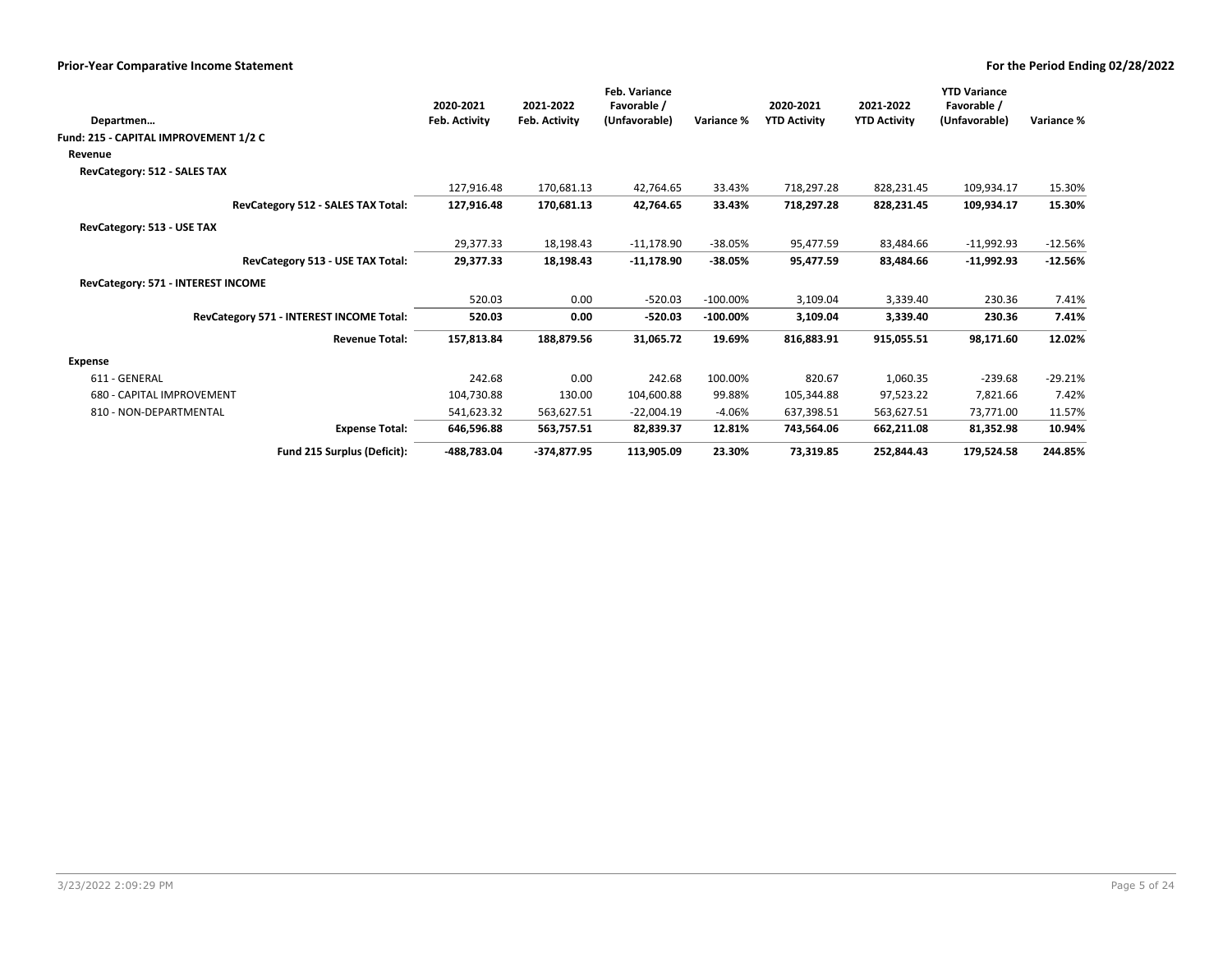**Prior-Year Comparative Income Statement** — For the Period Ending 02/28/2022

| Departmen… | 2020-2021 Feb. Activity | 2021-2022 Feb. Activity | Feb. Variance Favorable / (Unfavorable) | Variance % | 2020-2021 YTD Activity | 2021-2022 YTD Activity | YTD Variance Favorable / (Unfavorable) | Variance % |
|---|---|---|---|---|---|---|---|---|
| **Fund: 215 - CAPITAL IMPROVEMENT 1/2 C** | | | | | | | | |
| **Revenue** | | | | | | | | |
| **RevCategory: 512 - SALES TAX** | | | | | | | | |
| | 127,916.48 | 170,681.13 | 42,764.65 | 33.43% | 718,297.28 | 828,231.45 | 109,934.17 | 15.30% |
| **RevCategory 512 - SALES TAX Total:** | **127,916.48** | **170,681.13** | **42,764.65** | **33.43%** | **718,297.28** | **828,231.45** | **109,934.17** | **15.30%** |
| **RevCategory: 513 - USE TAX** | | | | | | | | |
| | 29,377.33 | 18,198.43 | -11,178.90 | -38.05% | 95,477.59 | 83,484.66 | -11,992.93 | -12.56% |
| **RevCategory 513 - USE TAX Total:** | **29,377.33** | **18,198.43** | **-11,178.90** | **-38.05%** | **95,477.59** | **83,484.66** | **-11,992.93** | **-12.56%** |
| **RevCategory: 571 - INTEREST INCOME** | | | | | | | | |
| | 520.03 | 0.00 | -520.03 | -100.00% | 3,109.04 | 3,339.40 | 230.36 | 7.41% |
| **RevCategory 571 - INTEREST INCOME Total:** | **520.03** | **0.00** | **-520.03** | **-100.00%** | **3,109.04** | **3,339.40** | **230.36** | **7.41%** |
| **Revenue Total:** | **157,813.84** | **188,879.56** | **31,065.72** | **19.69%** | **816,883.91** | **915,055.51** | **98,171.60** | **12.02%** |
| **Expense** | | | | | | | | |
| 611 - GENERAL | 242.68 | 0.00 | 242.68 | 100.00% | 820.67 | 1,060.35 | -239.68 | -29.21% |
| 680 - CAPITAL IMPROVEMENT | 104,730.88 | 130.00 | 104,600.88 | 99.88% | 105,344.88 | 97,523.22 | 7,821.66 | 7.42% |
| 810 - NON-DEPARTMENTAL | 541,623.32 | 563,627.51 | -22,004.19 | -4.06% | 637,398.51 | 563,627.51 | 73,771.00 | 11.57% |
| **Expense Total:** | **646,596.88** | **563,757.51** | **82,839.37** | **12.81%** | **743,564.06** | **662,211.08** | **81,352.98** | **10.94%** |
| **Fund 215 Surplus (Deficit):** | **-488,783.04** | **-374,877.95** | **113,905.09** | **23.30%** | **73,319.85** | **252,844.43** | **179,524.58** | **244.85%** |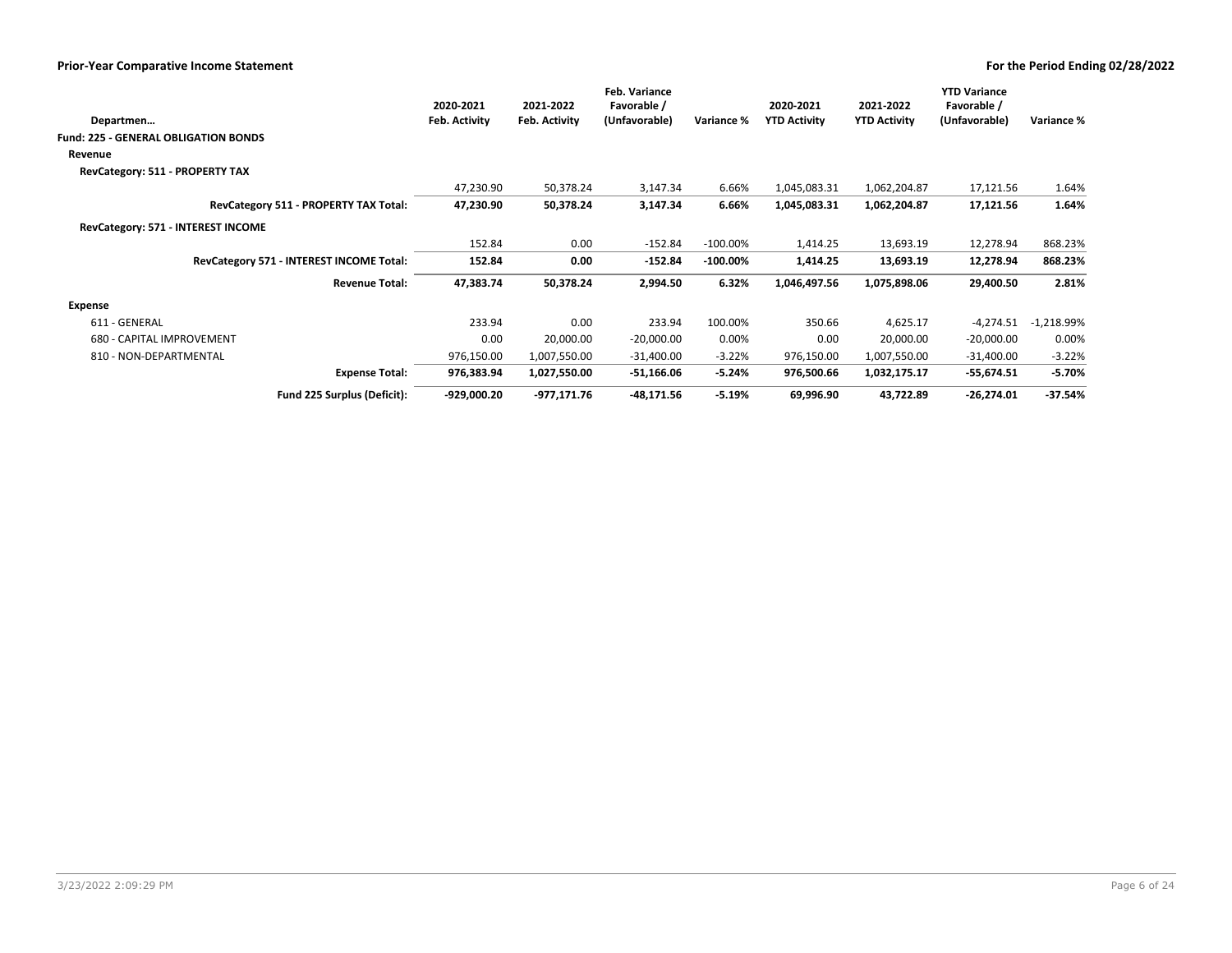## Prior-Year Comparative Income Statement

**For the Period Ending 02/28/2022**

| Departmen… | 2020-2021 Feb. Activity | 2021-2022 Feb. Activity | Feb. Variance Favorable / (Unfavorable) | Variance % | 2020-2021 YTD Activity | 2021-2022 YTD Activity | YTD Variance Favorable / (Unfavorable) | Variance % |
|---|---|---|---|---|---|---|---|---|
| **Fund: 225 - GENERAL OBLIGATION BONDS** | | | | | | | | |
| **Revenue** | | | | | | | | |
| **RevCategory: 511 - PROPERTY TAX** | | | | | | | | |
| | 47,230.90 | 50,378.24 | 3,147.34 | 6.66% | 1,045,083.31 | 1,062,204.87 | 17,121.56 | 1.64% |
| **RevCategory 511 - PROPERTY TAX Total:** | **47,230.90** | **50,378.24** | **3,147.34** | **6.66%** | **1,045,083.31** | **1,062,204.87** | **17,121.56** | **1.64%** |
| **RevCategory: 571 - INTEREST INCOME** | | | | | | | | |
| | 152.84 | 0.00 | -152.84 | -100.00% | 1,414.25 | 13,693.19 | 12,278.94 | 868.23% |
| **RevCategory 571 - INTEREST INCOME Total:** | **152.84** | **0.00** | **-152.84** | **-100.00%** | **1,414.25** | **13,693.19** | **12,278.94** | **868.23%** |
| **Revenue Total:** | **47,383.74** | **50,378.24** | **2,994.50** | **6.32%** | **1,046,497.56** | **1,075,898.06** | **29,400.50** | **2.81%** |
| **Expense** | | | | | | | | |
| 611 - GENERAL | 233.94 | 0.00 | 233.94 | 100.00% | 350.66 | 4,625.17 | -4,274.51 | -1,218.99% |
| 680 - CAPITAL IMPROVEMENT | 0.00 | 20,000.00 | -20,000.00 | 0.00% | 0.00 | 20,000.00 | -20,000.00 | 0.00% |
| 810 - NON-DEPARTMENTAL | 976,150.00 | 1,007,550.00 | -31,400.00 | -3.22% | 976,150.00 | 1,007,550.00 | -31,400.00 | -3.22% |
| **Expense Total:** | **976,383.94** | **1,027,550.00** | **-51,166.06** | **-5.24%** | **976,500.66** | **1,032,175.17** | **-55,674.51** | **-5.70%** |
| **Fund 225 Surplus (Deficit):** | **-929,000.20** | **-977,171.76** | **-48,171.56** | **-5.19%** | **69,996.90** | **43,722.89** | **-26,274.01** | **-37.54%** |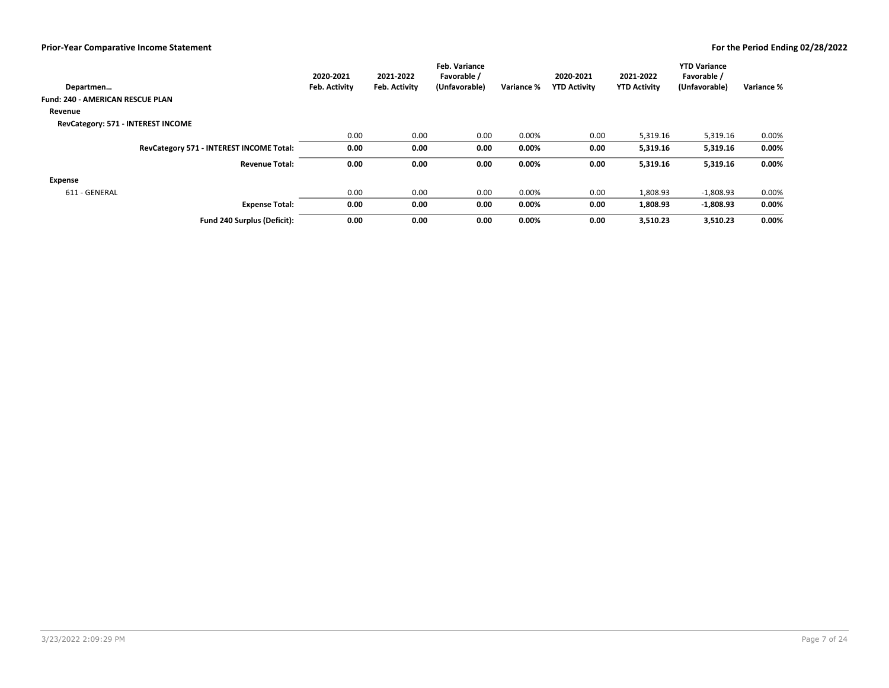**Prior-Year Comparative Income Statement**

**For the Period Ending 02/28/2022**

| Departmen… | 2020-2021 Feb. Activity | 2021-2022 Feb. Activity | Feb. Variance Favorable / (Unfavorable) | Variance % | 2020-2021 YTD Activity | 2021-2022 YTD Activity | YTD Variance Favorable / (Unfavorable) | Variance % |
|---|---|---|---|---|---|---|---|---|
| **Fund: 240 - AMERICAN RESCUE PLAN** | | | | | | | | |
| **Revenue** | | | | | | | | |
| **RevCategory: 571 - INTEREST INCOME** | | | | | | | | |
| | 0.00 | 0.00 | 0.00 | 0.00% | 0.00 | 5,319.16 | 5,319.16 | 0.00% |
| **RevCategory 571 - INTEREST INCOME Total:** | **0.00** | **0.00** | **0.00** | **0.00%** | **0.00** | **5,319.16** | **5,319.16** | **0.00%** |
| **Revenue Total:** | **0.00** | **0.00** | **0.00** | **0.00%** | **0.00** | **5,319.16** | **5,319.16** | **0.00%** |
| **Expense** | | | | | | | | |
| 611 - GENERAL | 0.00 | 0.00 | 0.00 | 0.00% | 0.00 | 1,808.93 | -1,808.93 | 0.00% |
| **Expense Total:** | **0.00** | **0.00** | **0.00** | **0.00%** | **0.00** | **1,808.93** | **-1,808.93** | **0.00%** |
| **Fund 240 Surplus (Deficit):** | **0.00** | **0.00** | **0.00** | **0.00%** | **0.00** | **3,510.23** | **3,510.23** | **0.00%** |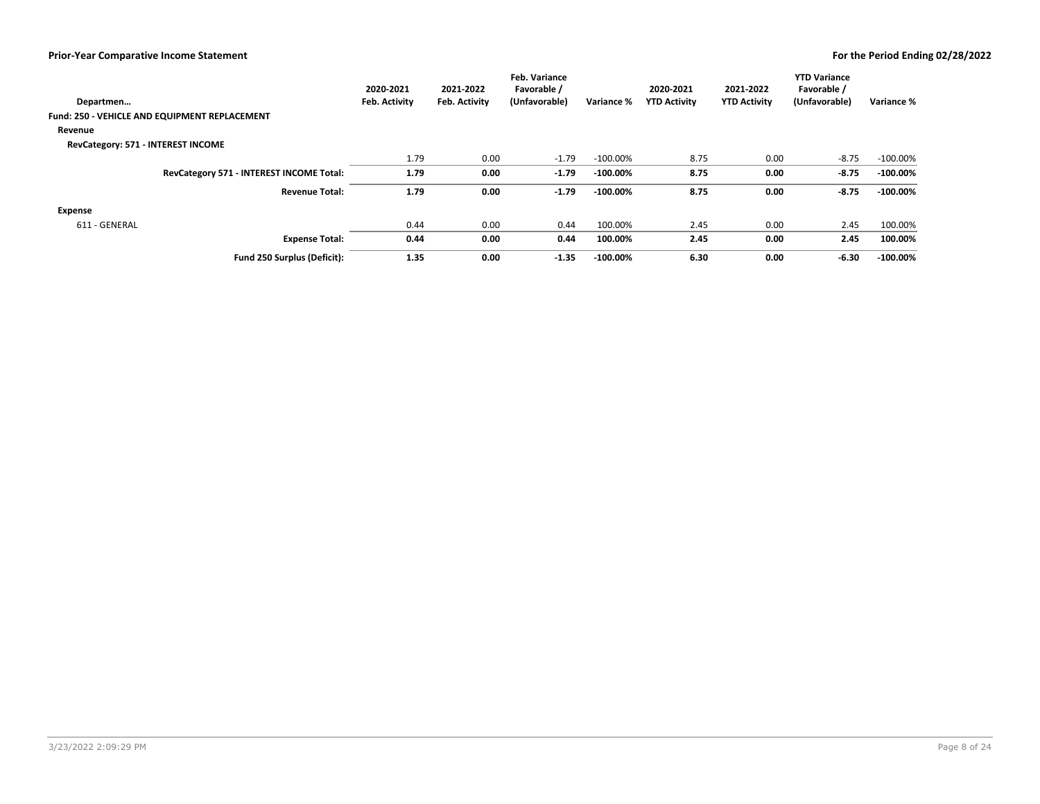**Prior-Year Comparative Income Statement**

**For the Period Ending 02/28/2022**

| Departmen… | 2020-2021 Feb. Activity | 2021-2022 Feb. Activity | Feb. Variance Favorable / (Unfavorable) | Variance % | 2020-2021 YTD Activity | 2021-2022 YTD Activity | YTD Variance Favorable / (Unfavorable) | Variance % |
|---|---|---|---|---|---|---|---|---|
| **Fund: 250 - VEHICLE AND EQUIPMENT REPLACEMENT** | | | | | | | | |
| **Revenue** | | | | | | | | |
| **RevCategory: 571 - INTEREST INCOME** | | | | | | | | |
| | 1.79 | 0.00 | -1.79 | -100.00% | 8.75 | 0.00 | -8.75 | -100.00% |
| **RevCategory 571 - INTEREST INCOME Total:** | **1.79** | **0.00** | **-1.79** | **-100.00%** | **8.75** | **0.00** | **-8.75** | **-100.00%** |
| **Revenue Total:** | **1.79** | **0.00** | **-1.79** | **-100.00%** | **8.75** | **0.00** | **-8.75** | **-100.00%** |
| **Expense** | | | | | | | | |
| 611 - GENERAL | 0.44 | 0.00 | 0.44 | 100.00% | 2.45 | 0.00 | 2.45 | 100.00% |
| **Expense Total:** | **0.44** | **0.00** | **0.44** | **100.00%** | **2.45** | **0.00** | **2.45** | **100.00%** |
| **Fund 250 Surplus (Deficit):** | **1.35** | **0.00** | **-1.35** | **-100.00%** | **6.30** | **0.00** | **-6.30** | **-100.00%** |

3/23/2022 2:09:29 PM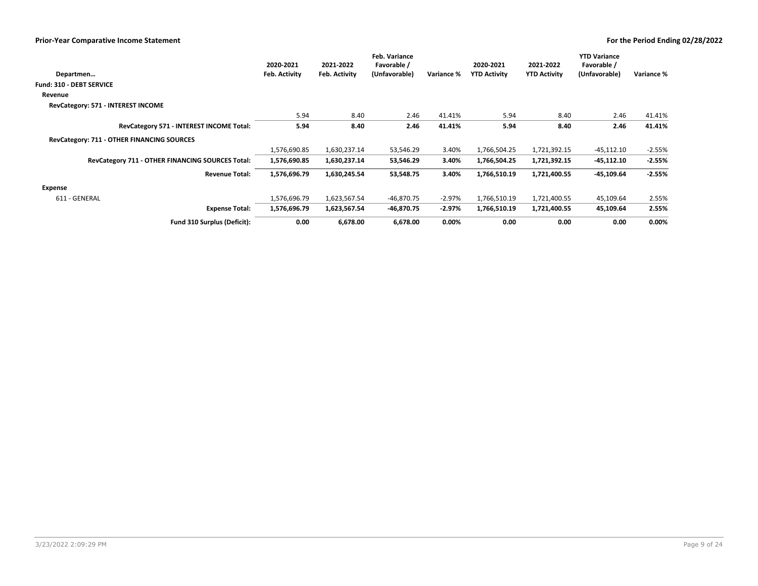**Prior-Year Comparative Income Statement**

**For the Period Ending 02/28/2022**

| Departmen… | 2020-2021 Feb. Activity | 2021-2022 Feb. Activity | Feb. Variance Favorable / (Unfavorable) | Variance % | 2020-2021 YTD Activity | 2021-2022 YTD Activity | YTD Variance Favorable / (Unfavorable) | Variance % |
|---|---|---|---|---|---|---|---|---|
| **Fund: 310 - DEBT SERVICE** | | | | | | | | |
| **Revenue** | | | | | | | | |
| **RevCategory: 571 - INTEREST INCOME** | | | | | | | | |
| | 5.94 | 8.40 | 2.46 | 41.41% | 5.94 | 8.40 | 2.46 | 41.41% |
| **RevCategory 571 - INTEREST INCOME Total:** | **5.94** | **8.40** | **2.46** | **41.41%** | **5.94** | **8.40** | **2.46** | **41.41%** |
| **RevCategory: 711 - OTHER FINANCING SOURCES** | | | | | | | | |
| | 1,576,690.85 | 1,630,237.14 | 53,546.29 | 3.40% | 1,766,504.25 | 1,721,392.15 | -45,112.10 | -2.55% |
| **RevCategory 711 - OTHER FINANCING SOURCES Total:** | **1,576,690.85** | **1,630,237.14** | **53,546.29** | **3.40%** | **1,766,504.25** | **1,721,392.15** | **-45,112.10** | **-2.55%** |
| **Revenue Total:** | **1,576,696.79** | **1,630,245.54** | **53,548.75** | **3.40%** | **1,766,510.19** | **1,721,400.55** | **-45,109.64** | **-2.55%** |
| **Expense** | | | | | | | | |
| 611 - GENERAL | 1,576,696.79 | 1,623,567.54 | -46,870.75 | -2.97% | 1,766,510.19 | 1,721,400.55 | 45,109.64 | 2.55% |
| **Expense Total:** | **1,576,696.79** | **1,623,567.54** | **-46,870.75** | **-2.97%** | **1,766,510.19** | **1,721,400.55** | **45,109.64** | **2.55%** |
| **Fund 310 Surplus (Deficit):** | **0.00** | **6,678.00** | **6,678.00** | **0.00%** | **0.00** | **0.00** | **0.00** | **0.00%** |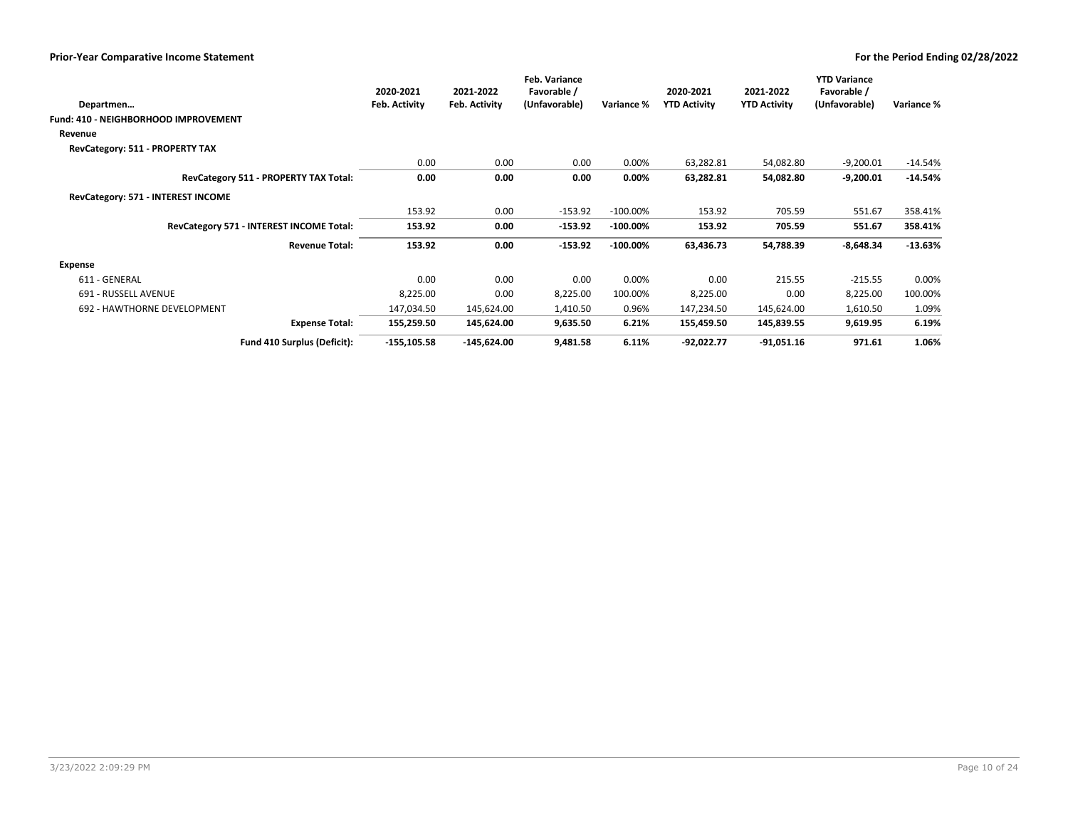## Prior-Year Comparative Income Statement

**For the Period Ending 02/28/2022**

| Departmen… | 2020-2021 Feb. Activity | 2021-2022 Feb. Activity | Feb. Variance Favorable / (Unfavorable) | Variance % | 2020-2021 YTD Activity | 2021-2022 YTD Activity | YTD Variance Favorable / (Unfavorable) | Variance % |
|---|---|---|---|---|---|---|---|---|
| **Fund: 410 - NEIGHBORHOOD IMPROVEMENT** | | | | | | | | |
| **Revenue** | | | | | | | | |
| **RevCategory: 511 - PROPERTY TAX** | | | | | | | | |
| | 0.00 | 0.00 | 0.00 | 0.00% | 63,282.81 | 54,082.80 | -9,200.01 | -14.54% |
| **RevCategory 511 - PROPERTY TAX Total:** | **0.00** | **0.00** | **0.00** | **0.00%** | **63,282.81** | **54,082.80** | **-9,200.01** | **-14.54%** |
| **RevCategory: 571 - INTEREST INCOME** | | | | | | | | |
| | 153.92 | 0.00 | -153.92 | -100.00% | 153.92 | 705.59 | 551.67 | 358.41% |
| **RevCategory 571 - INTEREST INCOME Total:** | **153.92** | **0.00** | **-153.92** | **-100.00%** | **153.92** | **705.59** | **551.67** | **358.41%** |
| **Revenue Total:** | **153.92** | **0.00** | **-153.92** | **-100.00%** | **63,436.73** | **54,788.39** | **-8,648.34** | **-13.63%** |
| **Expense** | | | | | | | | |
| 611 - GENERAL | 0.00 | 0.00 | 0.00 | 0.00% | 0.00 | 215.55 | -215.55 | 0.00% |
| 691 - RUSSELL AVENUE | 8,225.00 | 0.00 | 8,225.00 | 100.00% | 8,225.00 | 0.00 | 8,225.00 | 100.00% |
| 692 - HAWTHORNE DEVELOPMENT | 147,034.50 | 145,624.00 | 1,410.50 | 0.96% | 147,234.50 | 145,624.00 | 1,610.50 | 1.09% |
| **Expense Total:** | **155,259.50** | **145,624.00** | **9,635.50** | **6.21%** | **155,459.50** | **145,839.55** | **9,619.95** | **6.19%** |
| **Fund 410 Surplus (Deficit):** | **-155,105.58** | **-145,624.00** | **9,481.58** | **6.11%** | **-92,022.77** | **-91,051.16** | **971.61** | **1.06%** |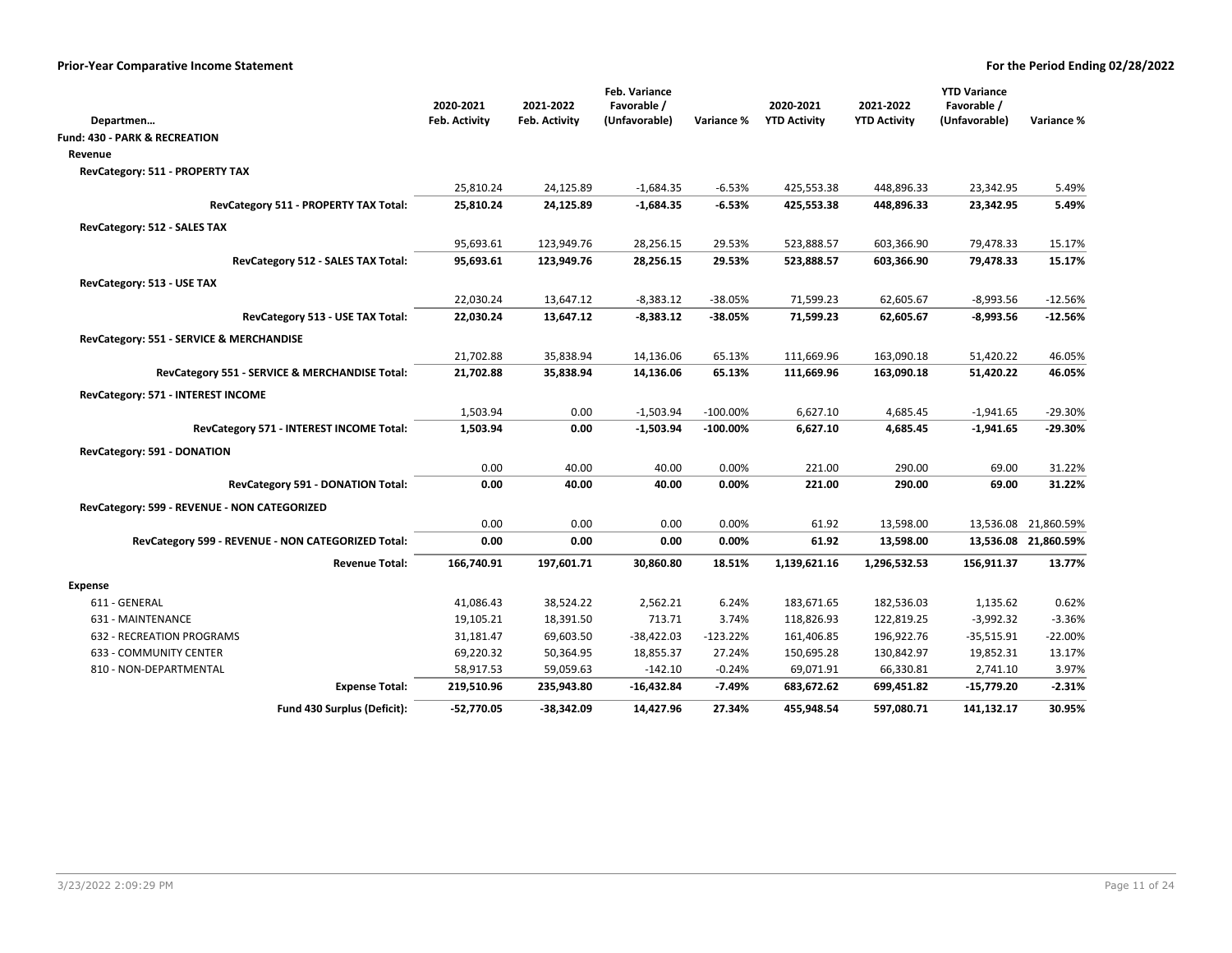## Prior-Year Comparative Income Statement

**For the Period Ending 02/28/2022**

| Departmen… | 2020-2021 Feb. Activity | 2021-2022 Feb. Activity | Feb. Variance Favorable / (Unfavorable) | Variance % | 2020-2021 YTD Activity | 2021-2022 YTD Activity | YTD Variance Favorable / (Unfavorable) | Variance % |
|---|---|---|---|---|---|---|---|---|
| **Fund: 430 - PARK & RECREATION** | | | | | | | | |
| **Revenue** | | | | | | | | |
| **RevCategory: 511 - PROPERTY TAX** | | | | | | | | |
| | 25,810.24 | 24,125.89 | -1,684.35 | -6.53% | 425,553.38 | 448,896.33 | 23,342.95 | 5.49% |
| **RevCategory 511 - PROPERTY TAX Total:** | **25,810.24** | **24,125.89** | **-1,684.35** | **-6.53%** | **425,553.38** | **448,896.33** | **23,342.95** | **5.49%** |
| **RevCategory: 512 - SALES TAX** | | | | | | | | |
| | 95,693.61 | 123,949.76 | 28,256.15 | 29.53% | 523,888.57 | 603,366.90 | 79,478.33 | 15.17% |
| **RevCategory 512 - SALES TAX Total:** | **95,693.61** | **123,949.76** | **28,256.15** | **29.53%** | **523,888.57** | **603,366.90** | **79,478.33** | **15.17%** |
| **RevCategory: 513 - USE TAX** | | | | | | | | |
| | 22,030.24 | 13,647.12 | -8,383.12 | -38.05% | 71,599.23 | 62,605.67 | -8,993.56 | -12.56% |
| **RevCategory 513 - USE TAX Total:** | **22,030.24** | **13,647.12** | **-8,383.12** | **-38.05%** | **71,599.23** | **62,605.67** | **-8,993.56** | **-12.56%** |
| **RevCategory: 551 - SERVICE & MERCHANDISE** | | | | | | | | |
| | 21,702.88 | 35,838.94 | 14,136.06 | 65.13% | 111,669.96 | 163,090.18 | 51,420.22 | 46.05% |
| **RevCategory 551 - SERVICE & MERCHANDISE Total:** | **21,702.88** | **35,838.94** | **14,136.06** | **65.13%** | **111,669.96** | **163,090.18** | **51,420.22** | **46.05%** |
| **RevCategory: 571 - INTEREST INCOME** | | | | | | | | |
| | 1,503.94 | 0.00 | -1,503.94 | -100.00% | 6,627.10 | 4,685.45 | -1,941.65 | -29.30% |
| **RevCategory 571 - INTEREST INCOME Total:** | **1,503.94** | **0.00** | **-1,503.94** | **-100.00%** | **6,627.10** | **4,685.45** | **-1,941.65** | **-29.30%** |
| **RevCategory: 591 - DONATION** | | | | | | | | |
| | 0.00 | 40.00 | 40.00 | 0.00% | 221.00 | 290.00 | 69.00 | 31.22% |
| **RevCategory 591 - DONATION Total:** | **0.00** | **40.00** | **40.00** | **0.00%** | **221.00** | **290.00** | **69.00** | **31.22%** |
| **RevCategory: 599 - REVENUE - NON CATEGORIZED** | | | | | | | | |
| | 0.00 | 0.00 | 0.00 | 0.00% | 61.92 | 13,598.00 | 13,536.08 | 21,860.59% |
| **RevCategory 599 - REVENUE - NON CATEGORIZED Total:** | **0.00** | **0.00** | **0.00** | **0.00%** | **61.92** | **13,598.00** | **13,536.08** | **21,860.59%** |
| **Revenue Total:** | **166,740.91** | **197,601.71** | **30,860.80** | **18.51%** | **1,139,621.16** | **1,296,532.53** | **156,911.37** | **13.77%** |
| **Expense** | | | | | | | | |
| 611 - GENERAL | 41,086.43 | 38,524.22 | 2,562.21 | 6.24% | 183,671.65 | 182,536.03 | 1,135.62 | 0.62% |
| 631 - MAINTENANCE | 19,105.21 | 18,391.50 | 713.71 | 3.74% | 118,826.93 | 122,819.25 | -3,992.32 | -3.36% |
| 632 - RECREATION PROGRAMS | 31,181.47 | 69,603.50 | -38,422.03 | -123.22% | 161,406.85 | 196,922.76 | -35,515.91 | -22.00% |
| 633 - COMMUNITY CENTER | 69,220.32 | 50,364.95 | 18,855.37 | 27.24% | 150,695.28 | 130,842.97 | 19,852.31 | 13.17% |
| 810 - NON-DEPARTMENTAL | 58,917.53 | 59,059.63 | -142.10 | -0.24% | 69,071.91 | 66,330.81 | 2,741.10 | 3.97% |
| **Expense Total:** | **219,510.96** | **235,943.80** | **-16,432.84** | **-7.49%** | **683,672.62** | **699,451.82** | **-15,779.20** | **-2.31%** |
| **Fund 430 Surplus (Deficit):** | **-52,770.05** | **-38,342.09** | **14,427.96** | **27.34%** | **455,948.54** | **597,080.71** | **141,132.17** | **30.95%** |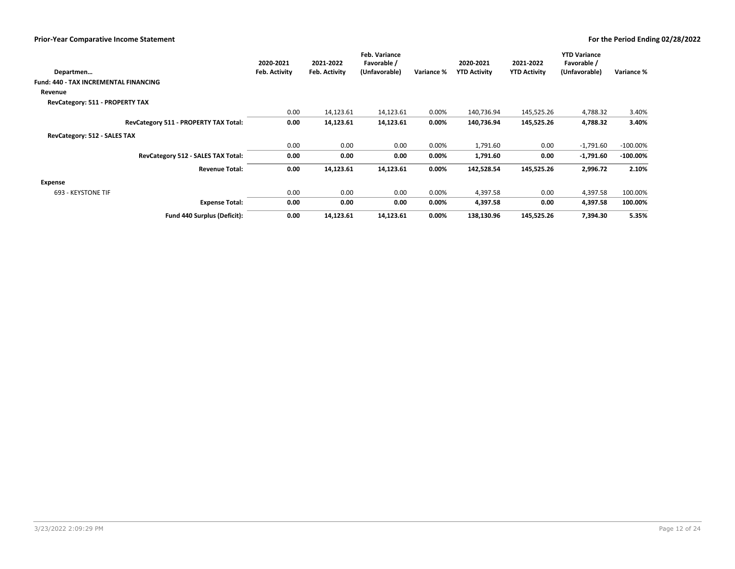**Prior-Year Comparative Income Statement** — **For the Period Ending 02/28/2022**

| Departmen… | 2020-2021 Feb. Activity | 2021-2022 Feb. Activity | Feb. Variance Favorable / (Unfavorable) | Variance % | 2020-2021 YTD Activity | 2021-2022 YTD Activity | YTD Variance Favorable / (Unfavorable) | Variance % |
|---|---|---|---|---|---|---|---|---|
| **Fund: 440 - TAX INCREMENTAL FINANCING** | | | | | | | | |
| **Revenue** | | | | | | | | |
| **RevCategory: 511 - PROPERTY TAX** | | | | | | | | |
| | 0.00 | 14,123.61 | 14,123.61 | 0.00% | 140,736.94 | 145,525.26 | 4,788.32 | 3.40% |
| **RevCategory 511 - PROPERTY TAX Total:** | **0.00** | **14,123.61** | **14,123.61** | **0.00%** | **140,736.94** | **145,525.26** | **4,788.32** | **3.40%** |
| **RevCategory: 512 - SALES TAX** | | | | | | | | |
| | 0.00 | 0.00 | 0.00 | 0.00% | 1,791.60 | 0.00 | -1,791.60 | -100.00% |
| **RevCategory 512 - SALES TAX Total:** | **0.00** | **0.00** | **0.00** | **0.00%** | **1,791.60** | **0.00** | **-1,791.60** | **-100.00%** |
| **Revenue Total:** | **0.00** | **14,123.61** | **14,123.61** | **0.00%** | **142,528.54** | **145,525.26** | **2,996.72** | **2.10%** |
| **Expense** | | | | | | | | |
| 693 - KEYSTONE TIF | 0.00 | 0.00 | 0.00 | 0.00% | 4,397.58 | 0.00 | 4,397.58 | 100.00% |
| **Expense Total:** | **0.00** | **0.00** | **0.00** | **0.00%** | **4,397.58** | **0.00** | **4,397.58** | **100.00%** |
| **Fund 440 Surplus (Deficit):** | **0.00** | **14,123.61** | **14,123.61** | **0.00%** | **138,130.96** | **145,525.26** | **7,394.30** | **5.35%** |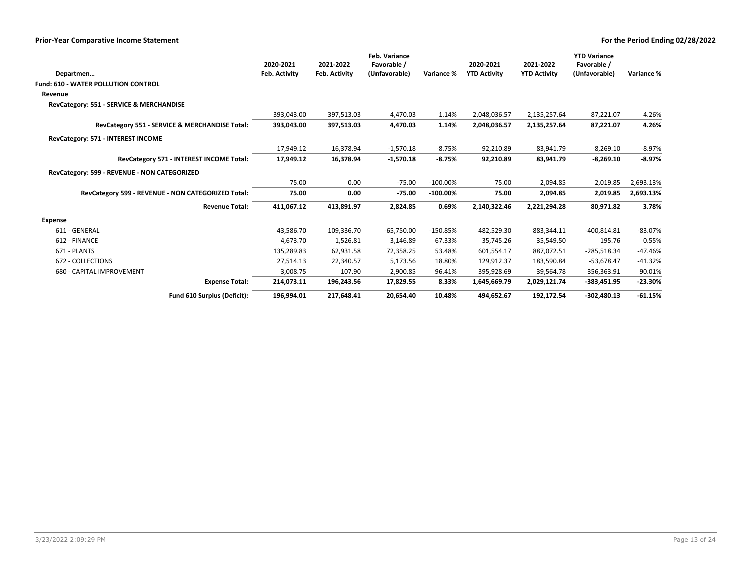## Prior-Year Comparative Income Statement

**For the Period Ending 02/28/2022**

| Departmen… | 2020-2021 Feb. Activity | 2021-2022 Feb. Activity | Feb. Variance Favorable / (Unfavorable) | Variance % | 2020-2021 YTD Activity | 2021-2022 YTD Activity | YTD Variance Favorable / (Unfavorable) | Variance % |
|---|---|---|---|---|---|---|---|---|
| **Fund: 610 - WATER POLLUTION CONTROL** | | | | | | | | |
| **Revenue** | | | | | | | | |
| **RevCategory: 551 - SERVICE & MERCHANDISE** | | | | | | | | |
| | 393,043.00 | 397,513.03 | 4,470.03 | 1.14% | 2,048,036.57 | 2,135,257.64 | 87,221.07 | 4.26% |
| **RevCategory 551 - SERVICE & MERCHANDISE Total:** | **393,043.00** | **397,513.03** | **4,470.03** | **1.14%** | **2,048,036.57** | **2,135,257.64** | **87,221.07** | **4.26%** |
| **RevCategory: 571 - INTEREST INCOME** | | | | | | | | |
| | 17,949.12 | 16,378.94 | -1,570.18 | -8.75% | 92,210.89 | 83,941.79 | -8,269.10 | -8.97% |
| **RevCategory 571 - INTEREST INCOME Total:** | **17,949.12** | **16,378.94** | **-1,570.18** | **-8.75%** | **92,210.89** | **83,941.79** | **-8,269.10** | **-8.97%** |
| **RevCategory: 599 - REVENUE - NON CATEGORIZED** | | | | | | | | |
| | 75.00 | 0.00 | -75.00 | -100.00% | 75.00 | 2,094.85 | 2,019.85 | 2,693.13% |
| **RevCategory 599 - REVENUE - NON CATEGORIZED Total:** | **75.00** | **0.00** | **-75.00** | **-100.00%** | **75.00** | **2,094.85** | **2,019.85** | **2,693.13%** |
| **Revenue Total:** | **411,067.12** | **413,891.97** | **2,824.85** | **0.69%** | **2,140,322.46** | **2,221,294.28** | **80,971.82** | **3.78%** |
| **Expense** | | | | | | | | |
| 611 - GENERAL | 43,586.70 | 109,336.70 | -65,750.00 | -150.85% | 482,529.30 | 883,344.11 | -400,814.81 | -83.07% |
| 612 - FINANCE | 4,673.70 | 1,526.81 | 3,146.89 | 67.33% | 35,745.26 | 35,549.50 | 195.76 | 0.55% |
| 671 - PLANTS | 135,289.83 | 62,931.58 | 72,358.25 | 53.48% | 601,554.17 | 887,072.51 | -285,518.34 | -47.46% |
| 672 - COLLECTIONS | 27,514.13 | 22,340.57 | 5,173.56 | 18.80% | 129,912.37 | 183,590.84 | -53,678.47 | -41.32% |
| 680 - CAPITAL IMPROVEMENT | 3,008.75 | 107.90 | 2,900.85 | 96.41% | 395,928.69 | 39,564.78 | 356,363.91 | 90.01% |
| **Expense Total:** | **214,073.11** | **196,243.56** | **17,829.55** | **8.33%** | **1,645,669.79** | **2,029,121.74** | **-383,451.95** | **-23.30%** |
| **Fund 610 Surplus (Deficit):** | **196,994.01** | **217,648.41** | **20,654.40** | **10.48%** | **494,652.67** | **192,172.54** | **-302,480.13** | **-61.15%** |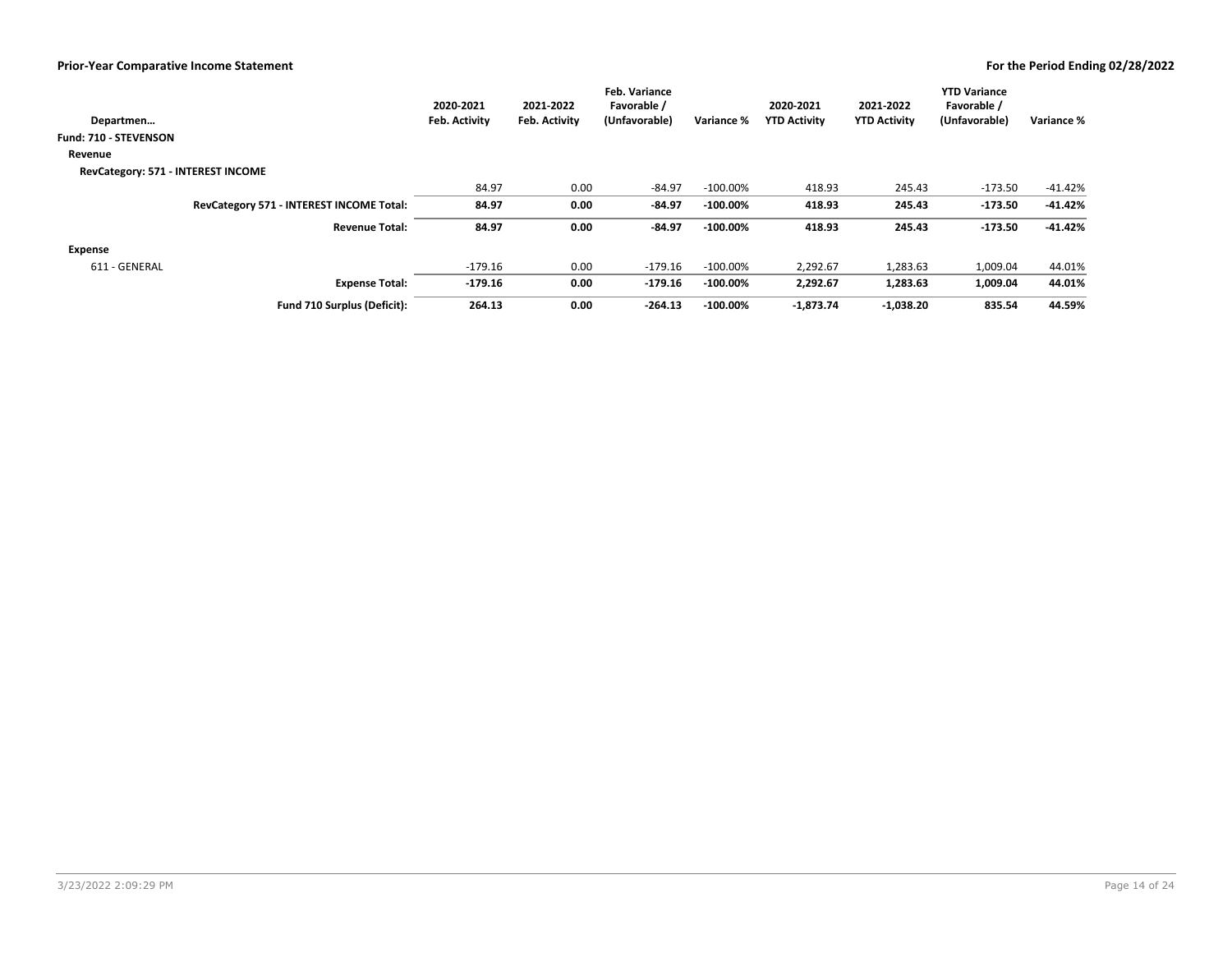## Prior-Year Comparative Income Statement

**For the Period Ending 02/28/2022**

| Departmen... | 2020-2021 Feb. Activity | 2021-2022 Feb. Activity | Feb. Variance Favorable / (Unfavorable) | Variance % | 2020-2021 YTD Activity | 2021-2022 YTD Activity | YTD Variance Favorable / (Unfavorable) | Variance % |
|---|---|---|---|---|---|---|---|---|
| **Fund: 710 - STEVENSON** | | | | | | | | |
| **Revenue** | | | | | | | | |
| **RevCategory: 571 - INTEREST INCOME** | | | | | | | | |
| | 84.97 | 0.00 | -84.97 | -100.00% | 418.93 | 245.43 | -173.50 | -41.42% |
| **RevCategory 571 - INTEREST INCOME Total:** | **84.97** | **0.00** | **-84.97** | **-100.00%** | **418.93** | **245.43** | **-173.50** | **-41.42%** |
| **Revenue Total:** | **84.97** | **0.00** | **-84.97** | **-100.00%** | **418.93** | **245.43** | **-173.50** | **-41.42%** |
| **Expense** | | | | | | | | |
| 611 - GENERAL | -179.16 | 0.00 | -179.16 | -100.00% | 2,292.67 | 1,283.63 | 1,009.04 | 44.01% |
| **Expense Total:** | **-179.16** | **0.00** | **-179.16** | **-100.00%** | **2,292.67** | **1,283.63** | **1,009.04** | **44.01%** |
| **Fund 710 Surplus (Deficit):** | **264.13** | **0.00** | **-264.13** | **-100.00%** | **-1,873.74** | **-1,038.20** | **835.54** | **44.59%** |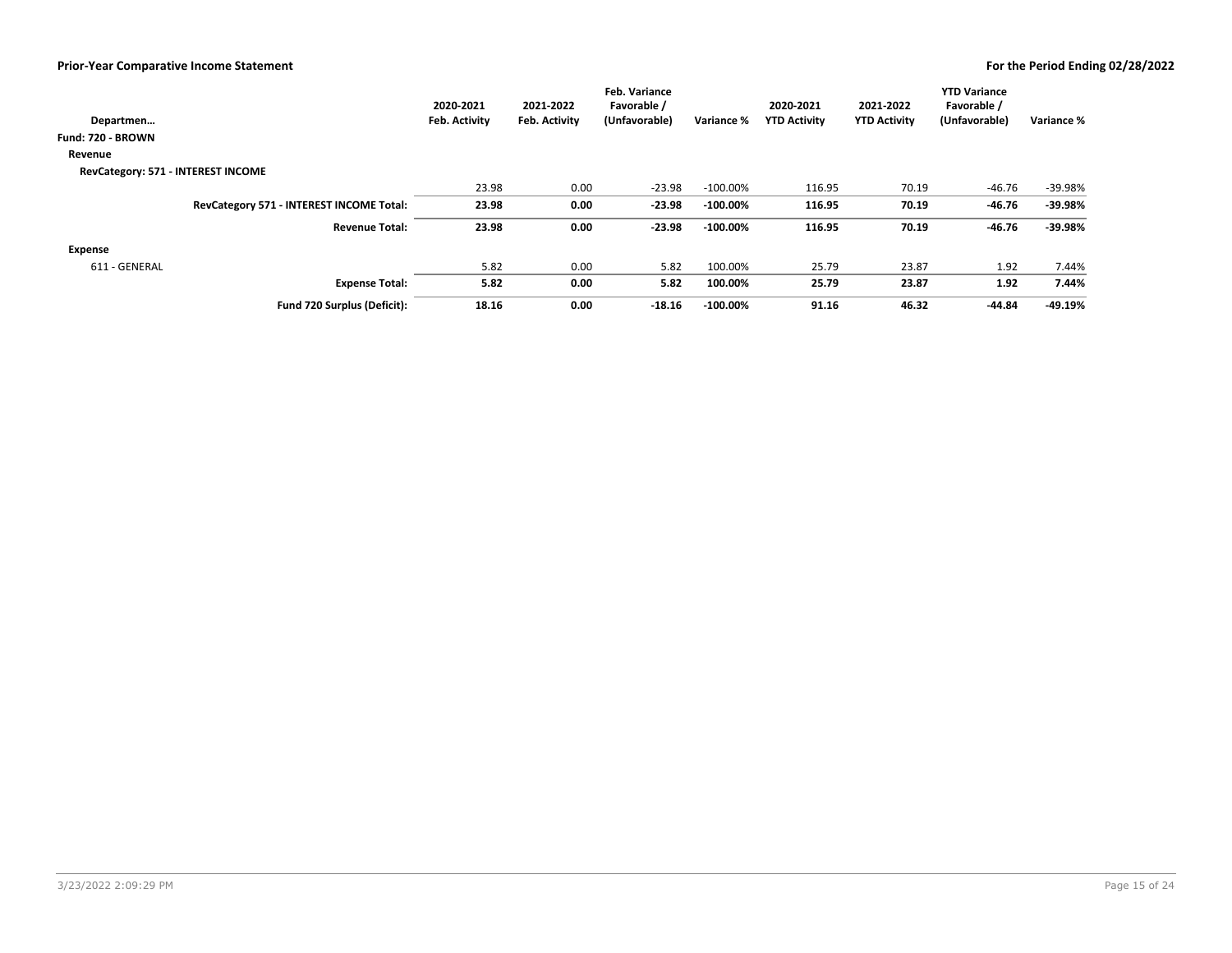## Prior-Year Comparative Income Statement

**For the Period Ending 02/28/2022**

| Departmen… | 2020-2021 Feb. Activity | 2021-2022 Feb. Activity | Feb. Variance Favorable / (Unfavorable) | Variance % | 2020-2021 YTD Activity | 2021-2022 YTD Activity | YTD Variance Favorable / (Unfavorable) | Variance % |
|---|---|---|---|---|---|---|---|---|
| **Fund: 720 - BROWN** | | | | | | | | |
| **Revenue** | | | | | | | | |
| **RevCategory: 571 - INTEREST INCOME** | | | | | | | | |
| | 23.98 | 0.00 | -23.98 | -100.00% | 116.95 | 70.19 | -46.76 | -39.98% |
| **RevCategory 571 - INTEREST INCOME Total:** | **23.98** | **0.00** | **-23.98** | **-100.00%** | **116.95** | **70.19** | **-46.76** | **-39.98%** |
| **Revenue Total:** | **23.98** | **0.00** | **-23.98** | **-100.00%** | **116.95** | **70.19** | **-46.76** | **-39.98%** |
| **Expense** | | | | | | | | |
| 611 - GENERAL | 5.82 | 0.00 | 5.82 | 100.00% | 25.79 | 23.87 | 1.92 | 7.44% |
| **Expense Total:** | **5.82** | **0.00** | **5.82** | **100.00%** | **25.79** | **23.87** | **1.92** | **7.44%** |
| **Fund 720 Surplus (Deficit):** | **18.16** | **0.00** | **-18.16** | **-100.00%** | **91.16** | **46.32** | **-44.84** | **-49.19%** |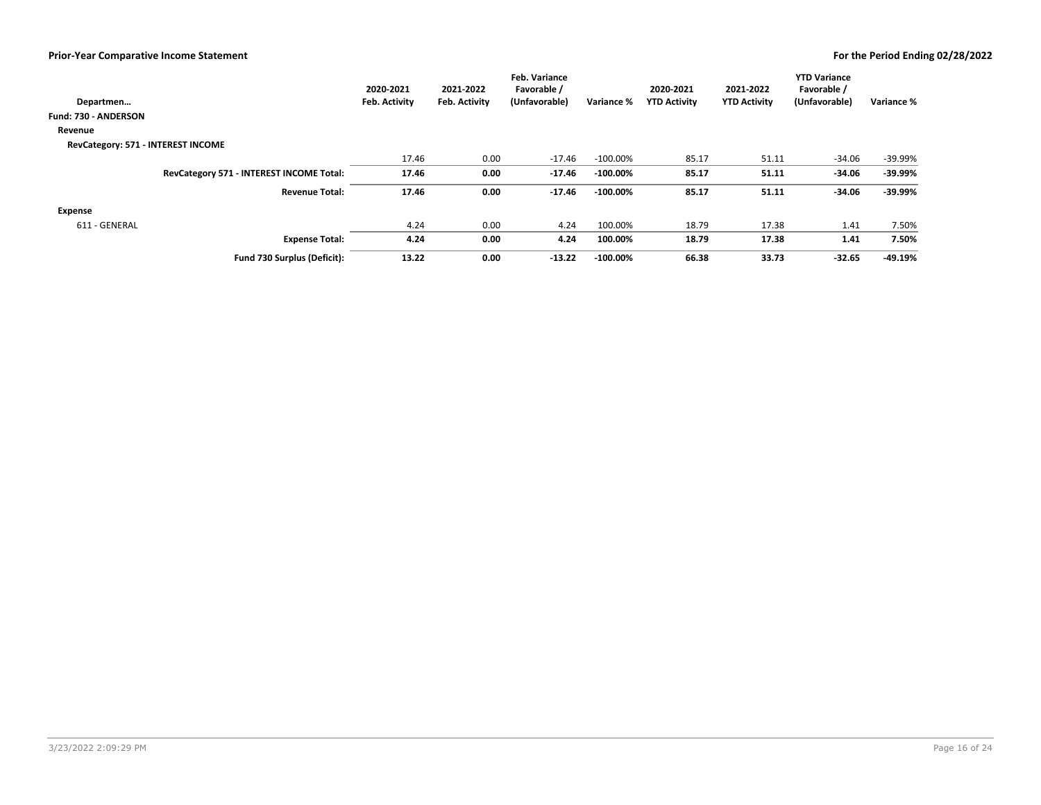## Prior-Year Comparative Income Statement

## For the Period Ending 02/28/2022

| Departmen… | 2020-2021 Feb. Activity | 2021-2022 Feb. Activity | Feb. Variance Favorable / (Unfavorable) | Variance % | 2020-2021 YTD Activity | 2021-2022 YTD Activity | YTD Variance Favorable / (Unfavorable) | Variance % |
|---|---|---|---|---|---|---|---|---|
| **Fund: 730 - ANDERSON** | | | | | | | | |
| **Revenue** | | | | | | | | |
| **RevCategory: 571 - INTEREST INCOME** | | | | | | | | |
| | 17.46 | 0.00 | -17.46 | -100.00% | 85.17 | 51.11 | -34.06 | -39.99% |
| **RevCategory 571 - INTEREST INCOME Total:** | **17.46** | **0.00** | **-17.46** | **-100.00%** | **85.17** | **51.11** | **-34.06** | **-39.99%** |
| **Revenue Total:** | **17.46** | **0.00** | **-17.46** | **-100.00%** | **85.17** | **51.11** | **-34.06** | **-39.99%** |
| **Expense** | | | | | | | | |
| 611 - GENERAL | 4.24 | 0.00 | 4.24 | 100.00% | 18.79 | 17.38 | 1.41 | 7.50% |
| **Expense Total:** | **4.24** | **0.00** | **4.24** | **100.00%** | **18.79** | **17.38** | **1.41** | **7.50%** |
| **Fund 730 Surplus (Deficit):** | **13.22** | **0.00** | **-13.22** | **-100.00%** | **66.38** | **33.73** | **-32.65** | **-49.19%** |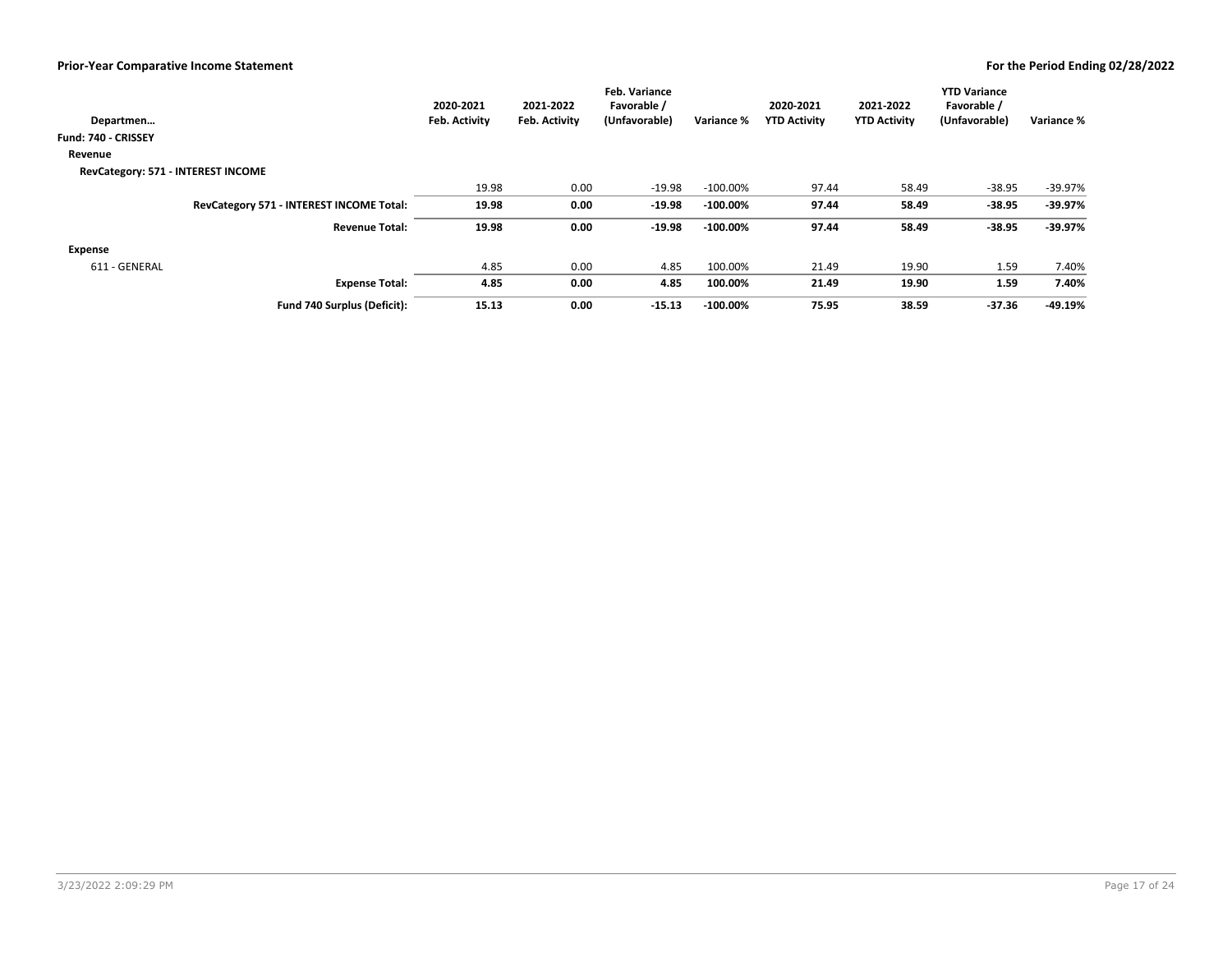**Prior-Year Comparative Income Statement** — **For the Period Ending 02/28/2022**

| Departmen… | 2020-2021 Feb. Activity | 2021-2022 Feb. Activity | Feb. Variance Favorable / (Unfavorable) | Variance % | 2020-2021 YTD Activity | 2021-2022 YTD Activity | YTD Variance Favorable / (Unfavorable) | Variance % |
|---|---|---|---|---|---|---|---|---|
| **Fund: 740 - CRISSEY** | | | | | | | | |
| **Revenue** | | | | | | | | |
| **RevCategory: 571 - INTEREST INCOME** | | | | | | | | |
| | 19.98 | 0.00 | -19.98 | -100.00% | 97.44 | 58.49 | -38.95 | -39.97% |
| **RevCategory 571 - INTEREST INCOME Total:** | **19.98** | **0.00** | **-19.98** | **-100.00%** | **97.44** | **58.49** | **-38.95** | **-39.97%** |
| **Revenue Total:** | **19.98** | **0.00** | **-19.98** | **-100.00%** | **97.44** | **58.49** | **-38.95** | **-39.97%** |
| **Expense** | | | | | | | | |
| 611 - GENERAL | 4.85 | 0.00 | 4.85 | 100.00% | 21.49 | 19.90 | 1.59 | 7.40% |
| **Expense Total:** | **4.85** | **0.00** | **4.85** | **100.00%** | **21.49** | **19.90** | **1.59** | **7.40%** |
| **Fund 740 Surplus (Deficit):** | **15.13** | **0.00** | **-15.13** | **-100.00%** | **75.95** | **38.59** | **-37.36** | **-49.19%** |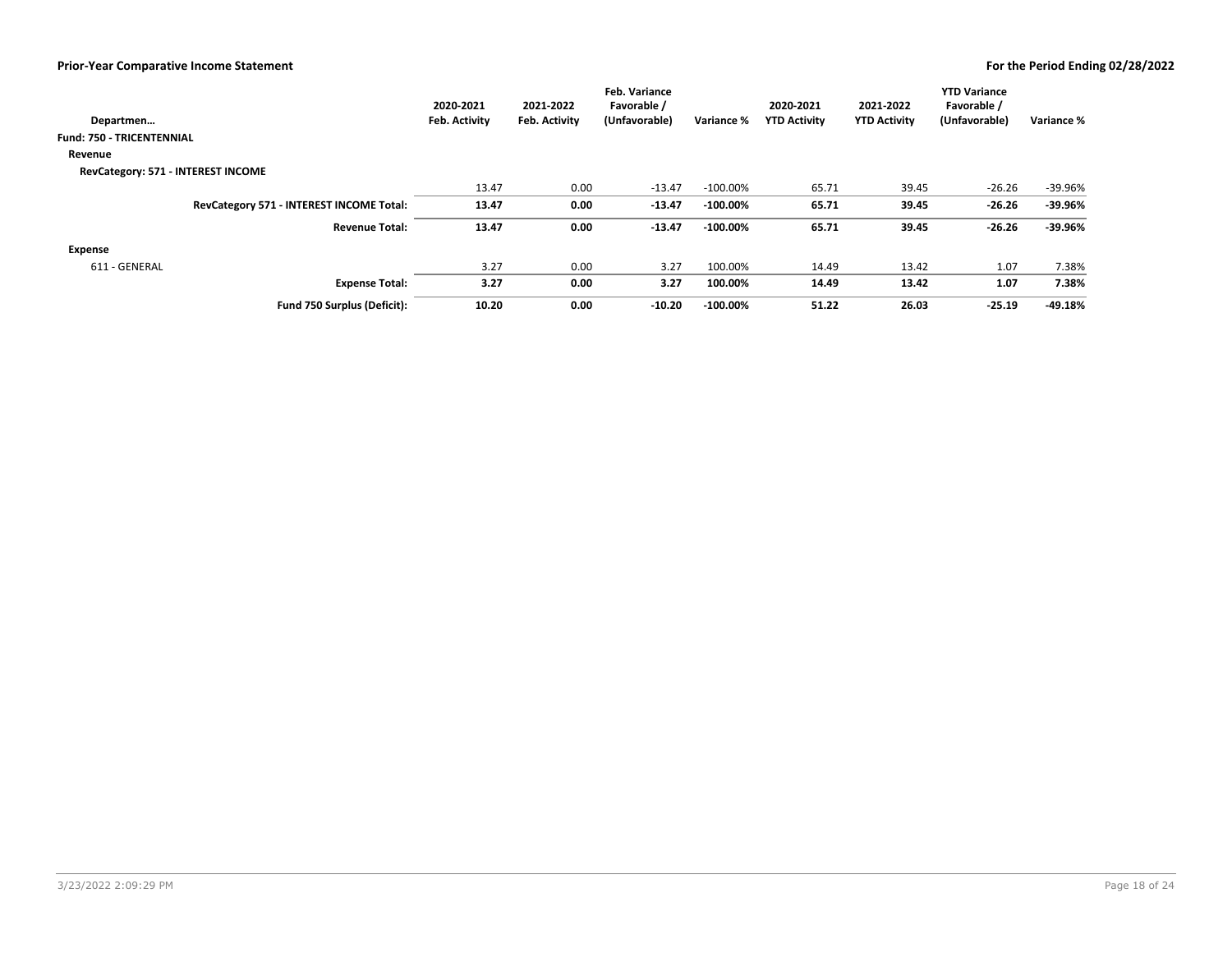## Prior-Year Comparative Income Statement

**For the Period Ending 02/28/2022**

| Departmen… | 2020-2021 Feb. Activity | 2021-2022 Feb. Activity | Feb. Variance Favorable / (Unfavorable) | Variance % | 2020-2021 YTD Activity | 2021-2022 YTD Activity | YTD Variance Favorable / (Unfavorable) | Variance % |
|---|---|---|---|---|---|---|---|---|
| **Fund: 750 - TRICENTENNIAL** | | | | | | | | |
| **Revenue** | | | | | | | | |
| **RevCategory: 571 - INTEREST INCOME** | | | | | | | | |
| | 13.47 | 0.00 | -13.47 | -100.00% | 65.71 | 39.45 | -26.26 | -39.96% |
| **RevCategory 571 - INTEREST INCOME Total:** | **13.47** | **0.00** | **-13.47** | **-100.00%** | **65.71** | **39.45** | **-26.26** | **-39.96%** |
| **Revenue Total:** | **13.47** | **0.00** | **-13.47** | **-100.00%** | **65.71** | **39.45** | **-26.26** | **-39.96%** |
| **Expense** | | | | | | | | |
| 611 - GENERAL | 3.27 | 0.00 | 3.27 | 100.00% | 14.49 | 13.42 | 1.07 | 7.38% |
| **Expense Total:** | **3.27** | **0.00** | **3.27** | **100.00%** | **14.49** | **13.42** | **1.07** | **7.38%** |
| **Fund 750 Surplus (Deficit):** | **10.20** | **0.00** | **-10.20** | **-100.00%** | **51.22** | **26.03** | **-25.19** | **-49.18%** |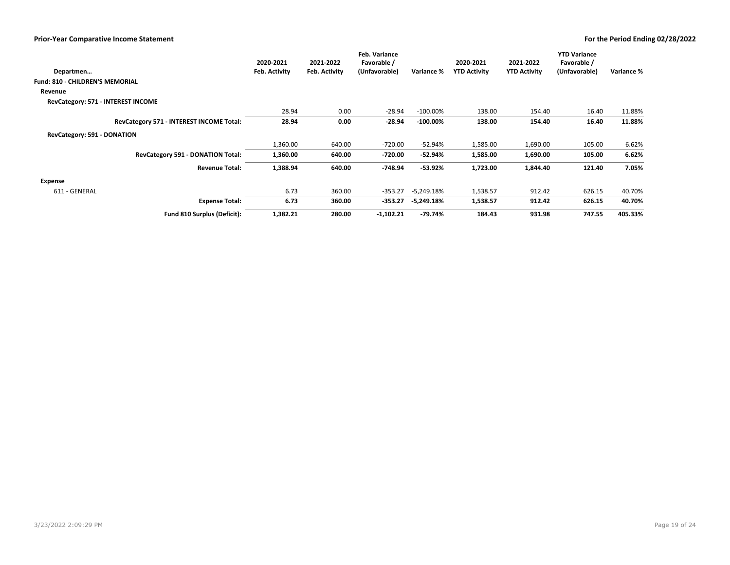## Prior-Year Comparative Income Statement

**For the Period Ending 02/28/2022**

| Departmen… | 2020-2021 Feb. Activity | 2021-2022 Feb. Activity | Feb. Variance Favorable / (Unfavorable) | Variance % | 2020-2021 YTD Activity | 2021-2022 YTD Activity | YTD Variance Favorable / (Unfavorable) | Variance % |
|---|---|---|---|---|---|---|---|---|
| **Fund: 810 - CHILDREN'S MEMORIAL** | | | | | | | | |
| **Revenue** | | | | | | | | |
| **RevCategory: 571 - INTEREST INCOME** | | | | | | | | |
| | 28.94 | 0.00 | -28.94 | -100.00% | 138.00 | 154.40 | 16.40 | 11.88% |
| **RevCategory 571 - INTEREST INCOME Total:** | **28.94** | **0.00** | **-28.94** | **-100.00%** | **138.00** | **154.40** | **16.40** | **11.88%** |
| **RevCategory: 591 - DONATION** | | | | | | | | |
| | 1,360.00 | 640.00 | -720.00 | -52.94% | 1,585.00 | 1,690.00 | 105.00 | 6.62% |
| **RevCategory 591 - DONATION Total:** | **1,360.00** | **640.00** | **-720.00** | **-52.94%** | **1,585.00** | **1,690.00** | **105.00** | **6.62%** |
| **Revenue Total:** | **1,388.94** | **640.00** | **-748.94** | **-53.92%** | **1,723.00** | **1,844.40** | **121.40** | **7.05%** |
| **Expense** | | | | | | | | |
| 611 - GENERAL | 6.73 | 360.00 | -353.27 | -5,249.18% | 1,538.57 | 912.42 | 626.15 | 40.70% |
| **Expense Total:** | **6.73** | **360.00** | **-353.27** | **-5,249.18%** | **1,538.57** | **912.42** | **626.15** | **40.70%** |
| **Fund 810 Surplus (Deficit):** | **1,382.21** | **280.00** | **-1,102.21** | **-79.74%** | **184.43** | **931.98** | **747.55** | **405.33%** |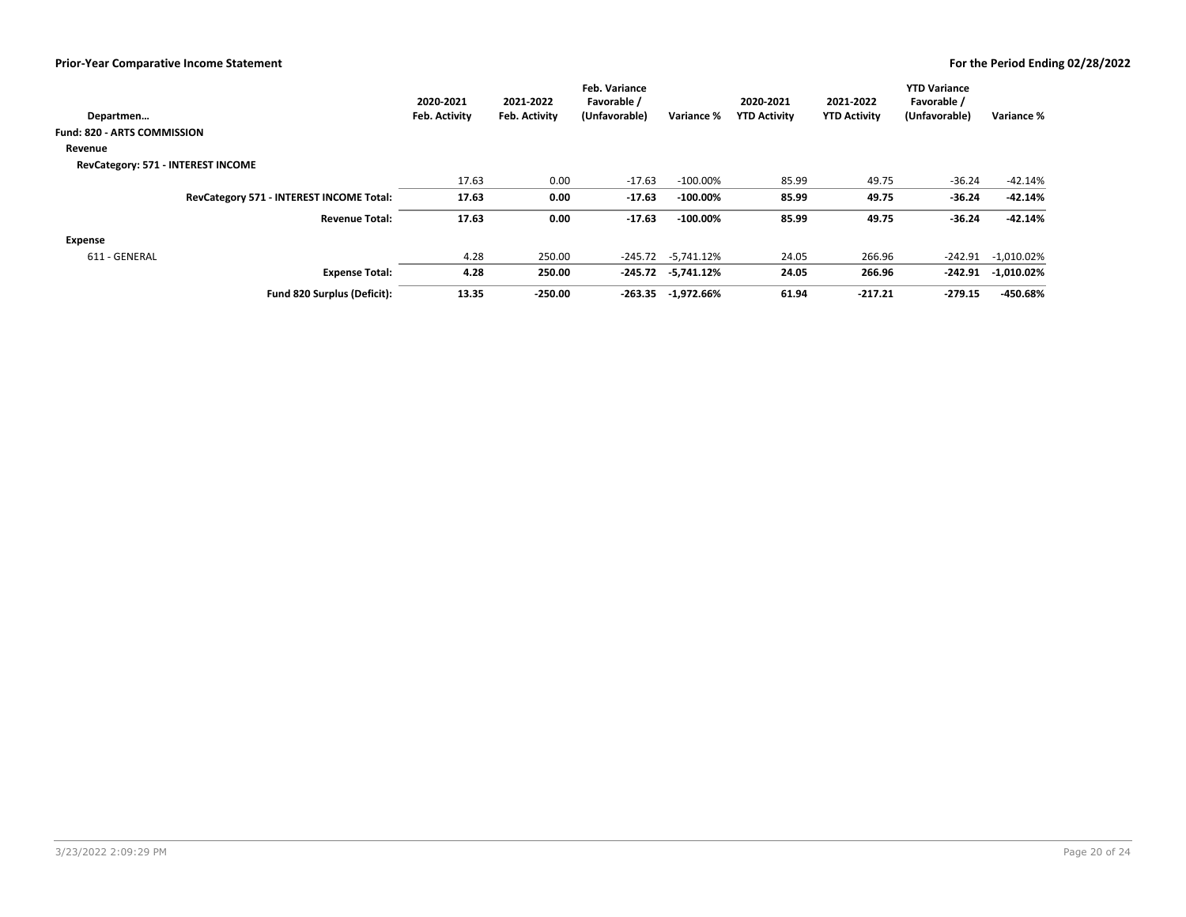## Prior-Year Comparative Income Statement

**For the Period Ending 02/28/2022**

| Departmen… | 2020-2021 Feb. Activity | 2021-2022 Feb. Activity | Feb. Variance Favorable / (Unfavorable) | Variance % | 2020-2021 YTD Activity | 2021-2022 YTD Activity | YTD Variance Favorable / (Unfavorable) | Variance % |
|---|---|---|---|---|---|---|---|---|
| **Fund: 820 - ARTS COMMISSION** | | | | | | | | |
| **Revenue** | | | | | | | | |
| **RevCategory: 571 - INTEREST INCOME** | | | | | | | | |
| | 17.63 | 0.00 | -17.63 | -100.00% | 85.99 | 49.75 | -36.24 | -42.14% |
| **RevCategory 571 - INTEREST INCOME Total:** | **17.63** | **0.00** | **-17.63** | **-100.00%** | **85.99** | **49.75** | **-36.24** | **-42.14%** |
| **Revenue Total:** | **17.63** | **0.00** | **-17.63** | **-100.00%** | **85.99** | **49.75** | **-36.24** | **-42.14%** |
| **Expense** | | | | | | | | |
| 611 - GENERAL | 4.28 | 250.00 | -245.72 | -5,741.12% | 24.05 | 266.96 | -242.91 | -1,010.02% |
| **Expense Total:** | **4.28** | **250.00** | **-245.72** | **-5,741.12%** | **24.05** | **266.96** | **-242.91** | **-1,010.02%** |
| **Fund 820 Surplus (Deficit):** | **13.35** | **-250.00** | **-263.35** | **-1,972.66%** | **61.94** | **-217.21** | **-279.15** | **-450.68%** |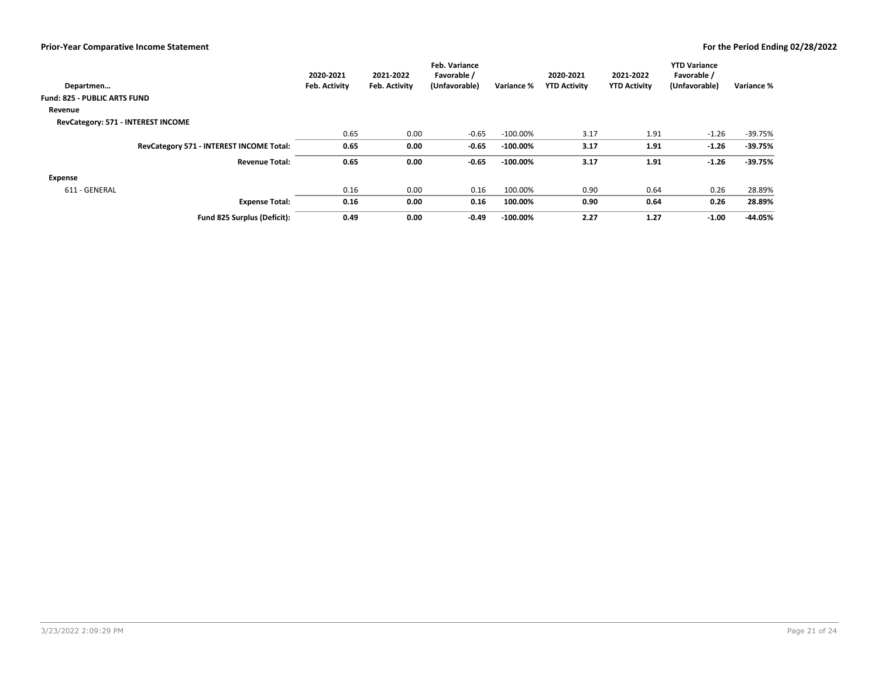**Prior-Year Comparative Income Statement** — **For the Period Ending 02/28/2022**

| Departmen… | 2020-2021 Feb. Activity | 2021-2022 Feb. Activity | Feb. Variance Favorable / (Unfavorable) | Variance % | 2020-2021 YTD Activity | 2021-2022 YTD Activity | YTD Variance Favorable / (Unfavorable) | Variance % |
|---|---|---|---|---|---|---|---|---|
| **Fund: 825 - PUBLIC ARTS FUND** | | | | | | | | |
| **Revenue** | | | | | | | | |
| **RevCategory: 571 - INTEREST INCOME** | | | | | | | | |
| | 0.65 | 0.00 | -0.65 | -100.00% | 3.17 | 1.91 | -1.26 | -39.75% |
| **RevCategory 571 - INTEREST INCOME Total:** | **0.65** | **0.00** | **-0.65** | **-100.00%** | **3.17** | **1.91** | **-1.26** | **-39.75%** |
| **Revenue Total:** | **0.65** | **0.00** | **-0.65** | **-100.00%** | **3.17** | **1.91** | **-1.26** | **-39.75%** |
| **Expense** | | | | | | | | |
| 611 - GENERAL | 0.16 | 0.00 | 0.16 | 100.00% | 0.90 | 0.64 | 0.26 | 28.89% |
| **Expense Total:** | **0.16** | **0.00** | **0.16** | **100.00%** | **0.90** | **0.64** | **0.26** | **28.89%** |
| **Fund 825 Surplus (Deficit):** | **0.49** | **0.00** | **-0.49** | **-100.00%** | **2.27** | **1.27** | **-1.00** | **-44.05%** |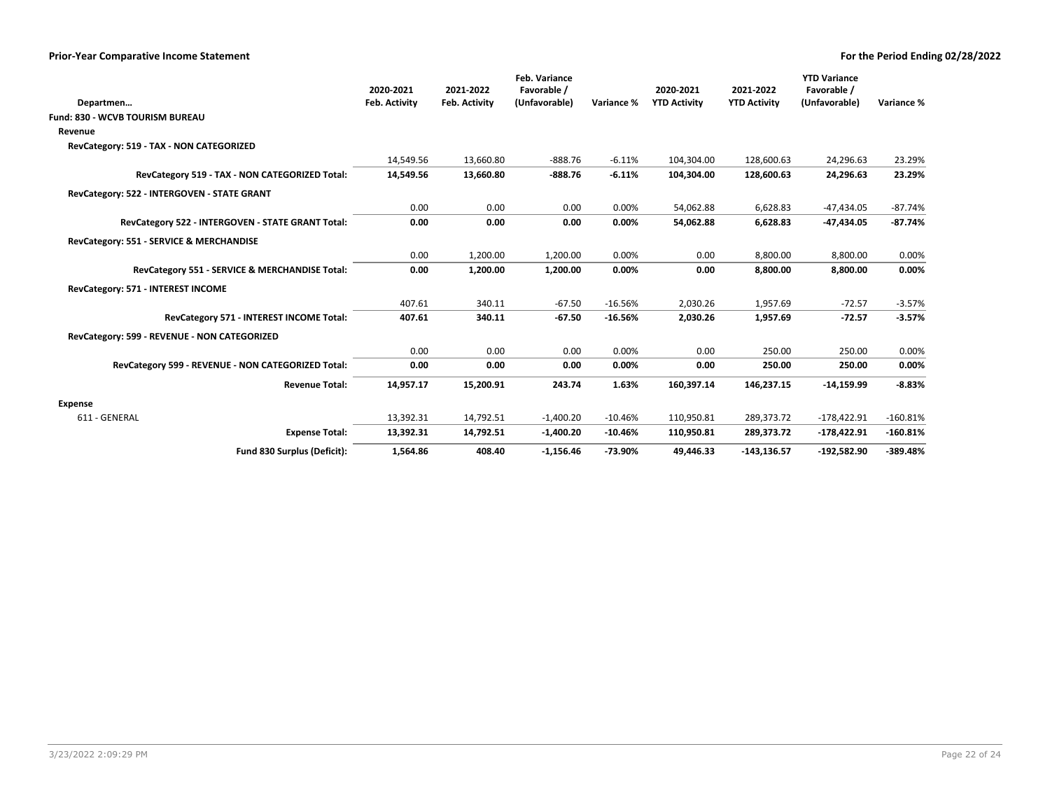# Prior-Year Comparative Income Statement

**For the Period Ending 02/28/2022**

| Departmen… | 2020-2021 Feb. Activity | 2021-2022 Feb. Activity | Feb. Variance Favorable / (Unfavorable) | Variance % | 2020-2021 YTD Activity | 2021-2022 YTD Activity | YTD Variance Favorable / (Unfavorable) | Variance % |
|---|---|---|---|---|---|---|---|---|
| **Fund: 830 - WCVB TOURISM BUREAU** | | | | | | | | |
| **Revenue** | | | | | | | | |
| **RevCategory: 519 - TAX - NON CATEGORIZED** | | | | | | | | |
| | 14,549.56 | 13,660.80 | -888.76 | -6.11% | 104,304.00 | 128,600.63 | 24,296.63 | 23.29% |
| **RevCategory 519 - TAX - NON CATEGORIZED Total:** | **14,549.56** | **13,660.80** | **-888.76** | **-6.11%** | **104,304.00** | **128,600.63** | **24,296.63** | **23.29%** |
| **RevCategory: 522 - INTERGOVEN - STATE GRANT** | | | | | | | | |
| | 0.00 | 0.00 | 0.00 | 0.00% | 54,062.88 | 6,628.83 | -47,434.05 | -87.74% |
| **RevCategory 522 - INTERGOVEN - STATE GRANT Total:** | **0.00** | **0.00** | **0.00** | **0.00%** | **54,062.88** | **6,628.83** | **-47,434.05** | **-87.74%** |
| **RevCategory: 551 - SERVICE & MERCHANDISE** | | | | | | | | |
| | 0.00 | 1,200.00 | 1,200.00 | 0.00% | 0.00 | 8,800.00 | 8,800.00 | 0.00% |
| **RevCategory 551 - SERVICE & MERCHANDISE Total:** | **0.00** | **1,200.00** | **1,200.00** | **0.00%** | **0.00** | **8,800.00** | **8,800.00** | **0.00%** |
| **RevCategory: 571 - INTEREST INCOME** | | | | | | | | |
| | 407.61 | 340.11 | -67.50 | -16.56% | 2,030.26 | 1,957.69 | -72.57 | -3.57% |
| **RevCategory 571 - INTEREST INCOME Total:** | **407.61** | **340.11** | **-67.50** | **-16.56%** | **2,030.26** | **1,957.69** | **-72.57** | **-3.57%** |
| **RevCategory: 599 - REVENUE - NON CATEGORIZED** | | | | | | | | |
| | 0.00 | 0.00 | 0.00 | 0.00% | 0.00 | 250.00 | 250.00 | 0.00% |
| **RevCategory 599 - REVENUE - NON CATEGORIZED Total:** | **0.00** | **0.00** | **0.00** | **0.00%** | **0.00** | **250.00** | **250.00** | **0.00%** |
| **Revenue Total:** | **14,957.17** | **15,200.91** | **243.74** | **1.63%** | **160,397.14** | **146,237.15** | **-14,159.99** | **-8.83%** |
| **Expense** | | | | | | | | |
| 611 - GENERAL | 13,392.31 | 14,792.51 | -1,400.20 | -10.46% | 110,950.81 | 289,373.72 | -178,422.91 | -160.81% |
| **Expense Total:** | **13,392.31** | **14,792.51** | **-1,400.20** | **-10.46%** | **110,950.81** | **289,373.72** | **-178,422.91** | **-160.81%** |
| **Fund 830 Surplus (Deficit):** | **1,564.86** | **408.40** | **-1,156.46** | **-73.90%** | **49,446.33** | **-143,136.57** | **-192,582.90** | **-389.48%** |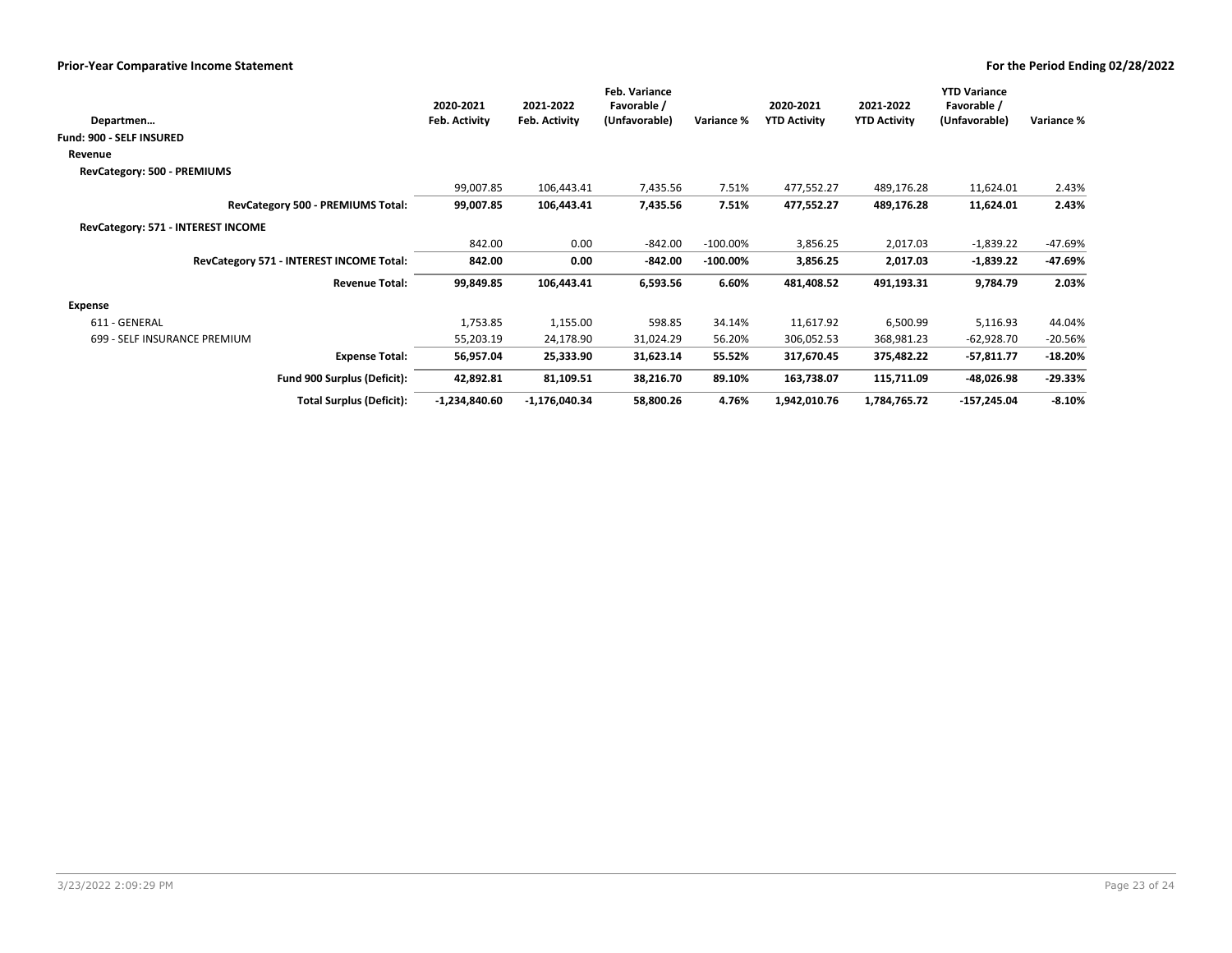## Prior-Year Comparative Income Statement

**For the Period Ending 02/28/2022**

| Departmen… | 2020-2021 Feb. Activity | 2021-2022 Feb. Activity | Feb. Variance Favorable / (Unfavorable) | Variance % | 2020-2021 YTD Activity | 2021-2022 YTD Activity | YTD Variance Favorable / (Unfavorable) | Variance % |
|---|---|---|---|---|---|---|---|---|
| **Fund: 900 - SELF INSURED** | | | | | | | | |
| **Revenue** | | | | | | | | |
| **RevCategory: 500 - PREMIUMS** | | | | | | | | |
| | 99,007.85 | 106,443.41 | 7,435.56 | 7.51% | 477,552.27 | 489,176.28 | 11,624.01 | 2.43% |
| **RevCategory 500 - PREMIUMS Total:** | **99,007.85** | **106,443.41** | **7,435.56** | **7.51%** | **477,552.27** | **489,176.28** | **11,624.01** | **2.43%** |
| **RevCategory: 571 - INTEREST INCOME** | | | | | | | | |
| | 842.00 | 0.00 | -842.00 | -100.00% | 3,856.25 | 2,017.03 | -1,839.22 | -47.69% |
| **RevCategory 571 - INTEREST INCOME Total:** | **842.00** | **0.00** | **-842.00** | **-100.00%** | **3,856.25** | **2,017.03** | **-1,839.22** | **-47.69%** |
| **Revenue Total:** | **99,849.85** | **106,443.41** | **6,593.56** | **6.60%** | **481,408.52** | **491,193.31** | **9,784.79** | **2.03%** |
| **Expense** | | | | | | | | |
| 611 - GENERAL | 1,753.85 | 1,155.00 | 598.85 | 34.14% | 11,617.92 | 6,500.99 | 5,116.93 | 44.04% |
| 699 - SELF INSURANCE PREMIUM | 55,203.19 | 24,178.90 | 31,024.29 | 56.20% | 306,052.53 | 368,981.23 | -62,928.70 | -20.56% |
| **Expense Total:** | **56,957.04** | **25,333.90** | **31,623.14** | **55.52%** | **317,670.45** | **375,482.22** | **-57,811.77** | **-18.20%** |
| **Fund 900 Surplus (Deficit):** | **42,892.81** | **81,109.51** | **38,216.70** | **89.10%** | **163,738.07** | **115,711.09** | **-48,026.98** | **-29.33%** |
| **Total Surplus (Deficit):** | **-1,234,840.60** | **-1,176,040.34** | **58,800.26** | **4.76%** | **1,942,010.76** | **1,784,765.72** | **-157,245.04** | **-8.10%** |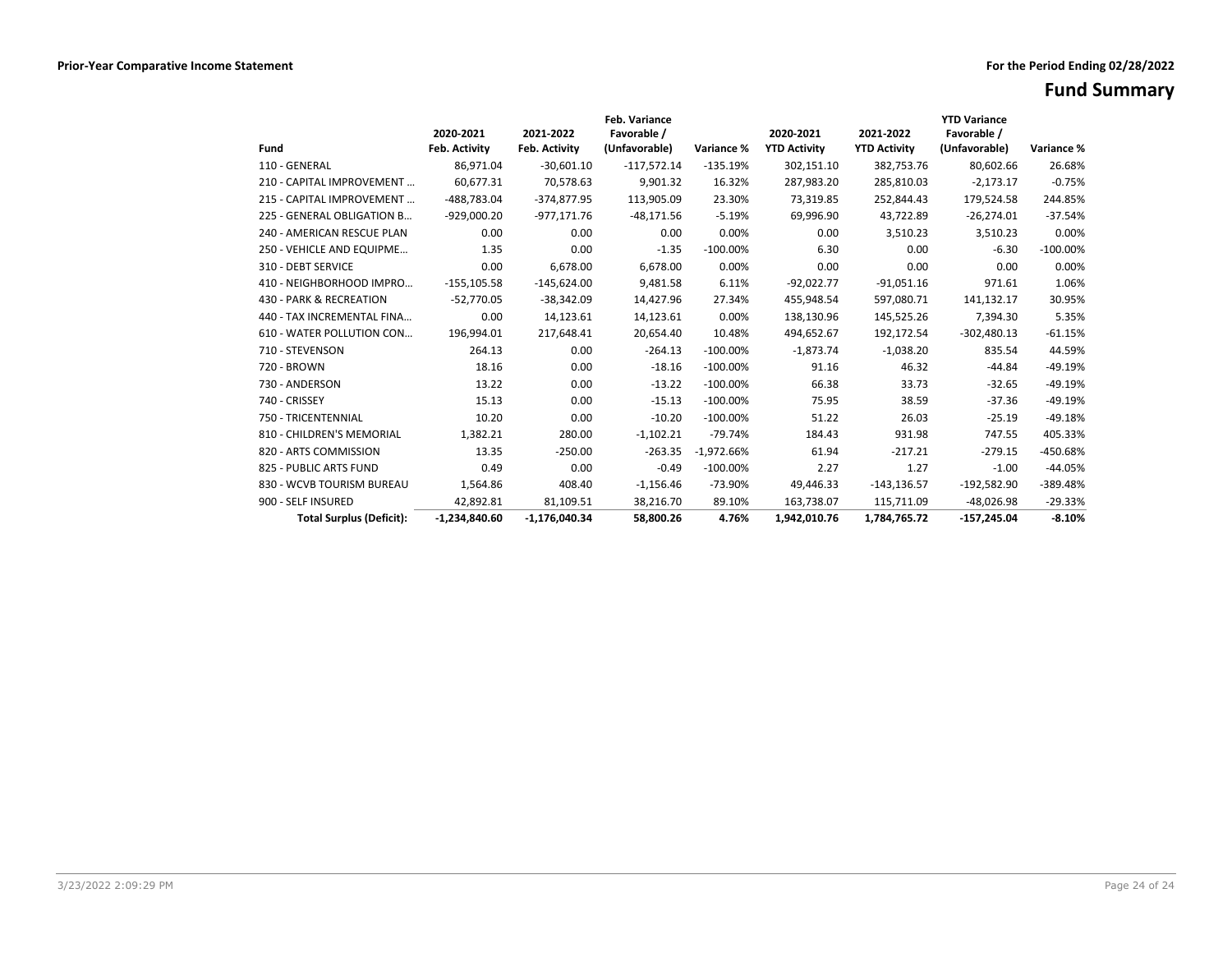**Prior-Year Comparative Income Statement**

**For the Period Ending 02/28/2022**

# Fund Summary

| Fund | 2020-2021 Feb. Activity | 2021-2022 Feb. Activity | Feb. Variance Favorable / (Unfavorable) | Variance % | 2020-2021 YTD Activity | 2021-2022 YTD Activity | YTD Variance Favorable / (Unfavorable) | Variance % |
|---|---|---|---|---|---|---|---|---|
| 110 - GENERAL | 86,971.04 | -30,601.10 | -117,572.14 | -135.19% | 302,151.10 | 382,753.76 | 80,602.66 | 26.68% |
| 210 - CAPITAL IMPROVEMENT … | 60,677.31 | 70,578.63 | 9,901.32 | 16.32% | 287,983.20 | 285,810.03 | -2,173.17 | -0.75% |
| 215 - CAPITAL IMPROVEMENT … | -488,783.04 | -374,877.95 | 113,905.09 | 23.30% | 73,319.85 | 252,844.43 | 179,524.58 | 244.85% |
| 225 - GENERAL OBLIGATION B… | -929,000.20 | -977,171.76 | -48,171.56 | -5.19% | 69,996.90 | 43,722.89 | -26,274.01 | -37.54% |
| 240 - AMERICAN RESCUE PLAN | 0.00 | 0.00 | 0.00 | 0.00% | 0.00 | 3,510.23 | 3,510.23 | 0.00% |
| 250 - VEHICLE AND EQUIPME… | 1.35 | 0.00 | -1.35 | -100.00% | 6.30 | 0.00 | -6.30 | -100.00% |
| 310 - DEBT SERVICE | 0.00 | 6,678.00 | 6,678.00 | 0.00% | 0.00 | 0.00 | 0.00 | 0.00% |
| 410 - NEIGHBORHOOD IMPRO… | -155,105.58 | -145,624.00 | 9,481.58 | 6.11% | -92,022.77 | -91,051.16 | 971.61 | 1.06% |
| 430 - PARK & RECREATION | -52,770.05 | -38,342.09 | 14,427.96 | 27.34% | 455,948.54 | 597,080.71 | 141,132.17 | 30.95% |
| 440 - TAX INCREMENTAL FINA… | 0.00 | 14,123.61 | 14,123.61 | 0.00% | 138,130.96 | 145,525.26 | 7,394.30 | 5.35% |
| 610 - WATER POLLUTION CON… | 196,994.01 | 217,648.41 | 20,654.40 | 10.48% | 494,652.67 | 192,172.54 | -302,480.13 | -61.15% |
| 710 - STEVENSON | 264.13 | 0.00 | -264.13 | -100.00% | -1,873.74 | -1,038.20 | 835.54 | 44.59% |
| 720 - BROWN | 18.16 | 0.00 | -18.16 | -100.00% | 91.16 | 46.32 | -44.84 | -49.19% |
| 730 - ANDERSON | 13.22 | 0.00 | -13.22 | -100.00% | 66.38 | 33.73 | -32.65 | -49.19% |
| 740 - CRISSEY | 15.13 | 0.00 | -15.13 | -100.00% | 75.95 | 38.59 | -37.36 | -49.19% |
| 750 - TRICENTENNIAL | 10.20 | 0.00 | -10.20 | -100.00% | 51.22 | 26.03 | -25.19 | -49.18% |
| 810 - CHILDREN'S MEMORIAL | 1,382.21 | 280.00 | -1,102.21 | -79.74% | 184.43 | 931.98 | 747.55 | 405.33% |
| 820 - ARTS COMMISSION | 13.35 | -250.00 | -263.35 | -1,972.66% | 61.94 | -217.21 | -279.15 | -450.68% |
| 825 - PUBLIC ARTS FUND | 0.49 | 0.00 | -0.49 | -100.00% | 2.27 | 1.27 | -1.00 | -44.05% |
| 830 - WCVB TOURISM BUREAU | 1,564.86 | 408.40 | -1,156.46 | -73.90% | 49,446.33 | -143,136.57 | -192,582.90 | -389.48% |
| 900 - SELF INSURED | 42,892.81 | 81,109.51 | 38,216.70 | 89.10% | 163,738.07 | 115,711.09 | -48,026.98 | -29.33% |
| **Total Surplus (Deficit):** | **-1,234,840.60** | **-1,176,040.34** | **58,800.26** | **4.76%** | **1,942,010.76** | **1,784,765.72** | **-157,245.04** | **-8.10%** |